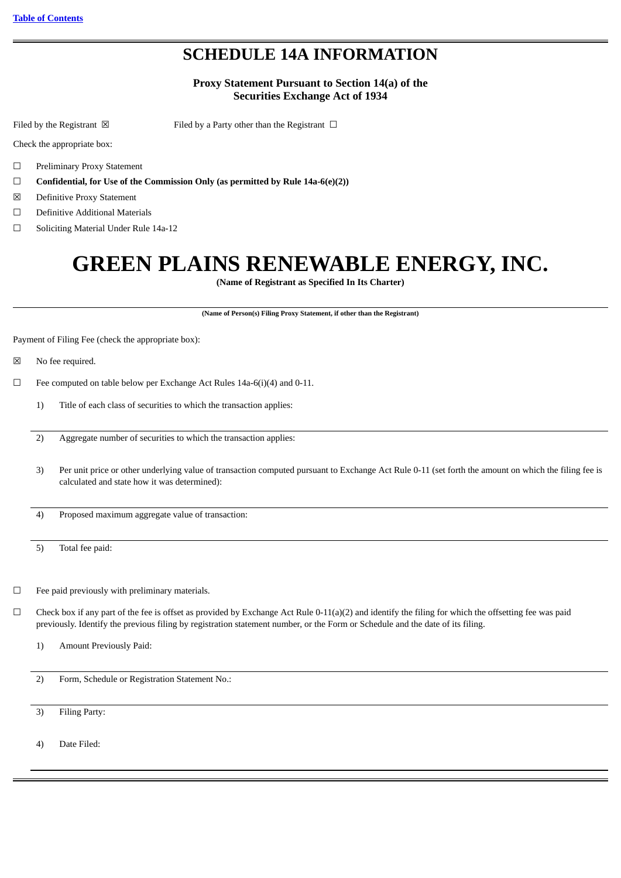Table of Contents

# SCHEDULE 14A INFORMATION

**Proxy Statement Pursuant to Section 14(a) of the Securities Exchange Act of 1934**

Filed by the Registrant ☒ Filed by a Party other than the Registrant ☐

Check the appropriate box:

☐ Preliminary Proxy Statement

☐ **Confidential, for Use of the Commission Only (as permitted by Rule 14a-6(e)(2))**

☒ Definitive Proxy Statement

☐ Definitive Additional Materials

☐ Soliciting Material Under Rule 14a-12

# GREEN PLAINS RENEWABLE ENERGY, INC.

**(Name of Registrant as Specified In Its Charter)**

**(Name of Person(s) Filing Proxy Statement, if other than the Registrant)**

Payment of Filing Fee (check the appropriate box):

☒ No fee required.

☐ Fee computed on table below per Exchange Act Rules 14a-6(i)(4) and 0-11.

1) Title of each class of securities to which the transaction applies:

2) Aggregate number of securities to which the transaction applies:

3) Per unit price or other underlying value of transaction computed pursuant to Exchange Act Rule 0-11 (set forth the amount on which the filing fee is calculated and state how it was determined):

4) Proposed maximum aggregate value of transaction:

5) Total fee paid:

☐ Fee paid previously with preliminary materials.

☐ Check box if any part of the fee is offset as provided by Exchange Act Rule 0-11(a)(2) and identify the filing for which the offsetting fee was paid previously. Identify the previous filing by registration statement number, or the Form or Schedule and the date of its filing.

1) Amount Previously Paid:

2) Form, Schedule or Registration Statement No.:

3) Filing Party:

4) Date Filed: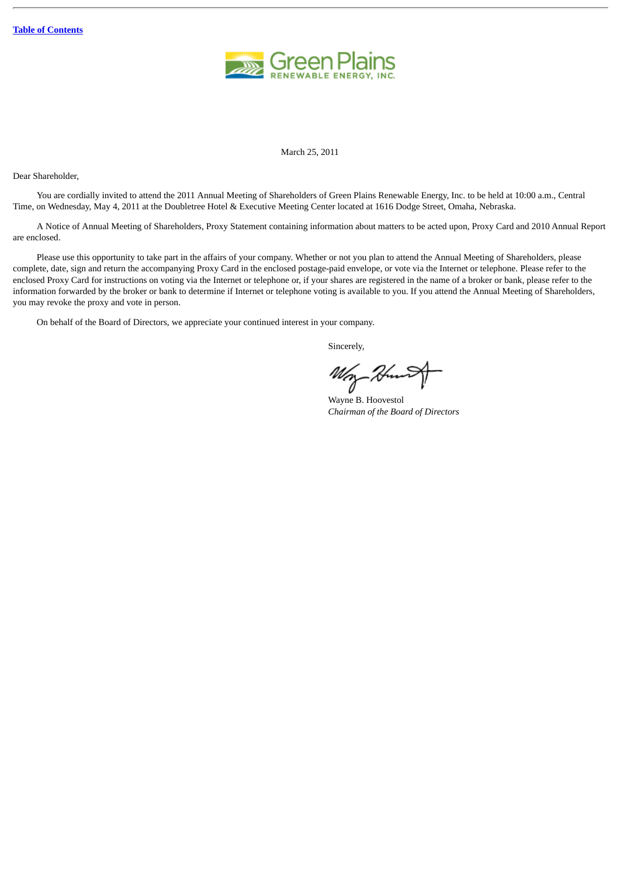Table of Contents

Green Plains
RENEWABLE ENERGY, INC.

March 25, 2011

Dear Shareholder,

You are cordially invited to attend the 2011 Annual Meeting of Shareholders of Green Plains Renewable Energy, Inc. to be held at 10:00 a.m., Central Time, on Wednesday, May 4, 2011 at the Doubletree Hotel & Executive Meeting Center located at 1616 Dodge Street, Omaha, Nebraska.

A Notice of Annual Meeting of Shareholders, Proxy Statement containing information about matters to be acted upon, Proxy Card and 2010 Annual Report are enclosed.

Please use this opportunity to take part in the affairs of your company. Whether or not you plan to attend the Annual Meeting of Shareholders, please complete, date, sign and return the accompanying Proxy Card in the enclosed postage-paid envelope, or vote via the Internet or telephone. Please refer to the enclosed Proxy Card for instructions on voting via the Internet or telephone or, if your shares are registered in the name of a broker or bank, please refer to the information forwarded by the broker or bank to determine if Internet or telephone voting is available to you. If you attend the Annual Meeting of Shareholders, you may revoke the proxy and vote in person.

On behalf of the Board of Directors, we appreciate your continued interest in your company.

Sincerely,

Wayne B. Hoovestol
*Chairman of the Board of Directors*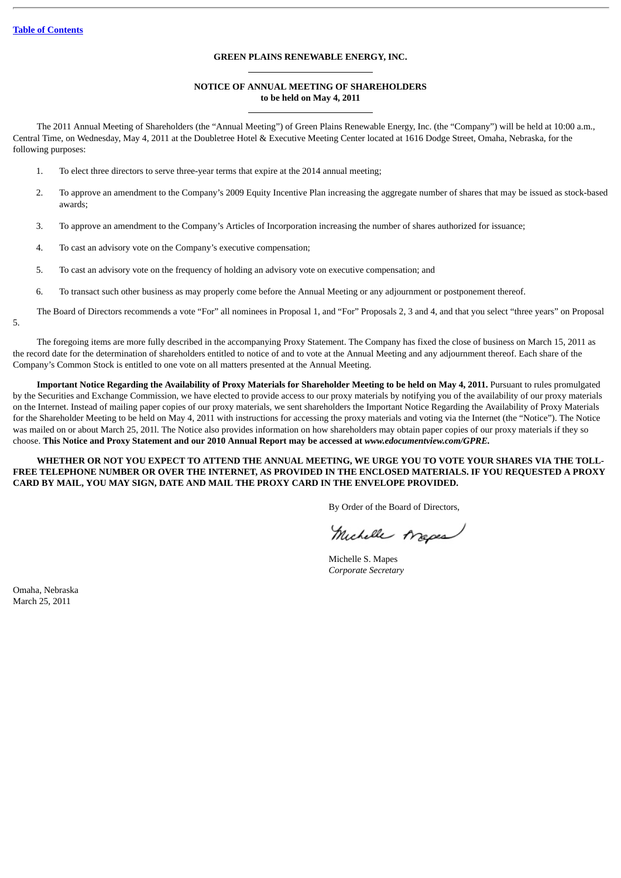[Table of Contents](#)

# GREEN PLAINS RENEWABLE ENERGY, INC.

## NOTICE OF ANNUAL MEETING OF SHAREHOLDERS
**to be held on May 4, 2011**

The 2011 Annual Meeting of Shareholders (the "Annual Meeting") of Green Plains Renewable Energy, Inc. (the "Company") will be held at 10:00 a.m., Central Time, on Wednesday, May 4, 2011 at the Doubletree Hotel & Executive Meeting Center located at 1616 Dodge Street, Omaha, Nebraska, for the following purposes:

1. To elect three directors to serve three-year terms that expire at the 2014 annual meeting;
2. To approve an amendment to the Company's 2009 Equity Incentive Plan increasing the aggregate number of shares that may be issued as stock-based awards;
3. To approve an amendment to the Company's Articles of Incorporation increasing the number of shares authorized for issuance;
4. To cast an advisory vote on the Company's executive compensation;
5. To cast an advisory vote on the frequency of holding an advisory vote on executive compensation; and
6. To transact such other business as may properly come before the Annual Meeting or any adjournment or postponement thereof.

The Board of Directors recommends a vote "For" all nominees in Proposal 1, and "For" Proposals 2, 3 and 4, and that you select "three years" on Proposal 5.

The foregoing items are more fully described in the accompanying Proxy Statement. The Company has fixed the close of business on March 15, 2011 as the record date for the determination of shareholders entitled to notice of and to vote at the Annual Meeting and any adjournment thereof. Each share of the Company's Common Stock is entitled to one vote on all matters presented at the Annual Meeting.

**Important Notice Regarding the Availability of Proxy Materials for Shareholder Meeting to be held on May 4, 2011.** Pursuant to rules promulgated by the Securities and Exchange Commission, we have elected to provide access to our proxy materials by notifying you of the availability of our proxy materials on the Internet. Instead of mailing paper copies of our proxy materials, we sent shareholders the Important Notice Regarding the Availability of Proxy Materials for the Shareholder Meeting to be held on May 4, 2011 with instructions for accessing the proxy materials and voting via the Internet (the "Notice"). The Notice was mailed on or about March 25, 201l. The Notice also provides information on how shareholders may obtain paper copies of our proxy materials if they so choose. **This Notice and Proxy Statement and our 2010 Annual Report may be accessed at *www.edocumentview.com/GPRE*.**

**WHETHER OR NOT YOU EXPECT TO ATTEND THE ANNUAL MEETING, WE URGE YOU TO VOTE YOUR SHARES VIA THE TOLL-FREE TELEPHONE NUMBER OR OVER THE INTERNET, AS PROVIDED IN THE ENCLOSED MATERIALS. IF YOU REQUESTED A PROXY CARD BY MAIL, YOU MAY SIGN, DATE AND MAIL THE PROXY CARD IN THE ENVELOPE PROVIDED.**

By Order of the Board of Directors,

Michelle S. Mapes
*Corporate Secretary*

Omaha, Nebraska
March 25, 2011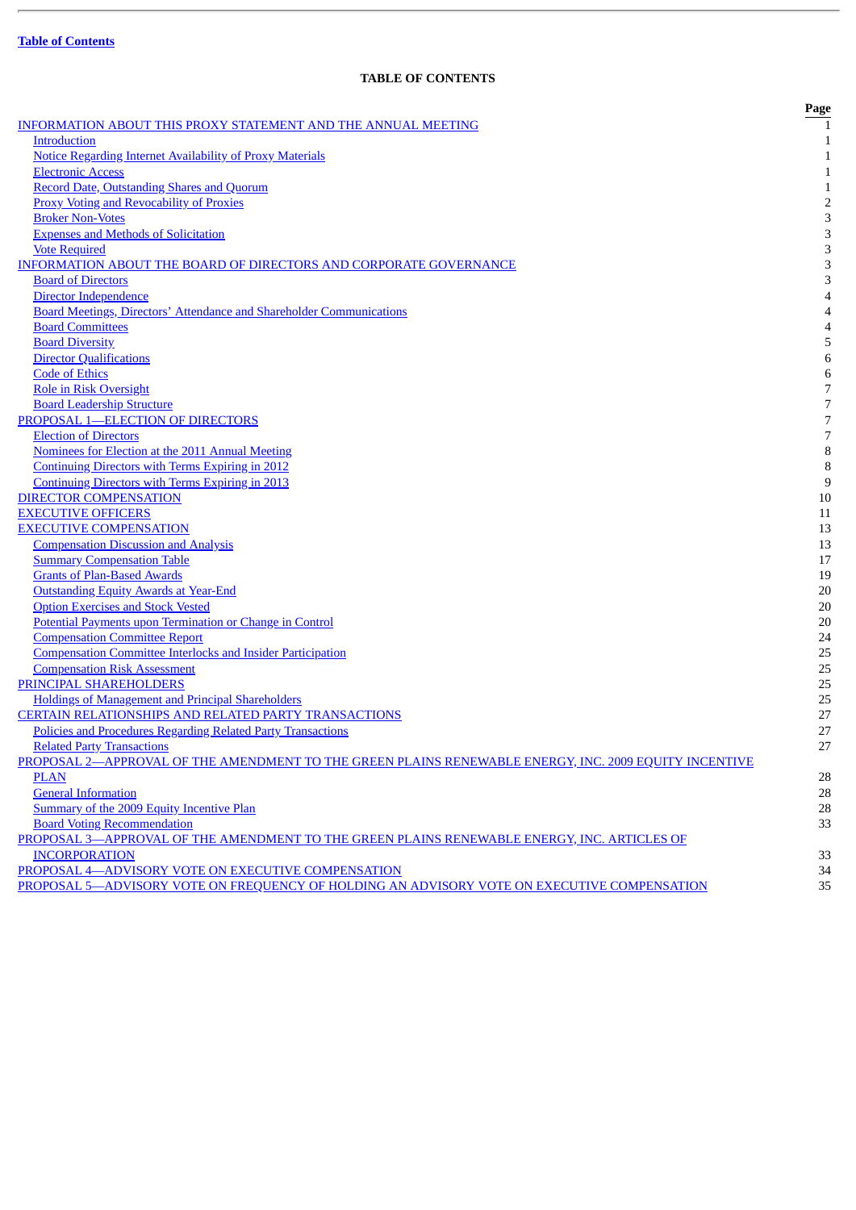**Table of Contents**

**TABLE OF CONTENTS**

| | Page |
|---|---|
| INFORMATION ABOUT THIS PROXY STATEMENT AND THE ANNUAL MEETING | 1 |
| Introduction | 1 |
| Notice Regarding Internet Availability of Proxy Materials | 1 |
| Electronic Access | 1 |
| Record Date, Outstanding Shares and Quorum | 1 |
| Proxy Voting and Revocability of Proxies | 2 |
| Broker Non-Votes | 3 |
| Expenses and Methods of Solicitation | 3 |
| Vote Required | 3 |
| INFORMATION ABOUT THE BOARD OF DIRECTORS AND CORPORATE GOVERNANCE | 3 |
| Board of Directors | 3 |
| Director Independence | 4 |
| Board Meetings, Directors' Attendance and Shareholder Communications | 4 |
| Board Committees | 4 |
| Board Diversity | 5 |
| Director Qualifications | 6 |
| Code of Ethics | 6 |
| Role in Risk Oversight | 7 |
| Board Leadership Structure | 7 |
| PROPOSAL 1—ELECTION OF DIRECTORS | 7 |
| Election of Directors | 7 |
| Nominees for Election at the 2011 Annual Meeting | 8 |
| Continuing Directors with Terms Expiring in 2012 | 8 |
| Continuing Directors with Terms Expiring in 2013 | 9 |
| DIRECTOR COMPENSATION | 10 |
| EXECUTIVE OFFICERS | 11 |
| EXECUTIVE COMPENSATION | 13 |
| Compensation Discussion and Analysis | 13 |
| Summary Compensation Table | 17 |
| Grants of Plan-Based Awards | 19 |
| Outstanding Equity Awards at Year-End | 20 |
| Option Exercises and Stock Vested | 20 |
| Potential Payments upon Termination or Change in Control | 20 |
| Compensation Committee Report | 24 |
| Compensation Committee Interlocks and Insider Participation | 25 |
| Compensation Risk Assessment | 25 |
| PRINCIPAL SHAREHOLDERS | 25 |
| Holdings of Management and Principal Shareholders | 25 |
| CERTAIN RELATIONSHIPS AND RELATED PARTY TRANSACTIONS | 27 |
| Policies and Procedures Regarding Related Party Transactions | 27 |
| Related Party Transactions | 27 |
| PROPOSAL 2—APPROVAL OF THE AMENDMENT TO THE GREEN PLAINS RENEWABLE ENERGY, INC. 2009 EQUITY INCENTIVE PLAN | 28 |
| General Information | 28 |
| Summary of the 2009 Equity Incentive Plan | 28 |
| Board Voting Recommendation | 33 |
| PROPOSAL 3—APPROVAL OF THE AMENDMENT TO THE GREEN PLAINS RENEWABLE ENERGY, INC. ARTICLES OF INCORPORATION | 33 |
| PROPOSAL 4—ADVISORY VOTE ON EXECUTIVE COMPENSATION | 34 |
| PROPOSAL 5—ADVISORY VOTE ON FREQUENCY OF HOLDING AN ADVISORY VOTE ON EXECUTIVE COMPENSATION | 35 |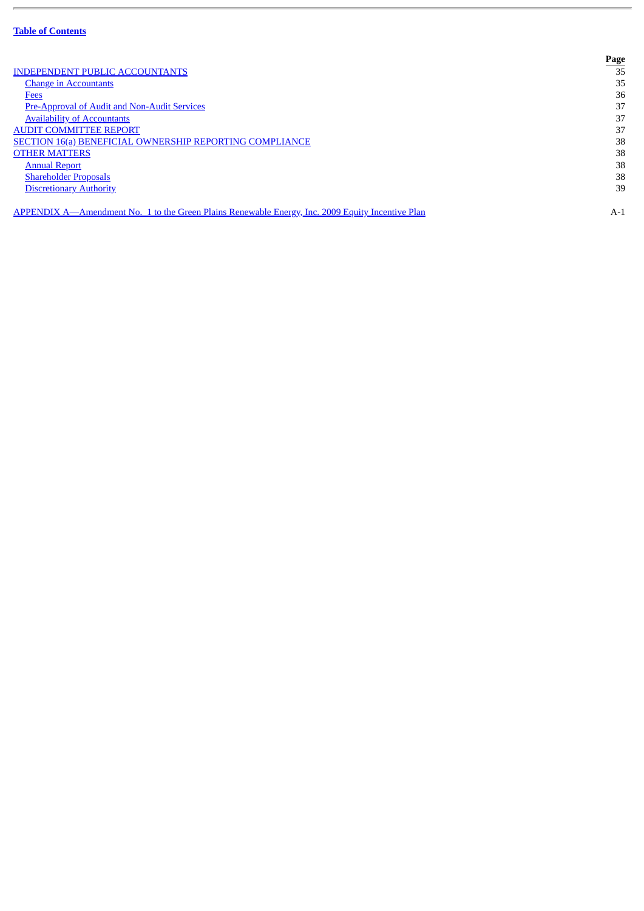**Table of Contents**

| | Page |
|---|---|
| INDEPENDENT PUBLIC ACCOUNTANTS | 35 |
| Change in Accountants | 35 |
| Fees | 36 |
| Pre-Approval of Audit and Non-Audit Services | 37 |
| Availability of Accountants | 37 |
| AUDIT COMMITTEE REPORT | 37 |
| SECTION 16(a) BENEFICIAL OWNERSHIP REPORTING COMPLIANCE | 38 |
| OTHER MATTERS | 38 |
| Annual Report | 38 |
| Shareholder Proposals | 38 |
| Discretionary Authority | 39 |
| APPENDIX A—Amendment No. 1 to the Green Plains Renewable Energy, Inc. 2009 Equity Incentive Plan | A-1 |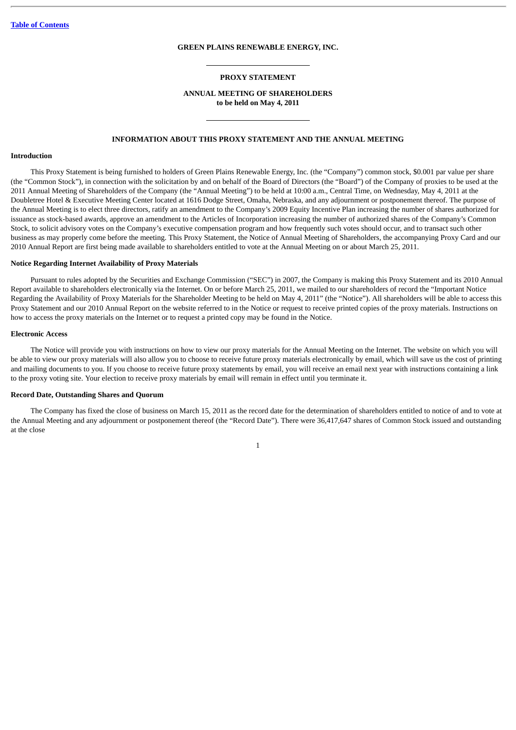GREEN PLAINS RENEWABLE ENERGY, INC.

**PROXY STATEMENT**

**ANNUAL MEETING OF SHAREHOLDERS**
**to be held on May 4, 2011**

## INFORMATION ABOUT THIS PROXY STATEMENT AND THE ANNUAL MEETING

### Introduction

This Proxy Statement is being furnished to holders of Green Plains Renewable Energy, Inc. (the "Company") common stock, $0.001 par value per share (the "Common Stock"), in connection with the solicitation by and on behalf of the Board of Directors (the "Board") of the Company of proxies to be used at the 2011 Annual Meeting of Shareholders of the Company (the "Annual Meeting") to be held at 10:00 a.m., Central Time, on Wednesday, May 4, 2011 at the Doubletree Hotel & Executive Meeting Center located at 1616 Dodge Street, Omaha, Nebraska, and any adjournment or postponement thereof. The purpose of the Annual Meeting is to elect three directors, ratify an amendment to the Company's 2009 Equity Incentive Plan increasing the number of shares authorized for issuance as stock-based awards, approve an amendment to the Articles of Incorporation increasing the number of authorized shares of the Company's Common Stock, to solicit advisory votes on the Company's executive compensation program and how frequently such votes should occur, and to transact such other business as may properly come before the meeting. This Proxy Statement, the Notice of Annual Meeting of Shareholders, the accompanying Proxy Card and our 2010 Annual Report are first being made available to shareholders entitled to vote at the Annual Meeting on or about March 25, 2011.

### Notice Regarding Internet Availability of Proxy Materials

Pursuant to rules adopted by the Securities and Exchange Commission ("SEC") in 2007, the Company is making this Proxy Statement and its 2010 Annual Report available to shareholders electronically via the Internet. On or before March 25, 2011, we mailed to our shareholders of record the "Important Notice Regarding the Availability of Proxy Materials for the Shareholder Meeting to be held on May 4, 2011" (the "Notice"). All shareholders will be able to access this Proxy Statement and our 2010 Annual Report on the website referred to in the Notice or request to receive printed copies of the proxy materials. Instructions on how to access the proxy materials on the Internet or to request a printed copy may be found in the Notice.

### Electronic Access

The Notice will provide you with instructions on how to view our proxy materials for the Annual Meeting on the Internet. The website on which you will be able to view our proxy materials will also allow you to choose to receive future proxy materials electronically by email, which will save us the cost of printing and mailing documents to you. If you choose to receive future proxy statements by email, you will receive an email next year with instructions containing a link to the proxy voting site. Your election to receive proxy materials by email will remain in effect until you terminate it.

### Record Date, Outstanding Shares and Quorum

The Company has fixed the close of business on March 15, 2011 as the record date for the determination of shareholders entitled to notice of and to vote at the Annual Meeting and any adjournment or postponement thereof (the "Record Date"). There were 36,417,647 shares of Common Stock issued and outstanding at the close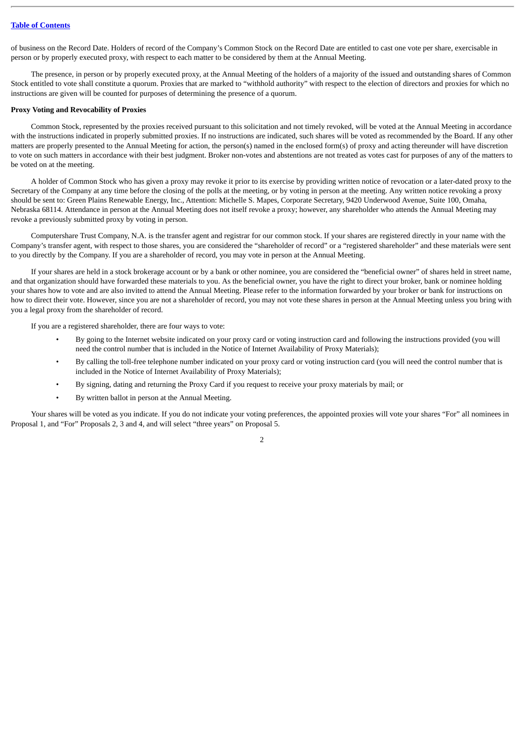of business on the Record Date. Holders of record of the Company's Common Stock on the Record Date are entitled to cast one vote per share, exercisable in person or by properly executed proxy, with respect to each matter to be considered by them at the Annual Meeting.

The presence, in person or by properly executed proxy, at the Annual Meeting of the holders of a majority of the issued and outstanding shares of Common Stock entitled to vote shall constitute a quorum. Proxies that are marked to "withhold authority" with respect to the election of directors and proxies for which no instructions are given will be counted for purposes of determining the presence of a quorum.

**Proxy Voting and Revocability of Proxies**

Common Stock, represented by the proxies received pursuant to this solicitation and not timely revoked, will be voted at the Annual Meeting in accordance with the instructions indicated in properly submitted proxies. If no instructions are indicated, such shares will be voted as recommended by the Board. If any other matters are properly presented to the Annual Meeting for action, the person(s) named in the enclosed form(s) of proxy and acting thereunder will have discretion to vote on such matters in accordance with their best judgment. Broker non-votes and abstentions are not treated as votes cast for purposes of any of the matters to be voted on at the meeting.

A holder of Common Stock who has given a proxy may revoke it prior to its exercise by providing written notice of revocation or a later-dated proxy to the Secretary of the Company at any time before the closing of the polls at the meeting, or by voting in person at the meeting. Any written notice revoking a proxy should be sent to: Green Plains Renewable Energy, Inc., Attention: Michelle S. Mapes, Corporate Secretary, 9420 Underwood Avenue, Suite 100, Omaha, Nebraska 68114. Attendance in person at the Annual Meeting does not itself revoke a proxy; however, any shareholder who attends the Annual Meeting may revoke a previously submitted proxy by voting in person.

Computershare Trust Company, N.A. is the transfer agent and registrar for our common stock. If your shares are registered directly in your name with the Company's transfer agent, with respect to those shares, you are considered the "shareholder of record" or a "registered shareholder" and these materials were sent to you directly by the Company. If you are a shareholder of record, you may vote in person at the Annual Meeting.

If your shares are held in a stock brokerage account or by a bank or other nominee, you are considered the "beneficial owner" of shares held in street name, and that organization should have forwarded these materials to you. As the beneficial owner, you have the right to direct your broker, bank or nominee holding your shares how to vote and are also invited to attend the Annual Meeting. Please refer to the information forwarded by your broker or bank for instructions on how to direct their vote. However, since you are not a shareholder of record, you may not vote these shares in person at the Annual Meeting unless you bring with you a legal proxy from the shareholder of record.

If you are a registered shareholder, there are four ways to vote:

- By going to the Internet website indicated on your proxy card or voting instruction card and following the instructions provided (you will need the control number that is included in the Notice of Internet Availability of Proxy Materials);
- By calling the toll-free telephone number indicated on your proxy card or voting instruction card (you will need the control number that is included in the Notice of Internet Availability of Proxy Materials);
- By signing, dating and returning the Proxy Card if you request to receive your proxy materials by mail; or
- By written ballot in person at the Annual Meeting.

Your shares will be voted as you indicate. If you do not indicate your voting preferences, the appointed proxies will vote your shares "For" all nominees in Proposal 1, and "For" Proposals 2, 3 and 4, and will select "three years" on Proposal 5.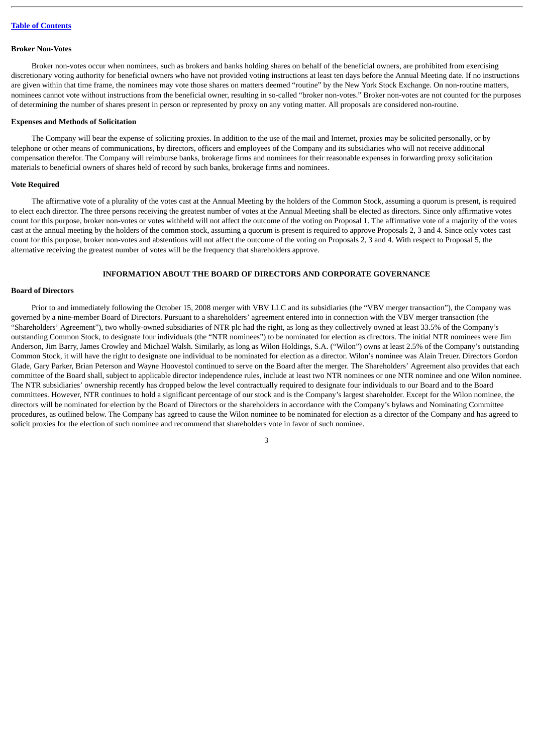### Broker Non-Votes

Broker non-votes occur when nominees, such as brokers and banks holding shares on behalf of the beneficial owners, are prohibited from exercising discretionary voting authority for beneficial owners who have not provided voting instructions at least ten days before the Annual Meeting date. If no instructions are given within that time frame, the nominees may vote those shares on matters deemed "routine" by the New York Stock Exchange. On non-routine matters, nominees cannot vote without instructions from the beneficial owner, resulting in so-called "broker non-votes." Broker non-votes are not counted for the purposes of determining the number of shares present in person or represented by proxy on any voting matter. All proposals are considered non-routine.

### Expenses and Methods of Solicitation

The Company will bear the expense of soliciting proxies. In addition to the use of the mail and Internet, proxies may be solicited personally, or by telephone or other means of communications, by directors, officers and employees of the Company and its subsidiaries who will not receive additional compensation therefor. The Company will reimburse banks, brokerage firms and nominees for their reasonable expenses in forwarding proxy solicitation materials to beneficial owners of shares held of record by such banks, brokerage firms and nominees.

### Vote Required

The affirmative vote of a plurality of the votes cast at the Annual Meeting by the holders of the Common Stock, assuming a quorum is present, is required to elect each director. The three persons receiving the greatest number of votes at the Annual Meeting shall be elected as directors. Since only affirmative votes count for this purpose, broker non-votes or votes withheld will not affect the outcome of the voting on Proposal 1. The affirmative vote of a majority of the votes cast at the annual meeting by the holders of the common stock, assuming a quorum is present is required to approve Proposals 2, 3 and 4. Since only votes cast count for this purpose, broker non-votes and abstentions will not affect the outcome of the voting on Proposals 2, 3 and 4. With respect to Proposal 5, the alternative receiving the greatest number of votes will be the frequency that shareholders approve.

## INFORMATION ABOUT THE BOARD OF DIRECTORS AND CORPORATE GOVERNANCE

### Board of Directors

Prior to and immediately following the October 15, 2008 merger with VBV LLC and its subsidiaries (the "VBV merger transaction"), the Company was governed by a nine-member Board of Directors. Pursuant to a shareholders' agreement entered into in connection with the VBV merger transaction (the "Shareholders' Agreement"), two wholly-owned subsidiaries of NTR plc had the right, as long as they collectively owned at least 33.5% of the Company's outstanding Common Stock, to designate four individuals (the "NTR nominees") to be nominated for election as directors. The initial NTR nominees were Jim Anderson, Jim Barry, James Crowley and Michael Walsh. Similarly, as long as Wilon Holdings, S.A. ("Wilon") owns at least 2.5% of the Company's outstanding Common Stock, it will have the right to designate one individual to be nominated for election as a director. Wilon's nominee was Alain Treuer. Directors Gordon Glade, Gary Parker, Brian Peterson and Wayne Hoovestol continued to serve on the Board after the merger. The Shareholders' Agreement also provides that each committee of the Board shall, subject to applicable director independence rules, include at least two NTR nominees or one NTR nominee and one Wilon nominee. The NTR subsidiaries' ownership recently has dropped below the level contractually required to designate four individuals to our Board and to the Board committees. However, NTR continues to hold a significant percentage of our stock and is the Company's largest shareholder. Except for the Wilon nominee, the directors will be nominated for election by the Board of Directors or the shareholders in accordance with the Company's bylaws and Nominating Committee procedures, as outlined below. The Company has agreed to cause the Wilon nominee to be nominated for election as a director of the Company and has agreed to solicit proxies for the election of such nominee and recommend that shareholders vote in favor of such nominee.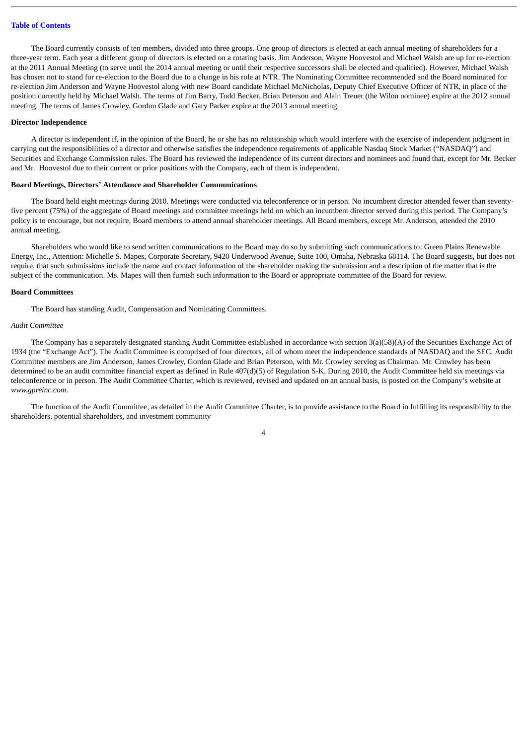The Board currently consists of ten members, divided into three groups. One group of directors is elected at each annual meeting of shareholders for a three-year term. Each year a different group of directors is elected on a rotating basis. Jim Anderson, Wayne Hoovestol and Michael Walsh are up for re-election at the 2011 Annual Meeting (to serve until the 2014 annual meeting or until their respective successors shall be elected and qualified). However, Michael Walsh has chosen not to stand for re-election to the Board due to a change in his role at NTR. The Nominating Committee recommended and the Board nominated for re-election Jim Anderson and Wayne Hoovestol along with new Board candidate Michael McNicholas, Deputy Chief Executive Officer of NTR, in place of the position currently held by Michael Walsh. The terms of Jim Barry, Todd Becker, Brian Peterson and Alain Treuer (the Wilon nominee) expire at the 2012 annual meeting. The terms of James Crowley, Gordon Glade and Gary Parker expire at the 2013 annual meeting.

**Director Independence**

A director is independent if, in the opinion of the Board, he or she has no relationship which would interfere with the exercise of independent judgment in carrying out the responsibilities of a director and otherwise satisfies the independence requirements of applicable Nasdaq Stock Market ("NASDAQ") and Securities and Exchange Commission rules. The Board has reviewed the independence of its current directors and nominees and found that, except for Mr. Becker and Mr. Hoovestol due to their current or prior positions with the Company, each of them is independent.

**Board Meetings, Directors' Attendance and Shareholder Communications**

The Board held eight meetings during 2010. Meetings were conducted via teleconference or in person. No incumbent director attended fewer than seventy-five percent (75%) of the aggregate of Board meetings and committee meetings held on which an incumbent director served during this period. The Company's policy is to encourage, but not require, Board members to attend annual shareholder meetings. All Board members, except Mr. Anderson, attended the 2010 annual meeting.

Shareholders who would like to send written communications to the Board may do so by submitting such communications to: Green Plains Renewable Energy, Inc., Attention: Michelle S. Mapes, Corporate Secretary, 9420 Underwood Avenue, Suite 100, Omaha, Nebraska 68114. The Board suggests, but does not require, that such submissions include the name and contact information of the shareholder making the submission and a description of the matter that is the subject of the communication. Ms. Mapes will then furnish such information to the Board or appropriate committee of the Board for review.

**Board Committees**

The Board has standing Audit, Compensation and Nominating Committees.

*Audit Committee*

The Company has a separately designated standing Audit Committee established in accordance with section 3(a)(58)(A) of the Securities Exchange Act of 1934 (the "Exchange Act"). The Audit Committee is comprised of four directors, all of whom meet the independence standards of NASDAQ and the SEC. Audit Committee members are Jim Anderson, James Crowley, Gordon Glade and Brian Peterson, with Mr. Crowley serving as Chairman. Mr. Crowley has been determined to be an audit committee financial expert as defined in Rule 407(d)(5) of Regulation S-K. During 2010, the Audit Committee held six meetings via teleconference or in person. The Audit Committee Charter, which is reviewed, revised and updated on an annual basis, is posted on the Company's website at *www.gpreinc.com*.

The function of the Audit Committee, as detailed in the Audit Committee Charter, is to provide assistance to the Board in fulfilling its responsibility to the shareholders, potential shareholders, and investment community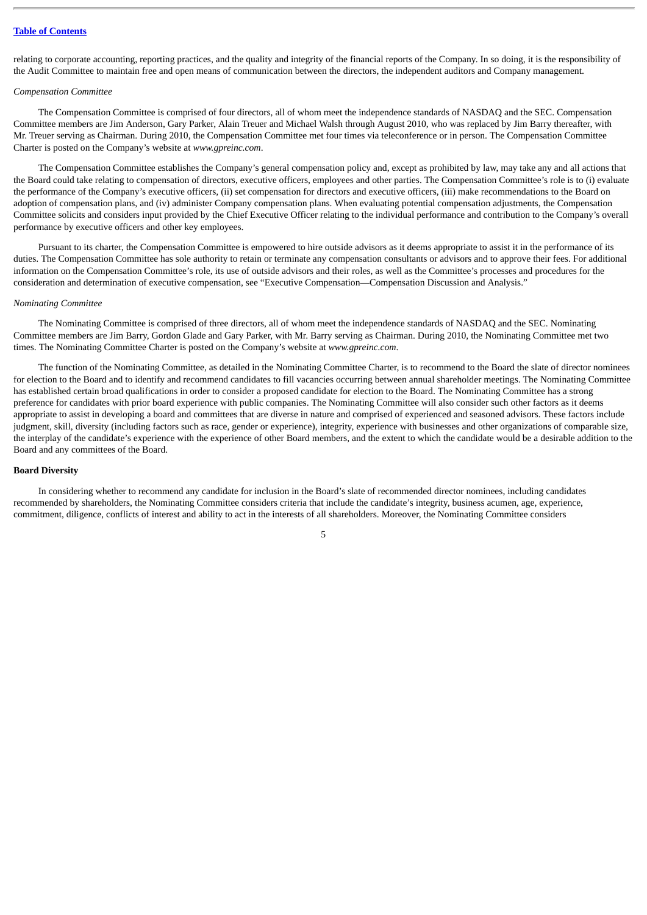relating to corporate accounting, reporting practices, and the quality and integrity of the financial reports of the Company. In so doing, it is the responsibility of the Audit Committee to maintain free and open means of communication between the directors, the independent auditors and Company management.

*Compensation Committee*

The Compensation Committee is comprised of four directors, all of whom meet the independence standards of NASDAQ and the SEC. Compensation Committee members are Jim Anderson, Gary Parker, Alain Treuer and Michael Walsh through August 2010, who was replaced by Jim Barry thereafter, with Mr. Treuer serving as Chairman. During 2010, the Compensation Committee met four times via teleconference or in person. The Compensation Committee Charter is posted on the Company's website at *www.gpreinc.com*.

The Compensation Committee establishes the Company's general compensation policy and, except as prohibited by law, may take any and all actions that the Board could take relating to compensation of directors, executive officers, employees and other parties. The Compensation Committee's role is to (i) evaluate the performance of the Company's executive officers, (ii) set compensation for directors and executive officers, (iii) make recommendations to the Board on adoption of compensation plans, and (iv) administer Company compensation plans. When evaluating potential compensation adjustments, the Compensation Committee solicits and considers input provided by the Chief Executive Officer relating to the individual performance and contribution to the Company's overall performance by executive officers and other key employees.

Pursuant to its charter, the Compensation Committee is empowered to hire outside advisors as it deems appropriate to assist it in the performance of its duties. The Compensation Committee has sole authority to retain or terminate any compensation consultants or advisors and to approve their fees. For additional information on the Compensation Committee's role, its use of outside advisors and their roles, as well as the Committee's processes and procedures for the consideration and determination of executive compensation, see "Executive Compensation—Compensation Discussion and Analysis."

*Nominating Committee*

The Nominating Committee is comprised of three directors, all of whom meet the independence standards of NASDAQ and the SEC. Nominating Committee members are Jim Barry, Gordon Glade and Gary Parker, with Mr. Barry serving as Chairman. During 2010, the Nominating Committee met two times. The Nominating Committee Charter is posted on the Company's website at *www.gpreinc.com*.

The function of the Nominating Committee, as detailed in the Nominating Committee Charter, is to recommend to the Board the slate of director nominees for election to the Board and to identify and recommend candidates to fill vacancies occurring between annual shareholder meetings. The Nominating Committee has established certain broad qualifications in order to consider a proposed candidate for election to the Board. The Nominating Committee has a strong preference for candidates with prior board experience with public companies. The Nominating Committee will also consider such other factors as it deems appropriate to assist in developing a board and committees that are diverse in nature and comprised of experienced and seasoned advisors. These factors include judgment, skill, diversity (including factors such as race, gender or experience), integrity, experience with businesses and other organizations of comparable size, the interplay of the candidate's experience with the experience of other Board members, and the extent to which the candidate would be a desirable addition to the Board and any committees of the Board.

**Board Diversity**

In considering whether to recommend any candidate for inclusion in the Board's slate of recommended director nominees, including candidates recommended by shareholders, the Nominating Committee considers criteria that include the candidate's integrity, business acumen, age, experience, commitment, diligence, conflicts of interest and ability to act in the interests of all shareholders. Moreover, the Nominating Committee considers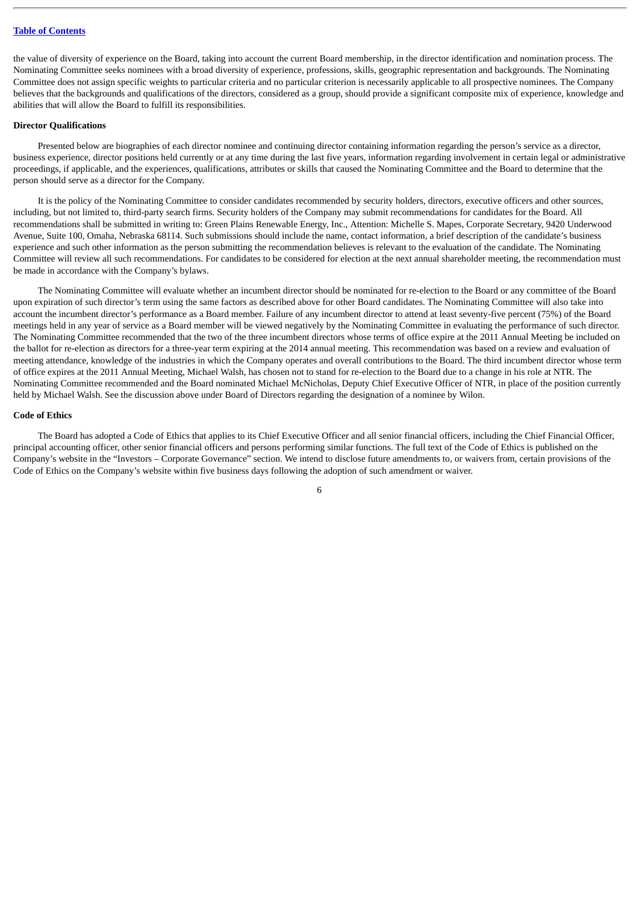the value of diversity of experience on the Board, taking into account the current Board membership, in the director identification and nomination process. The Nominating Committee seeks nominees with a broad diversity of experience, professions, skills, geographic representation and backgrounds. The Nominating Committee does not assign specific weights to particular criteria and no particular criterion is necessarily applicable to all prospective nominees. The Company believes that the backgrounds and qualifications of the directors, considered as a group, should provide a significant composite mix of experience, knowledge and abilities that will allow the Board to fulfill its responsibilities.

**Director Qualifications**

Presented below are biographies of each director nominee and continuing director containing information regarding the person's service as a director, business experience, director positions held currently or at any time during the last five years, information regarding involvement in certain legal or administrative proceedings, if applicable, and the experiences, qualifications, attributes or skills that caused the Nominating Committee and the Board to determine that the person should serve as a director for the Company.

It is the policy of the Nominating Committee to consider candidates recommended by security holders, directors, executive officers and other sources, including, but not limited to, third-party search firms. Security holders of the Company may submit recommendations for candidates for the Board. All recommendations shall be submitted in writing to: Green Plains Renewable Energy, Inc., Attention: Michelle S. Mapes, Corporate Secretary, 9420 Underwood Avenue, Suite 100, Omaha, Nebraska 68114. Such submissions should include the name, contact information, a brief description of the candidate's business experience and such other information as the person submitting the recommendation believes is relevant to the evaluation of the candidate. The Nominating Committee will review all such recommendations. For candidates to be considered for election at the next annual shareholder meeting, the recommendation must be made in accordance with the Company's bylaws.

The Nominating Committee will evaluate whether an incumbent director should be nominated for re-election to the Board or any committee of the Board upon expiration of such director's term using the same factors as described above for other Board candidates. The Nominating Committee will also take into account the incumbent director's performance as a Board member. Failure of any incumbent director to attend at least seventy-five percent (75%) of the Board meetings held in any year of service as a Board member will be viewed negatively by the Nominating Committee in evaluating the performance of such director. The Nominating Committee recommended that the two of the three incumbent directors whose terms of office expire at the 2011 Annual Meeting be included on the ballot for re-election as directors for a three-year term expiring at the 2014 annual meeting. This recommendation was based on a review and evaluation of meeting attendance, knowledge of the industries in which the Company operates and overall contributions to the Board. The third incumbent director whose term of office expires at the 2011 Annual Meeting, Michael Walsh, has chosen not to stand for re-election to the Board due to a change in his role at NTR. The Nominating Committee recommended and the Board nominated Michael McNicholas, Deputy Chief Executive Officer of NTR, in place of the position currently held by Michael Walsh. See the discussion above under Board of Directors regarding the designation of a nominee by Wilon.

**Code of Ethics**

The Board has adopted a Code of Ethics that applies to its Chief Executive Officer and all senior financial officers, including the Chief Financial Officer, principal accounting officer, other senior financial officers and persons performing similar functions. The full text of the Code of Ethics is published on the Company's website in the "Investors – Corporate Governance" section. We intend to disclose future amendments to, or waivers from, certain provisions of the Code of Ethics on the Company's website within five business days following the adoption of such amendment or waiver.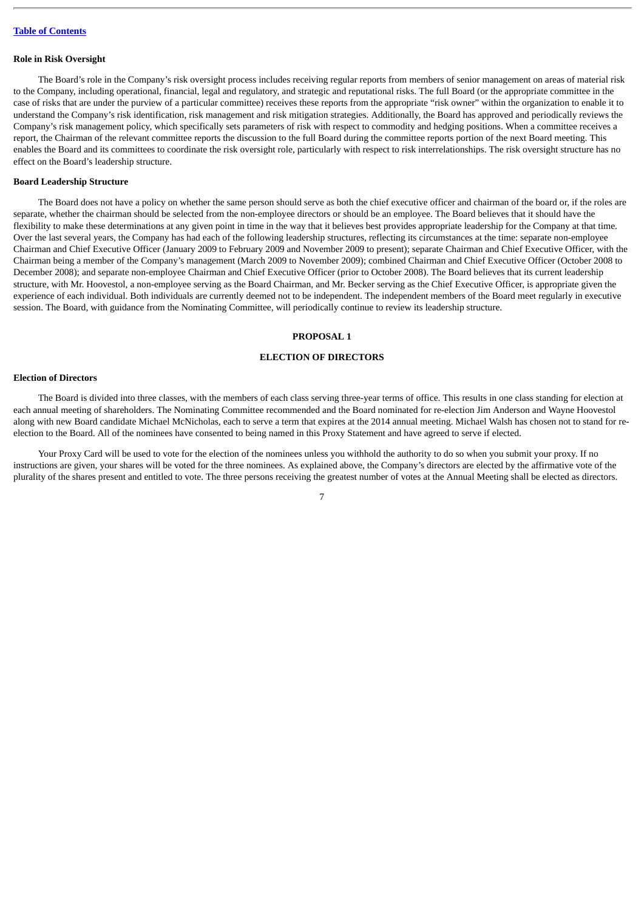### Role in Risk Oversight

The Board's role in the Company's risk oversight process includes receiving regular reports from members of senior management on areas of material risk to the Company, including operational, financial, legal and regulatory, and strategic and reputational risks. The full Board (or the appropriate committee in the case of risks that are under the purview of a particular committee) receives these reports from the appropriate "risk owner" within the organization to enable it to understand the Company's risk identification, risk management and risk mitigation strategies. Additionally, the Board has approved and periodically reviews the Company's risk management policy, which specifically sets parameters of risk with respect to commodity and hedging positions. When a committee receives a report, the Chairman of the relevant committee reports the discussion to the full Board during the committee reports portion of the next Board meeting. This enables the Board and its committees to coordinate the risk oversight role, particularly with respect to risk interrelationships. The risk oversight structure has no effect on the Board's leadership structure.

### Board Leadership Structure

The Board does not have a policy on whether the same person should serve as both the chief executive officer and chairman of the board or, if the roles are separate, whether the chairman should be selected from the non-employee directors or should be an employee. The Board believes that it should have the flexibility to make these determinations at any given point in time in the way that it believes best provides appropriate leadership for the Company at that time. Over the last several years, the Company has had each of the following leadership structures, reflecting its circumstances at the time: separate non-employee Chairman and Chief Executive Officer (January 2009 to February 2009 and November 2009 to present); separate Chairman and Chief Executive Officer, with the Chairman being a member of the Company's management (March 2009 to November 2009); combined Chairman and Chief Executive Officer (October 2008 to December 2008); and separate non-employee Chairman and Chief Executive Officer (prior to October 2008). The Board believes that its current leadership structure, with Mr. Hoovestol, a non-employee serving as the Board Chairman, and Mr. Becker serving as the Chief Executive Officer, is appropriate given the experience of each individual. Both individuals are currently deemed not to be independent. The independent members of the Board meet regularly in executive session. The Board, with guidance from the Nominating Committee, will periodically continue to review its leadership structure.

## PROPOSAL 1

## ELECTION OF DIRECTORS

### Election of Directors

The Board is divided into three classes, with the members of each class serving three-year terms of office. This results in one class standing for election at each annual meeting of shareholders. The Nominating Committee recommended and the Board nominated for re-election Jim Anderson and Wayne Hoovestol along with new Board candidate Michael McNicholas, each to serve a term that expires at the 2014 annual meeting. Michael Walsh has chosen not to stand for re-election to the Board. All of the nominees have consented to being named in this Proxy Statement and have agreed to serve if elected.

Your Proxy Card will be used to vote for the election of the nominees unless you withhold the authority to do so when you submit your proxy. If no instructions are given, your shares will be voted for the three nominees. As explained above, the Company's directors are elected by the affirmative vote of the plurality of the shares present and entitled to vote. The three persons receiving the greatest number of votes at the Annual Meeting shall be elected as directors.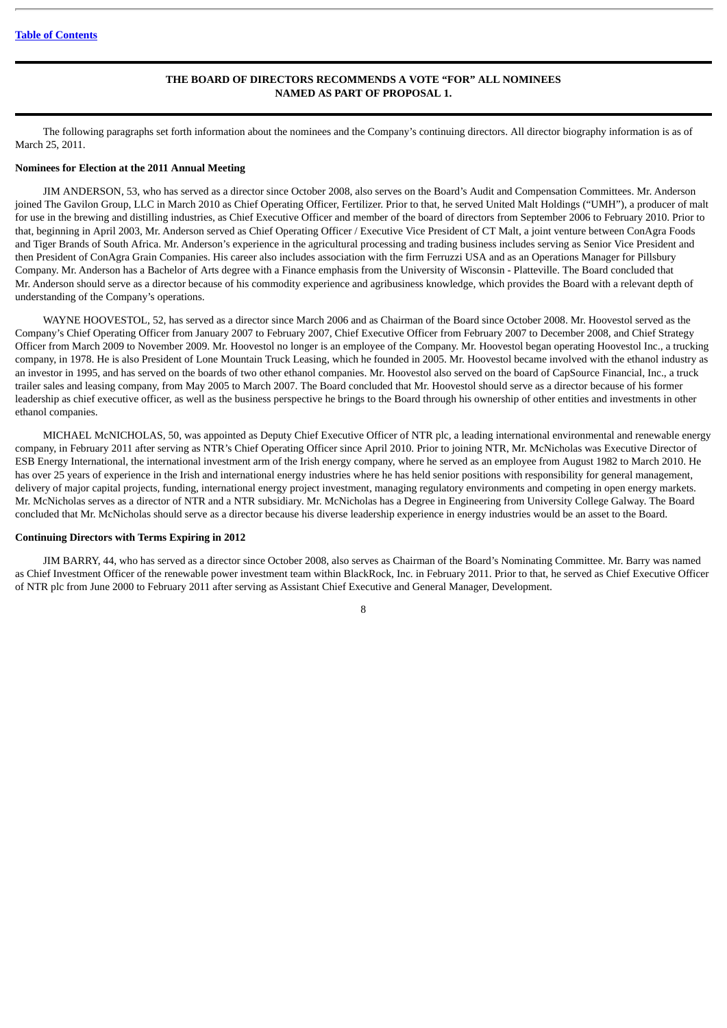**THE BOARD OF DIRECTORS RECOMMENDS A VOTE "FOR" ALL NOMINEES NAMED AS PART OF PROPOSAL 1.**

The following paragraphs set forth information about the nominees and the Company's continuing directors. All director biography information is as of March 25, 2011.

**Nominees for Election at the 2011 Annual Meeting**

JIM ANDERSON, 53, who has served as a director since October 2008, also serves on the Board's Audit and Compensation Committees. Mr. Anderson joined The Gavilon Group, LLC in March 2010 as Chief Operating Officer, Fertilizer. Prior to that, he served United Malt Holdings ("UMH"), a producer of malt for use in the brewing and distilling industries, as Chief Executive Officer and member of the board of directors from September 2006 to February 2010. Prior to that, beginning in April 2003, Mr. Anderson served as Chief Operating Officer / Executive Vice President of CT Malt, a joint venture between ConAgra Foods and Tiger Brands of South Africa. Mr. Anderson's experience in the agricultural processing and trading business includes serving as Senior Vice President and then President of ConAgra Grain Companies. His career also includes association with the firm Ferruzzi USA and as an Operations Manager for Pillsbury Company. Mr. Anderson has a Bachelor of Arts degree with a Finance emphasis from the University of Wisconsin - Platteville. The Board concluded that Mr. Anderson should serve as a director because of his commodity experience and agribusiness knowledge, which provides the Board with a relevant depth of understanding of the Company's operations.

WAYNE HOOVESTOL, 52, has served as a director since March 2006 and as Chairman of the Board since October 2008. Mr. Hoovestol served as the Company's Chief Operating Officer from January 2007 to February 2007, Chief Executive Officer from February 2007 to December 2008, and Chief Strategy Officer from March 2009 to November 2009. Mr. Hoovestol no longer is an employee of the Company. Mr. Hoovestol began operating Hoovestol Inc., a trucking company, in 1978. He is also President of Lone Mountain Truck Leasing, which he founded in 2005. Mr. Hoovestol became involved with the ethanol industry as an investor in 1995, and has served on the boards of two other ethanol companies. Mr. Hoovestol also served on the board of CapSource Financial, Inc., a truck trailer sales and leasing company, from May 2005 to March 2007. The Board concluded that Mr. Hoovestol should serve as a director because of his former leadership as chief executive officer, as well as the business perspective he brings to the Board through his ownership of other entities and investments in other ethanol companies.

MICHAEL McNICHOLAS, 50, was appointed as Deputy Chief Executive Officer of NTR plc, a leading international environmental and renewable energy company, in February 2011 after serving as NTR's Chief Operating Officer since April 2010. Prior to joining NTR, Mr. McNicholas was Executive Director of ESB Energy International, the international investment arm of the Irish energy company, where he served as an employee from August 1982 to March 2010. He has over 25 years of experience in the Irish and international energy industries where he has held senior positions with responsibility for general management, delivery of major capital projects, funding, international energy project investment, managing regulatory environments and competing in open energy markets. Mr. McNicholas serves as a director of NTR and a NTR subsidiary. Mr. McNicholas has a Degree in Engineering from University College Galway. The Board concluded that Mr. McNicholas should serve as a director because his diverse leadership experience in energy industries would be an asset to the Board.

**Continuing Directors with Terms Expiring in 2012**

JIM BARRY, 44, who has served as a director since October 2008, also serves as Chairman of the Board's Nominating Committee. Mr. Barry was named as Chief Investment Officer of the renewable power investment team within BlackRock, Inc. in February 2011. Prior to that, he served as Chief Executive Officer of NTR plc from June 2000 to February 2011 after serving as Assistant Chief Executive and General Manager, Development.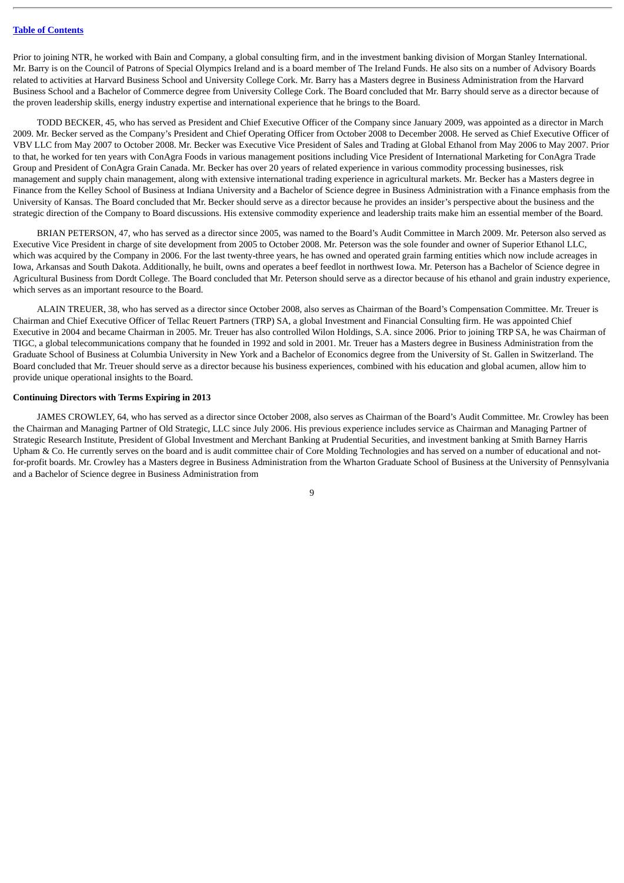Prior to joining NTR, he worked with Bain and Company, a global consulting firm, and in the investment banking division of Morgan Stanley International. Mr. Barry is on the Council of Patrons of Special Olympics Ireland and is a board member of The Ireland Funds. He also sits on a number of Advisory Boards related to activities at Harvard Business School and University College Cork. Mr. Barry has a Masters degree in Business Administration from the Harvard Business School and a Bachelor of Commerce degree from University College Cork. The Board concluded that Mr. Barry should serve as a director because of the proven leadership skills, energy industry expertise and international experience that he brings to the Board.

TODD BECKER, 45, who has served as President and Chief Executive Officer of the Company since January 2009, was appointed as a director in March 2009. Mr. Becker served as the Company's President and Chief Operating Officer from October 2008 to December 2008. He served as Chief Executive Officer of VBV LLC from May 2007 to October 2008. Mr. Becker was Executive Vice President of Sales and Trading at Global Ethanol from May 2006 to May 2007. Prior to that, he worked for ten years with ConAgra Foods in various management positions including Vice President of International Marketing for ConAgra Trade Group and President of ConAgra Grain Canada. Mr. Becker has over 20 years of related experience in various commodity processing businesses, risk management and supply chain management, along with extensive international trading experience in agricultural markets. Mr. Becker has a Masters degree in Finance from the Kelley School of Business at Indiana University and a Bachelor of Science degree in Business Administration with a Finance emphasis from the University of Kansas. The Board concluded that Mr. Becker should serve as a director because he provides an insider's perspective about the business and the strategic direction of the Company to Board discussions. His extensive commodity experience and leadership traits make him an essential member of the Board.

BRIAN PETERSON, 47, who has served as a director since 2005, was named to the Board's Audit Committee in March 2009. Mr. Peterson also served as Executive Vice President in charge of site development from 2005 to October 2008. Mr. Peterson was the sole founder and owner of Superior Ethanol LLC, which was acquired by the Company in 2006. For the last twenty-three years, he has owned and operated grain farming entities which now include acreages in Iowa, Arkansas and South Dakota. Additionally, he built, owns and operates a beef feedlot in northwest Iowa. Mr. Peterson has a Bachelor of Science degree in Agricultural Business from Dordt College. The Board concluded that Mr. Peterson should serve as a director because of his ethanol and grain industry experience, which serves as an important resource to the Board.

ALAIN TREUER, 38, who has served as a director since October 2008, also serves as Chairman of the Board's Compensation Committee. Mr. Treuer is Chairman and Chief Executive Officer of Tellac Reuert Partners (TRP) SA, a global Investment and Financial Consulting firm. He was appointed Chief Executive in 2004 and became Chairman in 2005. Mr. Treuer has also controlled Wilon Holdings, S.A. since 2006. Prior to joining TRP SA, he was Chairman of TIGC, a global telecommunications company that he founded in 1992 and sold in 2001. Mr. Treuer has a Masters degree in Business Administration from the Graduate School of Business at Columbia University in New York and a Bachelor of Economics degree from the University of St. Gallen in Switzerland. The Board concluded that Mr. Treuer should serve as a director because his business experiences, combined with his education and global acumen, allow him to provide unique operational insights to the Board.

**Continuing Directors with Terms Expiring in 2013**

JAMES CROWLEY, 64, who has served as a director since October 2008, also serves as Chairman of the Board's Audit Committee. Mr. Crowley has been the Chairman and Managing Partner of Old Strategic, LLC since July 2006. His previous experience includes service as Chairman and Managing Partner of Strategic Research Institute, President of Global Investment and Merchant Banking at Prudential Securities, and investment banking at Smith Barney Harris Upham & Co. He currently serves on the board and is audit committee chair of Core Molding Technologies and has served on a number of educational and not-for-profit boards. Mr. Crowley has a Masters degree in Business Administration from the Wharton Graduate School of Business at the University of Pennsylvania and a Bachelor of Science degree in Business Administration from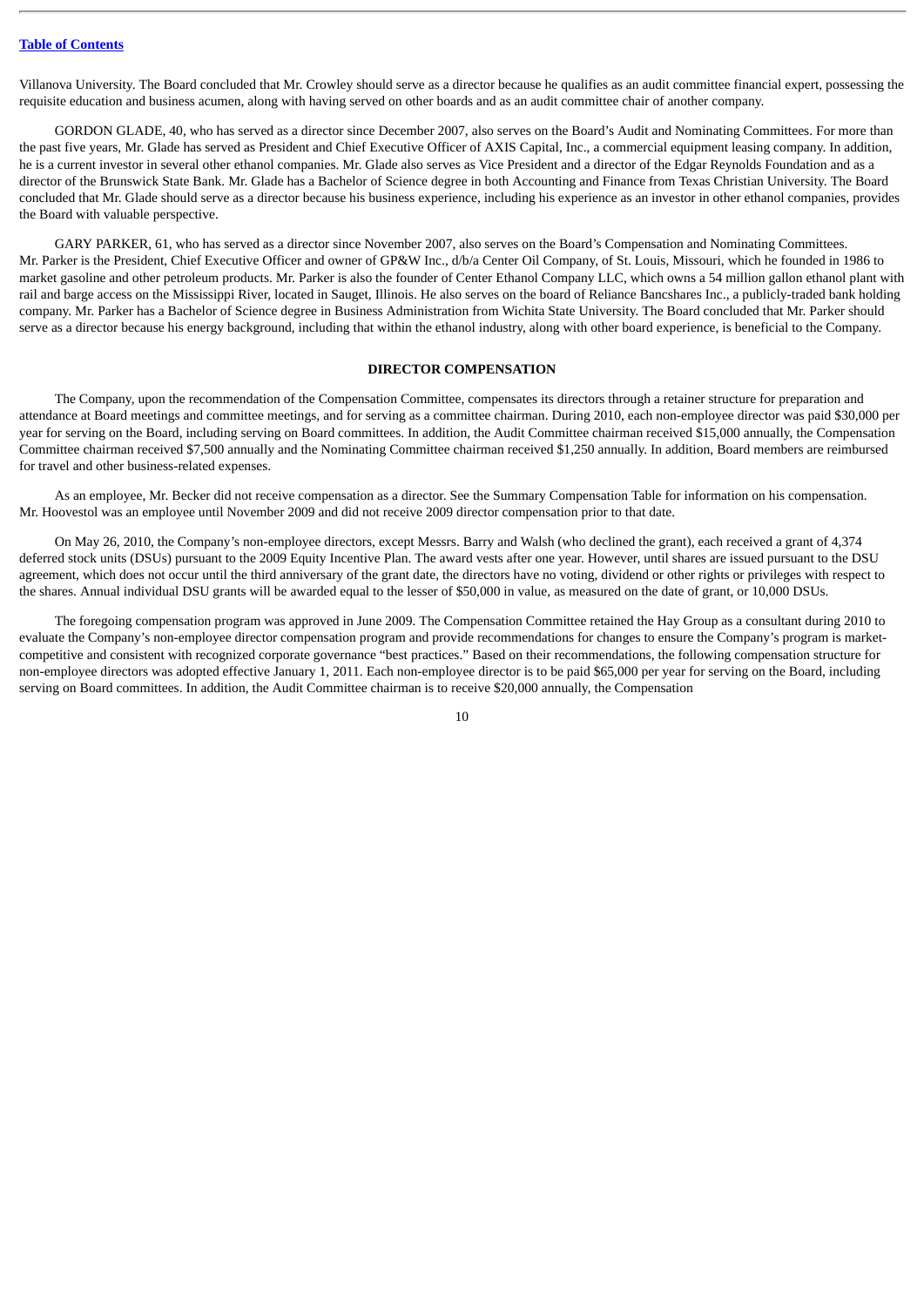Villanova University. The Board concluded that Mr. Crowley should serve as a director because he qualifies as an audit committee financial expert, possessing the requisite education and business acumen, along with having served on other boards and as an audit committee chair of another company.

GORDON GLADE, 40, who has served as a director since December 2007, also serves on the Board's Audit and Nominating Committees. For more than the past five years, Mr. Glade has served as President and Chief Executive Officer of AXIS Capital, Inc., a commercial equipment leasing company. In addition, he is a current investor in several other ethanol companies. Mr. Glade also serves as Vice President and a director of the Edgar Reynolds Foundation and as a director of the Brunswick State Bank. Mr. Glade has a Bachelor of Science degree in both Accounting and Finance from Texas Christian University. The Board concluded that Mr. Glade should serve as a director because his business experience, including his experience as an investor in other ethanol companies, provides the Board with valuable perspective.

GARY PARKER, 61, who has served as a director since November 2007, also serves on the Board's Compensation and Nominating Committees. Mr. Parker is the President, Chief Executive Officer and owner of GP&W Inc., d/b/a Center Oil Company, of St. Louis, Missouri, which he founded in 1986 to market gasoline and other petroleum products. Mr. Parker is also the founder of Center Ethanol Company LLC, which owns a 54 million gallon ethanol plant with rail and barge access on the Mississippi River, located in Sauget, Illinois. He also serves on the board of Reliance Bancshares Inc., a publicly-traded bank holding company. Mr. Parker has a Bachelor of Science degree in Business Administration from Wichita State University. The Board concluded that Mr. Parker should serve as a director because his energy background, including that within the ethanol industry, along with other board experience, is beneficial to the Company.

## DIRECTOR COMPENSATION

The Company, upon the recommendation of the Compensation Committee, compensates its directors through a retainer structure for preparation and attendance at Board meetings and committee meetings, and for serving as a committee chairman. During 2010, each non-employee director was paid $30,000 per year for serving on the Board, including serving on Board committees. In addition, the Audit Committee chairman received $15,000 annually, the Compensation Committee chairman received $7,500 annually and the Nominating Committee chairman received $1,250 annually. In addition, Board members are reimbursed for travel and other business-related expenses.

As an employee, Mr. Becker did not receive compensation as a director. See the Summary Compensation Table for information on his compensation. Mr. Hoovestol was an employee until November 2009 and did not receive 2009 director compensation prior to that date.

On May 26, 2010, the Company's non-employee directors, except Messrs. Barry and Walsh (who declined the grant), each received a grant of 4,374 deferred stock units (DSUs) pursuant to the 2009 Equity Incentive Plan. The award vests after one year. However, until shares are issued pursuant to the DSU agreement, which does not occur until the third anniversary of the grant date, the directors have no voting, dividend or other rights or privileges with respect to the shares. Annual individual DSU grants will be awarded equal to the lesser of $50,000 in value, as measured on the date of grant, or 10,000 DSUs.

The foregoing compensation program was approved in June 2009. The Compensation Committee retained the Hay Group as a consultant during 2010 to evaluate the Company's non-employee director compensation program and provide recommendations for changes to ensure the Company's program is market-competitive and consistent with recognized corporate governance "best practices." Based on their recommendations, the following compensation structure for non-employee directors was adopted effective January 1, 2011. Each non-employee director is to be paid $65,000 per year for serving on the Board, including serving on Board committees. In addition, the Audit Committee chairman is to receive $20,000 annually, the Compensation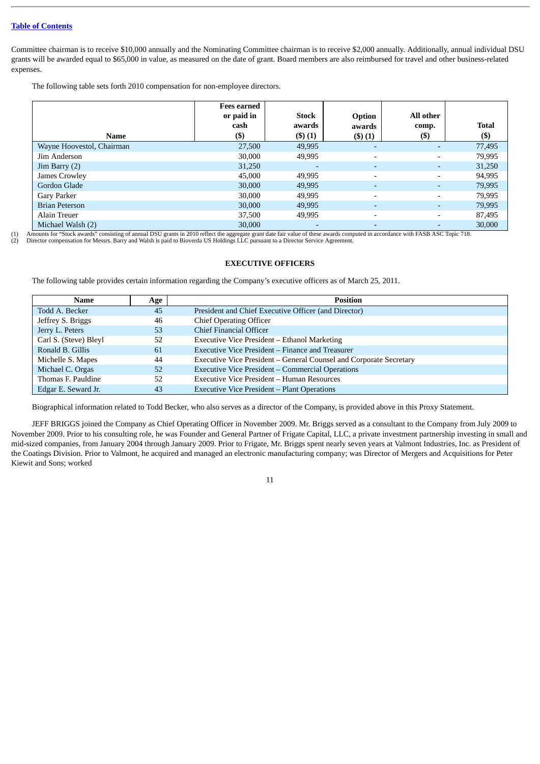Committee chairman is to receive $10,000 annually and the Nominating Committee chairman is to receive $2,000 annually. Additionally, annual individual DSU grants will be awarded equal to $65,000 in value, as measured on the date of grant. Board members are also reimbursed for travel and other business-related expenses.

The following table sets forth 2010 compensation for non-employee directors.

| Name | Fees earned or paid in cash ($) | Stock awards ($) (1) | Option awards ($) (1) | All other comp. ($) | Total ($) |
|---|---|---|---|---|---|
| Wayne Hoovestol, Chairman | 27,500 | 49,995 | - | - | 77,495 |
| Jim Anderson | 30,000 | 49,995 | - | - | 79,995 |
| Jim Barry (2) | 31,250 | - | - | - | 31,250 |
| James Crowley | 45,000 | 49,995 | - | - | 94,995 |
| Gordon Glade | 30,000 | 49,995 | - | - | 79,995 |
| Gary Parker | 30,000 | 49,995 | - | - | 79,995 |
| Brian Peterson | 30,000 | 49,995 | - | - | 79,995 |
| Alain Treuer | 37,500 | 49,995 | - | - | 87,495 |
| Michael Walsh (2) | 30,000 | - | - | - | 30,000 |

(1) Amounts for "Stock awards" consisting of annual DSU grants in 2010 reflect the aggregate grant date fair value of these awards computed in accordance with FASB ASC Topic 718.
(2) Director compensation for Messrs. Barry and Walsh is paid to Bioverda US Holdings LLC pursuant to a Director Service Agreement.

## EXECUTIVE OFFICERS

The following table provides certain information regarding the Company's executive officers as of March 25, 2011.

| Name | Age | Position |
|---|---|---|
| Todd A. Becker | 45 | President and Chief Executive Officer (and Director) |
| Jeffrey S. Briggs | 46 | Chief Operating Officer |
| Jerry L. Peters | 53 | Chief Financial Officer |
| Carl S. (Steve) Bleyl | 52 | Executive Vice President – Ethanol Marketing |
| Ronald B. Gillis | 61 | Executive Vice President – Finance and Treasurer |
| Michelle S. Mapes | 44 | Executive Vice President – General Counsel and Corporate Secretary |
| Michael C. Orgas | 52 | Executive Vice President – Commercial Operations |
| Thomas F. Pauldine | 52 | Executive Vice President – Human Resources |
| Edgar E. Seward Jr. | 43 | Executive Vice President – Plant Operations |

Biographical information related to Todd Becker, who also serves as a director of the Company, is provided above in this Proxy Statement.

JEFF BRIGGS joined the Company as Chief Operating Officer in November 2009. Mr. Briggs served as a consultant to the Company from July 2009 to November 2009. Prior to his consulting role, he was Founder and General Partner of Frigate Capital, LLC, a private investment partnership investing in small and mid-sized companies, from January 2004 through January 2009. Prior to Frigate, Mr. Briggs spent nearly seven years at Valmont Industries, Inc. as President of the Coatings Division. Prior to Valmont, he acquired and managed an electronic manufacturing company; was Director of Mergers and Acquisitions for Peter Kiewit and Sons; worked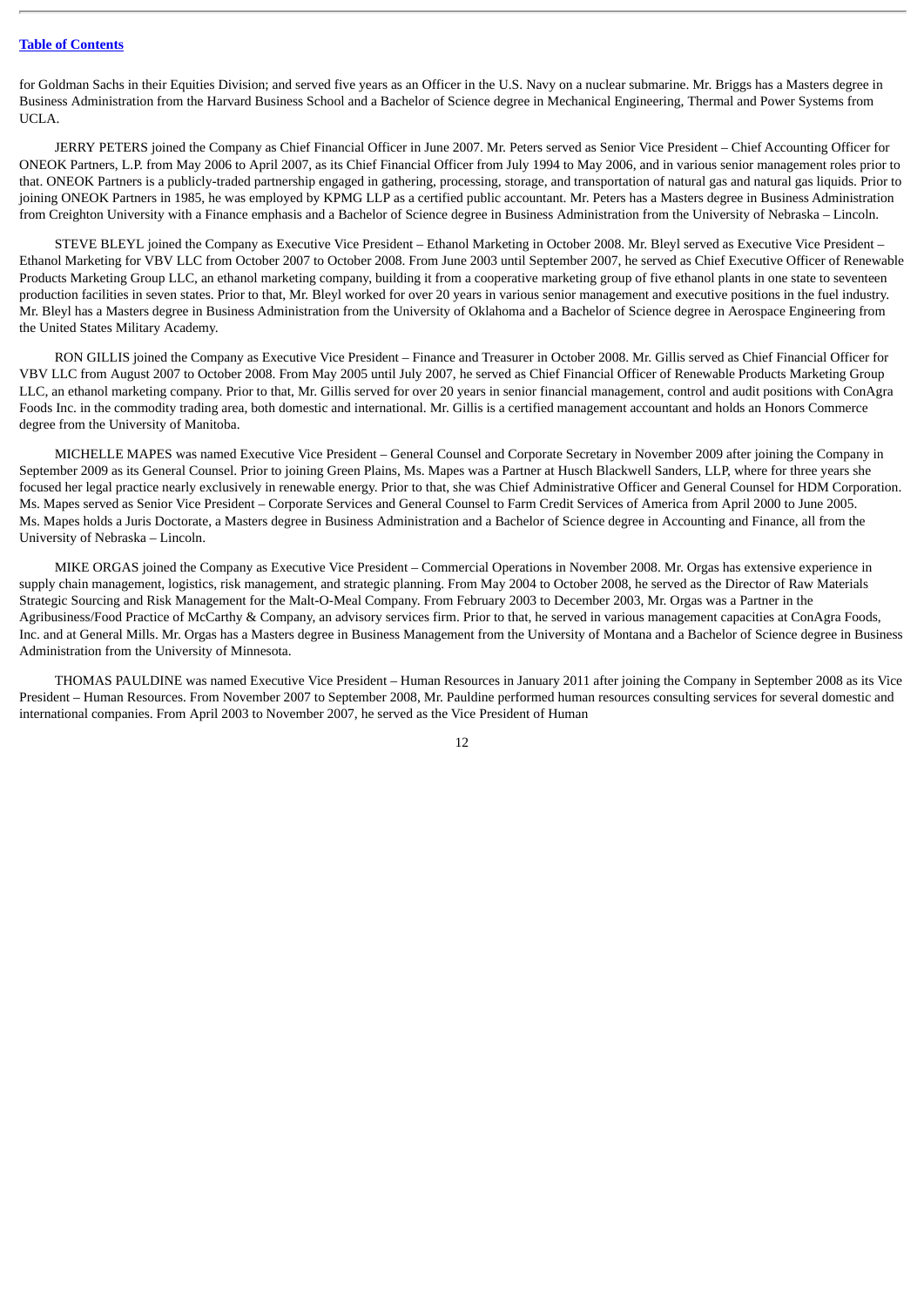for Goldman Sachs in their Equities Division; and served five years as an Officer in the U.S. Navy on a nuclear submarine. Mr. Briggs has a Masters degree in Business Administration from the Harvard Business School and a Bachelor of Science degree in Mechanical Engineering, Thermal and Power Systems from UCLA.

JERRY PETERS joined the Company as Chief Financial Officer in June 2007. Mr. Peters served as Senior Vice President – Chief Accounting Officer for ONEOK Partners, L.P. from May 2006 to April 2007, as its Chief Financial Officer from July 1994 to May 2006, and in various senior management roles prior to that. ONEOK Partners is a publicly-traded partnership engaged in gathering, processing, storage, and transportation of natural gas and natural gas liquids. Prior to joining ONEOK Partners in 1985, he was employed by KPMG LLP as a certified public accountant. Mr. Peters has a Masters degree in Business Administration from Creighton University with a Finance emphasis and a Bachelor of Science degree in Business Administration from the University of Nebraska – Lincoln.

STEVE BLEYL joined the Company as Executive Vice President – Ethanol Marketing in October 2008. Mr. Bleyl served as Executive Vice President – Ethanol Marketing for VBV LLC from October 2007 to October 2008. From June 2003 until September 2007, he served as Chief Executive Officer of Renewable Products Marketing Group LLC, an ethanol marketing company, building it from a cooperative marketing group of five ethanol plants in one state to seventeen production facilities in seven states. Prior to that, Mr. Bleyl worked for over 20 years in various senior management and executive positions in the fuel industry. Mr. Bleyl has a Masters degree in Business Administration from the University of Oklahoma and a Bachelor of Science degree in Aerospace Engineering from the United States Military Academy.

RON GILLIS joined the Company as Executive Vice President – Finance and Treasurer in October 2008. Mr. Gillis served as Chief Financial Officer for VBV LLC from August 2007 to October 2008. From May 2005 until July 2007, he served as Chief Financial Officer of Renewable Products Marketing Group LLC, an ethanol marketing company. Prior to that, Mr. Gillis served for over 20 years in senior financial management, control and audit positions with ConAgra Foods Inc. in the commodity trading area, both domestic and international. Mr. Gillis is a certified management accountant and holds an Honors Commerce degree from the University of Manitoba.

MICHELLE MAPES was named Executive Vice President – General Counsel and Corporate Secretary in November 2009 after joining the Company in September 2009 as its General Counsel. Prior to joining Green Plains, Ms. Mapes was a Partner at Husch Blackwell Sanders, LLP, where for three years she focused her legal practice nearly exclusively in renewable energy. Prior to that, she was Chief Administrative Officer and General Counsel for HDM Corporation. Ms. Mapes served as Senior Vice President – Corporate Services and General Counsel to Farm Credit Services of America from April 2000 to June 2005. Ms. Mapes holds a Juris Doctorate, a Masters degree in Business Administration and a Bachelor of Science degree in Accounting and Finance, all from the University of Nebraska – Lincoln.

MIKE ORGAS joined the Company as Executive Vice President – Commercial Operations in November 2008. Mr. Orgas has extensive experience in supply chain management, logistics, risk management, and strategic planning. From May 2004 to October 2008, he served as the Director of Raw Materials Strategic Sourcing and Risk Management for the Malt-O-Meal Company. From February 2003 to December 2003, Mr. Orgas was a Partner in the Agribusiness/Food Practice of McCarthy & Company, an advisory services firm. Prior to that, he served in various management capacities at ConAgra Foods, Inc. and at General Mills. Mr. Orgas has a Masters degree in Business Management from the University of Montana and a Bachelor of Science degree in Business Administration from the University of Minnesota.

THOMAS PAULDINE was named Executive Vice President – Human Resources in January 2011 after joining the Company in September 2008 as its Vice President – Human Resources. From November 2007 to September 2008, Mr. Pauldine performed human resources consulting services for several domestic and international companies. From April 2003 to November 2007, he served as the Vice President of Human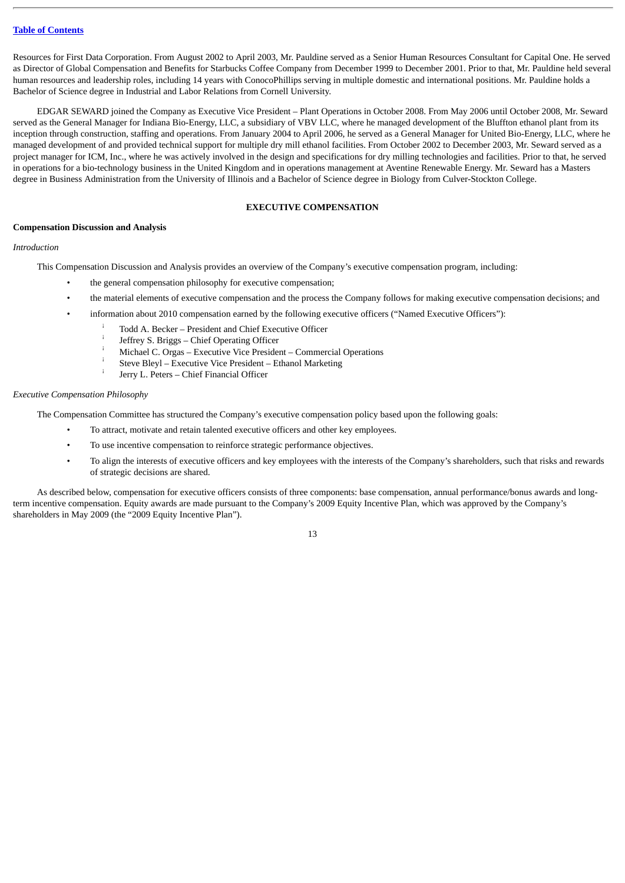Resources for First Data Corporation. From August 2002 to April 2003, Mr. Pauldine served as a Senior Human Resources Consultant for Capital One. He served as Director of Global Compensation and Benefits for Starbucks Coffee Company from December 1999 to December 2001. Prior to that, Mr. Pauldine held several human resources and leadership roles, including 14 years with ConocoPhillips serving in multiple domestic and international positions. Mr. Pauldine holds a Bachelor of Science degree in Industrial and Labor Relations from Cornell University.

EDGAR SEWARD joined the Company as Executive Vice President – Plant Operations in October 2008. From May 2006 until October 2008, Mr. Seward served as the General Manager for Indiana Bio-Energy, LLC, a subsidiary of VBV LLC, where he managed development of the Bluffton ethanol plant from its inception through construction, staffing and operations. From January 2004 to April 2006, he served as a General Manager for United Bio-Energy, LLC, where he managed development of and provided technical support for multiple dry mill ethanol facilities. From October 2002 to December 2003, Mr. Seward served as a project manager for ICM, Inc., where he was actively involved in the design and specifications for dry milling technologies and facilities. Prior to that, he served in operations for a bio-technology business in the United Kingdom and in operations management at Aventine Renewable Energy. Mr. Seward has a Masters degree in Business Administration from the University of Illinois and a Bachelor of Science degree in Biology from Culver-Stockton College.

## EXECUTIVE COMPENSATION

### Compensation Discussion and Analysis

*Introduction*

This Compensation Discussion and Analysis provides an overview of the Company's executive compensation program, including:

- the general compensation philosophy for executive compensation;
- the material elements of executive compensation and the process the Company follows for making executive compensation decisions; and
- information about 2010 compensation earned by the following executive officers ("Named Executive Officers"):
  - Todd A. Becker – President and Chief Executive Officer
  - Jeffrey S. Briggs – Chief Operating Officer
  - Michael C. Orgas – Executive Vice President – Commercial Operations
  - Steve Bleyl – Executive Vice President – Ethanol Marketing
  - Jerry L. Peters – Chief Financial Officer

*Executive Compensation Philosophy*

The Compensation Committee has structured the Company's executive compensation policy based upon the following goals:

- To attract, motivate and retain talented executive officers and other key employees.
- To use incentive compensation to reinforce strategic performance objectives.
- To align the interests of executive officers and key employees with the interests of the Company's shareholders, such that risks and rewards of strategic decisions are shared.

As described below, compensation for executive officers consists of three components: base compensation, annual performance/bonus awards and long-term incentive compensation. Equity awards are made pursuant to the Company's 2009 Equity Incentive Plan, which was approved by the Company's shareholders in May 2009 (the "2009 Equity Incentive Plan").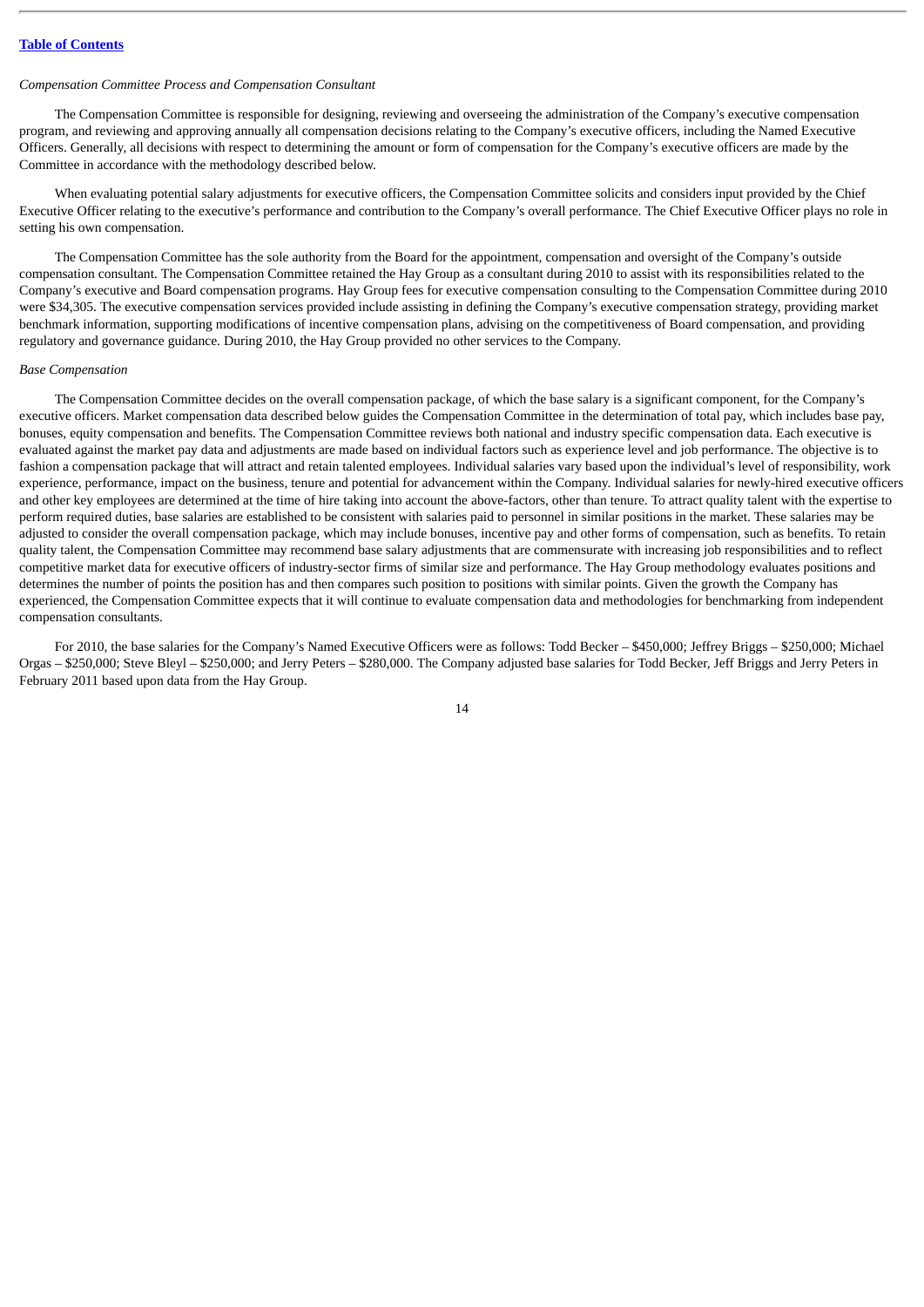*Compensation Committee Process and Compensation Consultant*

The Compensation Committee is responsible for designing, reviewing and overseeing the administration of the Company's executive compensation program, and reviewing and approving annually all compensation decisions relating to the Company's executive officers, including the Named Executive Officers. Generally, all decisions with respect to determining the amount or form of compensation for the Company's executive officers are made by the Committee in accordance with the methodology described below.

When evaluating potential salary adjustments for executive officers, the Compensation Committee solicits and considers input provided by the Chief Executive Officer relating to the executive's performance and contribution to the Company's overall performance. The Chief Executive Officer plays no role in setting his own compensation.

The Compensation Committee has the sole authority from the Board for the appointment, compensation and oversight of the Company's outside compensation consultant. The Compensation Committee retained the Hay Group as a consultant during 2010 to assist with its responsibilities related to the Company's executive and Board compensation programs. Hay Group fees for executive compensation consulting to the Compensation Committee during 2010 were $34,305. The executive compensation services provided include assisting in defining the Company's executive compensation strategy, providing market benchmark information, supporting modifications of incentive compensation plans, advising on the competitiveness of Board compensation, and providing regulatory and governance guidance. During 2010, the Hay Group provided no other services to the Company.

*Base Compensation*

The Compensation Committee decides on the overall compensation package, of which the base salary is a significant component, for the Company's executive officers. Market compensation data described below guides the Compensation Committee in the determination of total pay, which includes base pay, bonuses, equity compensation and benefits. The Compensation Committee reviews both national and industry specific compensation data. Each executive is evaluated against the market pay data and adjustments are made based on individual factors such as experience level and job performance. The objective is to fashion a compensation package that will attract and retain talented employees. Individual salaries vary based upon the individual's level of responsibility, work experience, performance, impact on the business, tenure and potential for advancement within the Company. Individual salaries for newly-hired executive officers and other key employees are determined at the time of hire taking into account the above-factors, other than tenure. To attract quality talent with the expertise to perform required duties, base salaries are established to be consistent with salaries paid to personnel in similar positions in the market. These salaries may be adjusted to consider the overall compensation package, which may include bonuses, incentive pay and other forms of compensation, such as benefits. To retain quality talent, the Compensation Committee may recommend base salary adjustments that are commensurate with increasing job responsibilities and to reflect competitive market data for executive officers of industry-sector firms of similar size and performance. The Hay Group methodology evaluates positions and determines the number of points the position has and then compares such position to positions with similar points. Given the growth the Company has experienced, the Compensation Committee expects that it will continue to evaluate compensation data and methodologies for benchmarking from independent compensation consultants.

For 2010, the base salaries for the Company's Named Executive Officers were as follows: Todd Becker – $450,000; Jeffrey Briggs – $250,000; Michael Orgas – $250,000; Steve Bleyl – $250,000; and Jerry Peters – $280,000. The Company adjusted base salaries for Todd Becker, Jeff Briggs and Jerry Peters in February 2011 based upon data from the Hay Group.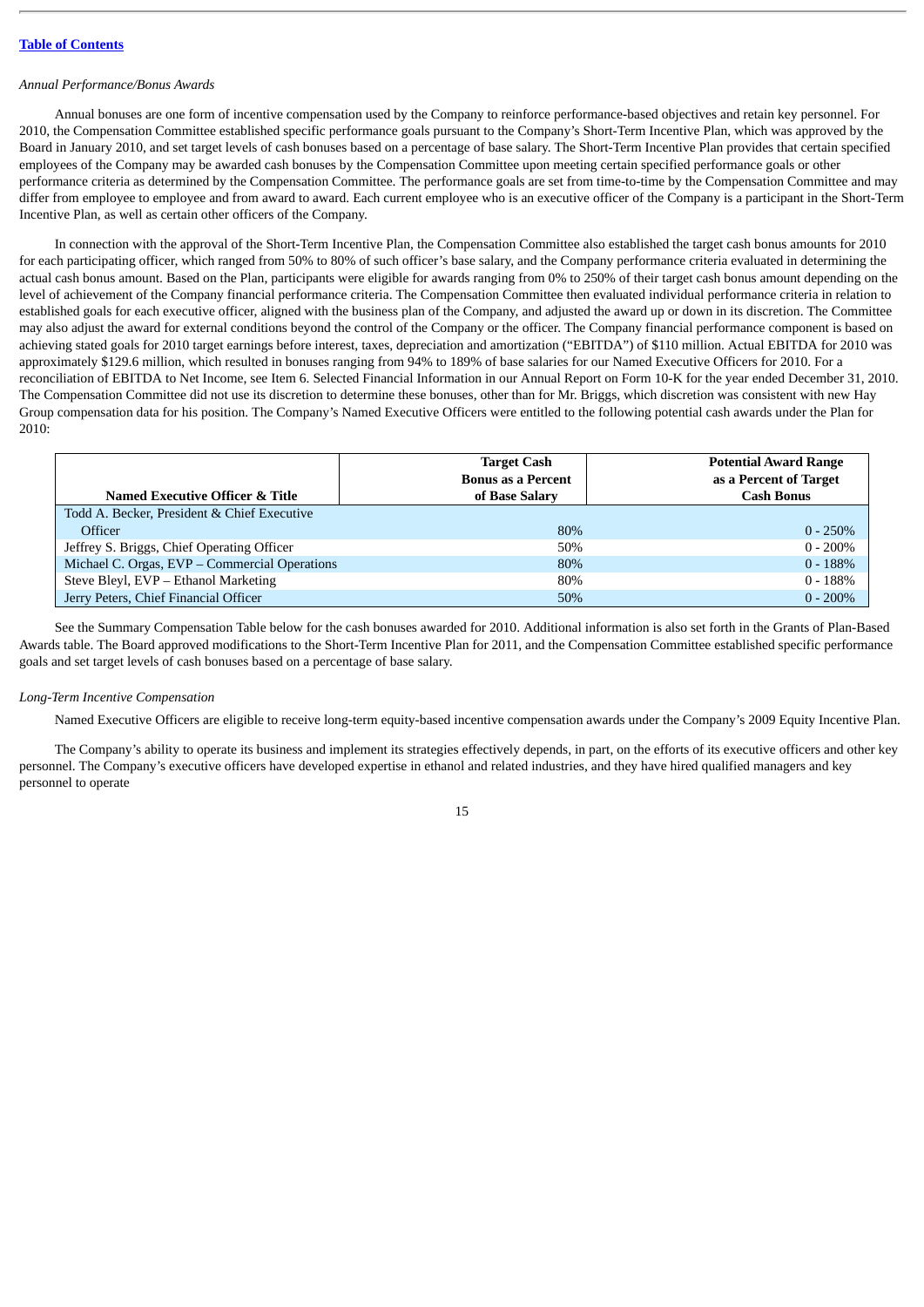*Annual Performance/Bonus Awards*

Annual bonuses are one form of incentive compensation used by the Company to reinforce performance-based objectives and retain key personnel. For 2010, the Compensation Committee established specific performance goals pursuant to the Company's Short-Term Incentive Plan, which was approved by the Board in January 2010, and set target levels of cash bonuses based on a percentage of base salary. The Short-Term Incentive Plan provides that certain specified employees of the Company may be awarded cash bonuses by the Compensation Committee upon meeting certain specified performance goals or other performance criteria as determined by the Compensation Committee. The performance goals are set from time-to-time by the Compensation Committee and may differ from employee to employee and from award to award. Each current employee who is an executive officer of the Company is a participant in the Short-Term Incentive Plan, as well as certain other officers of the Company.

In connection with the approval of the Short-Term Incentive Plan, the Compensation Committee also established the target cash bonus amounts for 2010 for each participating officer, which ranged from 50% to 80% of such officer's base salary, and the Company performance criteria evaluated in determining the actual cash bonus amount. Based on the Plan, participants were eligible for awards ranging from 0% to 250% of their target cash bonus amount depending on the level of achievement of the Company financial performance criteria. The Compensation Committee then evaluated individual performance criteria in relation to established goals for each executive officer, aligned with the business plan of the Company, and adjusted the award up or down in its discretion. The Committee may also adjust the award for external conditions beyond the control of the Company or the officer. The Company financial performance component is based on achieving stated goals for 2010 target earnings before interest, taxes, depreciation and amortization ("EBITDA") of $110 million. Actual EBITDA for 2010 was approximately $129.6 million, which resulted in bonuses ranging from 94% to 189% of base salaries for our Named Executive Officers for 2010. For a reconciliation of EBITDA to Net Income, see Item 6. Selected Financial Information in our Annual Report on Form 10-K for the year ended December 31, 2010. The Compensation Committee did not use its discretion to determine these bonuses, other than for Mr. Briggs, which discretion was consistent with new Hay Group compensation data for his position. The Company's Named Executive Officers were entitled to the following potential cash awards under the Plan for 2010:

| Named Executive Officer & Title | Target Cash Bonus as a Percent of Base Salary | Potential Award Range as a Percent of Target Cash Bonus |
|---|---|---|
| Todd A. Becker, President & Chief Executive Officer | 80% | 0 - 250% |
| Jeffrey S. Briggs, Chief Operating Officer | 50% | 0 - 200% |
| Michael C. Orgas, EVP – Commercial Operations | 80% | 0 - 188% |
| Steve Bleyl, EVP – Ethanol Marketing | 80% | 0 - 188% |
| Jerry Peters, Chief Financial Officer | 50% | 0 - 200% |

See the Summary Compensation Table below for the cash bonuses awarded for 2010. Additional information is also set forth in the Grants of Plan-Based Awards table. The Board approved modifications to the Short-Term Incentive Plan for 2011, and the Compensation Committee established specific performance goals and set target levels of cash bonuses based on a percentage of base salary.

*Long-Term Incentive Compensation*

Named Executive Officers are eligible to receive long-term equity-based incentive compensation awards under the Company's 2009 Equity Incentive Plan.

The Company's ability to operate its business and implement its strategies effectively depends, in part, on the efforts of its executive officers and other key personnel. The Company's executive officers have developed expertise in ethanol and related industries, and they have hired qualified managers and key personnel to operate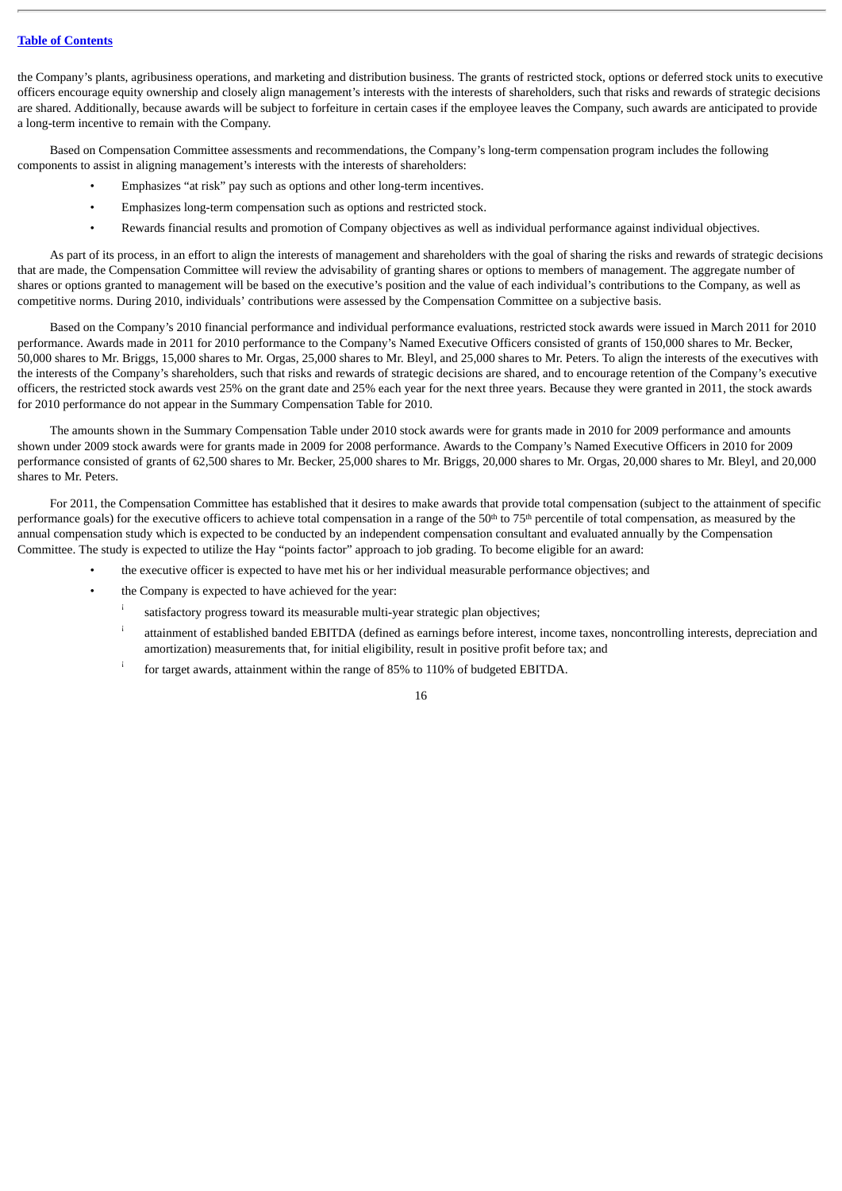the Company's plants, agribusiness operations, and marketing and distribution business. The grants of restricted stock, options or deferred stock units to executive officers encourage equity ownership and closely align management's interests with the interests of shareholders, such that risks and rewards of strategic decisions are shared. Additionally, because awards will be subject to forfeiture in certain cases if the employee leaves the Company, such awards are anticipated to provide a long-term incentive to remain with the Company.

Based on Compensation Committee assessments and recommendations, the Company's long-term compensation program includes the following components to assist in aligning management's interests with the interests of shareholders:

- Emphasizes "at risk" pay such as options and other long-term incentives.
- Emphasizes long-term compensation such as options and restricted stock.
- Rewards financial results and promotion of Company objectives as well as individual performance against individual objectives.

As part of its process, in an effort to align the interests of management and shareholders with the goal of sharing the risks and rewards of strategic decisions that are made, the Compensation Committee will review the advisability of granting shares or options to members of management. The aggregate number of shares or options granted to management will be based on the executive's position and the value of each individual's contributions to the Company, as well as competitive norms. During 2010, individuals' contributions were assessed by the Compensation Committee on a subjective basis.

Based on the Company's 2010 financial performance and individual performance evaluations, restricted stock awards were issued in March 2011 for 2010 performance. Awards made in 2011 for 2010 performance to the Company's Named Executive Officers consisted of grants of 150,000 shares to Mr. Becker, 50,000 shares to Mr. Briggs, 15,000 shares to Mr. Orgas, 25,000 shares to Mr. Bleyl, and 25,000 shares to Mr. Peters. To align the interests of the executives with the interests of the Company's shareholders, such that risks and rewards of strategic decisions are shared, and to encourage retention of the Company's executive officers, the restricted stock awards vest 25% on the grant date and 25% each year for the next three years. Because they were granted in 2011, the stock awards for 2010 performance do not appear in the Summary Compensation Table for 2010.

The amounts shown in the Summary Compensation Table under 2010 stock awards were for grants made in 2010 for 2009 performance and amounts shown under 2009 stock awards were for grants made in 2009 for 2008 performance. Awards to the Company's Named Executive Officers in 2010 for 2009 performance consisted of grants of 62,500 shares to Mr. Becker, 25,000 shares to Mr. Briggs, 20,000 shares to Mr. Orgas, 20,000 shares to Mr. Bleyl, and 20,000 shares to Mr. Peters.

For 2011, the Compensation Committee has established that it desires to make awards that provide total compensation (subject to the attainment of specific performance goals) for the executive officers to achieve total compensation in a range of the 50th to 75th percentile of total compensation, as measured by the annual compensation study which is expected to be conducted by an independent compensation consultant and evaluated annually by the Compensation Committee. The study is expected to utilize the Hay "points factor" approach to job grading. To become eligible for an award:

- the executive officer is expected to have met his or her individual measurable performance objectives; and
- the Company is expected to have achieved for the year:
  - satisfactory progress toward its measurable multi-year strategic plan objectives;
  - attainment of established banded EBITDA (defined as earnings before interest, income taxes, noncontrolling interests, depreciation and amortization) measurements that, for initial eligibility, result in positive profit before tax; and
  - for target awards, attainment within the range of 85% to 110% of budgeted EBITDA.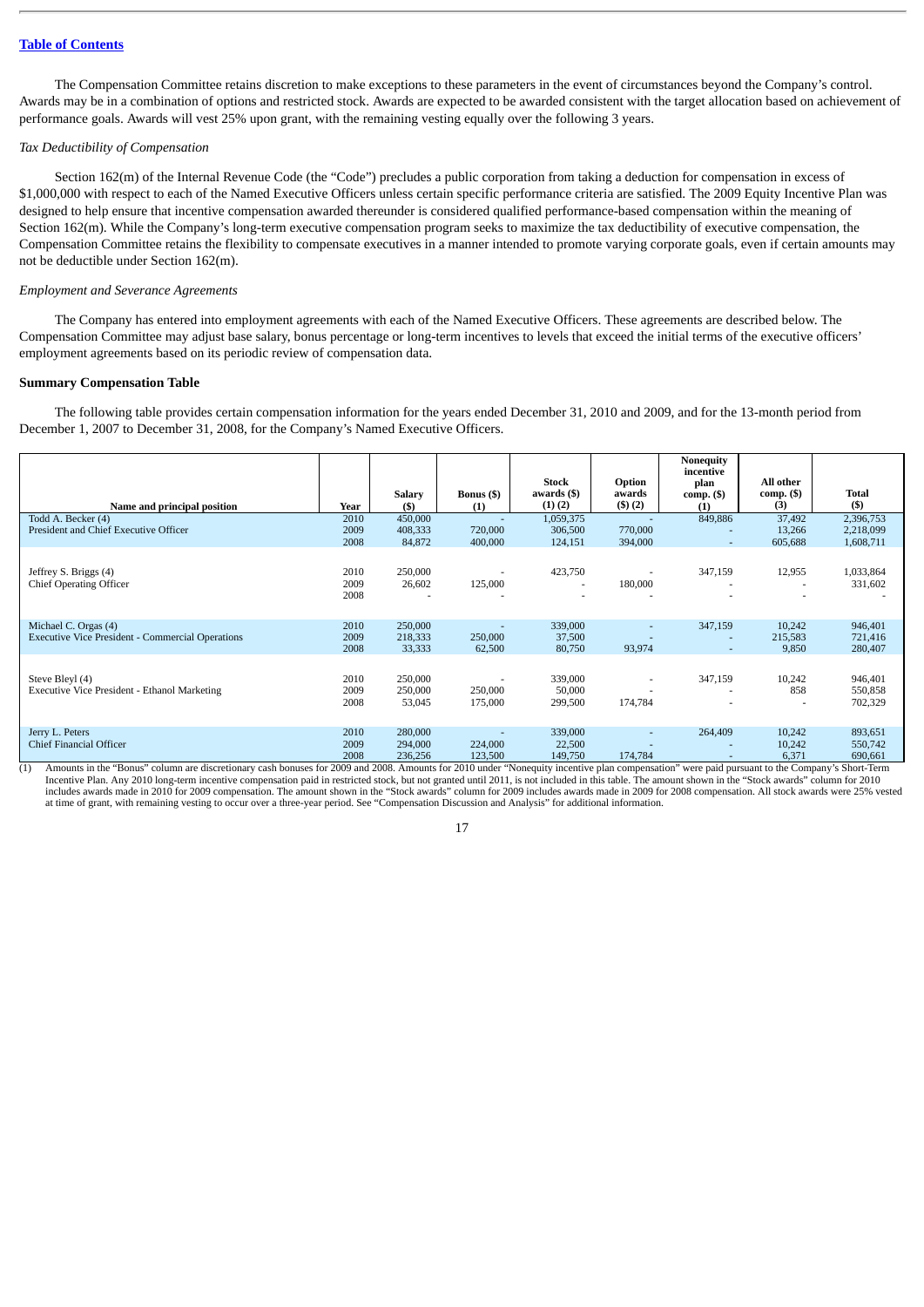[Table of Contents](#)

The Compensation Committee retains discretion to make exceptions to these parameters in the event of circumstances beyond the Company's control. Awards may be in a combination of options and restricted stock. Awards are expected to be awarded consistent with the target allocation based on achievement of performance goals. Awards will vest 25% upon grant, with the remaining vesting equally over the following 3 years.

*Tax Deductibility of Compensation*

Section 162(m) of the Internal Revenue Code (the "Code") precludes a public corporation from taking a deduction for compensation in excess of $1,000,000 with respect to each of the Named Executive Officers unless certain specific performance criteria are satisfied. The 2009 Equity Incentive Plan was designed to help ensure that incentive compensation awarded thereunder is considered qualified performance-based compensation within the meaning of Section 162(m). While the Company's long-term executive compensation program seeks to maximize the tax deductibility of executive compensation, the Compensation Committee retains the flexibility to compensate executives in a manner intended to promote varying corporate goals, even if certain amounts may not be deductible under Section 162(m).

*Employment and Severance Agreements*

The Company has entered into employment agreements with each of the Named Executive Officers. These agreements are described below. The Compensation Committee may adjust base salary, bonus percentage or long-term incentives to levels that exceed the initial terms of the executive officers' employment agreements based on its periodic review of compensation data.

**Summary Compensation Table**

The following table provides certain compensation information for the years ended December 31, 2010 and 2009, and for the 13-month period from December 1, 2007 to December 31, 2008, for the Company's Named Executive Officers.

| Name and principal position | Year | Salary ($) | Bonus ($) (1) | Stock awards ($) (1) (2) | Option awards ($) (2) | Nonequity incentive plan comp. ($) (1) | All other comp. ($) (3) | Total ($) |
|---|---|---|---|---|---|---|---|---|
| Todd A. Becker (4) | 2010 | 450,000 | - | 1,059,375 | - | 849,886 | 37,492 | 2,396,753 |
| President and Chief Executive Officer | 2009 | 408,333 | 720,000 | 306,500 | 770,000 | - | 13,266 | 2,218,099 |
| | 2008 | 84,872 | 400,000 | 124,151 | 394,000 | - | 605,688 | 1,608,711 |
| Jeffrey S. Briggs (4) | 2010 | 250,000 | - | 423,750 | - | 347,159 | 12,955 | 1,033,864 |
| Chief Operating Officer | 2009 | 26,602 | 125,000 | - | 180,000 | - | - | 331,602 |
| | 2008 | - | - | - | - | - | - | - |
| Michael C. Orgas (4) | 2010 | 250,000 | - | 339,000 | - | 347,159 | 10,242 | 946,401 |
| Executive Vice President - Commercial Operations | 2009 | 218,333 | 250,000 | 37,500 | - | - | 215,583 | 721,416 |
| | 2008 | 33,333 | 62,500 | 80,750 | 93,974 | - | 9,850 | 280,407 |
| Steve Bleyl (4) | 2010 | 250,000 | - | 339,000 | - | 347,159 | 10,242 | 946,401 |
| Executive Vice President - Ethanol Marketing | 2009 | 250,000 | 250,000 | 50,000 | - | - | 858 | 550,858 |
| | 2008 | 53,045 | 175,000 | 299,500 | 174,784 | - | - | 702,329 |
| Jerry L. Peters | 2010 | 280,000 | - | 339,000 | - | 264,409 | 10,242 | 893,651 |
| Chief Financial Officer | 2009 | 294,000 | 224,000 | 22,500 | - | - | 10,242 | 550,742 |
| | 2008 | 236,256 | 123,500 | 149,750 | 174,784 | - | 6,371 | 690,661 |

(1) Amounts in the "Bonus" column are discretionary cash bonuses for 2009 and 2008. Amounts for 2010 under "Nonequity incentive plan compensation" were paid pursuant to the Company's Short-Term Incentive Plan. Any 2010 long-term incentive compensation paid in restricted stock, but not granted until 2011, is not included in this table. The amount shown in the "Stock awards" column for 2010 includes awards made in 2010 for 2009 compensation. The amount shown in the "Stock awards" column for 2009 includes awards made in 2009 for 2008 compensation. All stock awards were 25% vested at time of grant, with remaining vesting to occur over a three-year period. See "Compensation Discussion and Analysis" for additional information.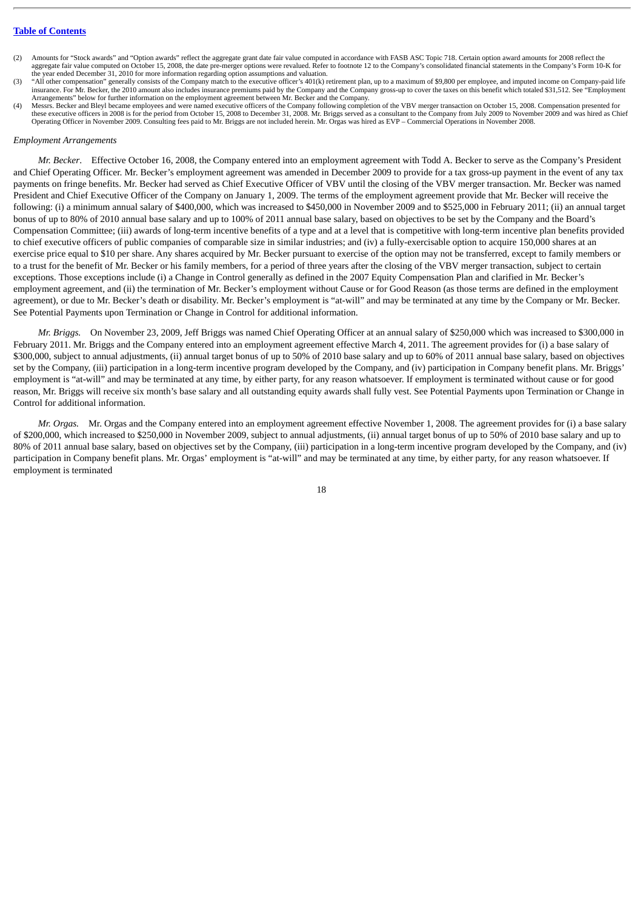(2) Amounts for "Stock awards" and "Option awards" reflect the aggregate grant date fair value computed in accordance with FASB ASC Topic 718. Certain option award amounts for 2008 reflect the aggregate fair value computed on October 15, 2008, the date pre-merger options were revalued. Refer to footnote 12 to the Company's consolidated financial statements in the Company's Form 10-K for the year ended December 31, 2010 for more information regarding option assumptions and valuation.

(3) "All other compensation" generally consists of the Company match to the executive officer's 401(k) retirement plan, up to a maximum of $9,800 per employee, and imputed income on Company-paid life insurance. For Mr. Becker, the 2010 amount also includes insurance premiums paid by the Company and the Company gross-up to cover the taxes on this benefit which totaled $31,512. See "Employment Arrangements" below for further information on the employment agreement between Mr. Becker and the Company.

(4) Messrs. Becker and Bleyl became employees and were named executive officers of the Company following completion of the VBV merger transaction on October 15, 2008. Compensation presented for these executive officers in 2008 is for the period from October 15, 2008 to December 31, 2008. Mr. Briggs served as a consultant to the Company from July 2009 to November 2009 and was hired as Chief Operating Officer in November 2009. Consulting fees paid to Mr. Briggs are not included herein. Mr. Orgas was hired as EVP – Commercial Operations in November 2008.

*Employment Arrangements*

*Mr. Becker*. Effective October 16, 2008, the Company entered into an employment agreement with Todd A. Becker to serve as the Company's President and Chief Operating Officer. Mr. Becker's employment agreement was amended in December 2009 to provide for a tax gross-up payment in the event of any tax payments on fringe benefits. Mr. Becker had served as Chief Executive Officer of VBV until the closing of the VBV merger transaction. Mr. Becker was named President and Chief Executive Officer of the Company on January 1, 2009. The terms of the employment agreement provide that Mr. Becker will receive the following: (i) a minimum annual salary of $400,000, which was increased to $450,000 in November 2009 and to $525,000 in February 2011; (ii) an annual target bonus of up to 80% of 2010 annual base salary and up to 100% of 2011 annual base salary, based on objectives to be set by the Company and the Board's Compensation Committee; (iii) awards of long-term incentive benefits of a type and at a level that is competitive with long-term incentive plan benefits provided to chief executive officers of public companies of comparable size in similar industries; and (iv) a fully-exercisable option to acquire 150,000 shares at an exercise price equal to $10 per share. Any shares acquired by Mr. Becker pursuant to exercise of the option may not be transferred, except to family members or to a trust for the benefit of Mr. Becker or his family members, for a period of three years after the closing of the VBV merger transaction, subject to certain exceptions. Those exceptions include (i) a Change in Control generally as defined in the 2007 Equity Compensation Plan and clarified in Mr. Becker's employment agreement, and (ii) the termination of Mr. Becker's employment without Cause or for Good Reason (as those terms are defined in the employment agreement), or due to Mr. Becker's death or disability. Mr. Becker's employment is "at-will" and may be terminated at any time by the Company or Mr. Becker. See Potential Payments upon Termination or Change in Control for additional information.

*Mr. Briggs.* On November 23, 2009, Jeff Briggs was named Chief Operating Officer at an annual salary of $250,000 which was increased to $300,000 in February 2011. Mr. Briggs and the Company entered into an employment agreement effective March 4, 2011. The agreement provides for (i) a base salary of $300,000, subject to annual adjustments, (ii) annual target bonus of up to 50% of 2010 base salary and up to 60% of 2011 annual base salary, based on objectives set by the Company, (iii) participation in a long-term incentive program developed by the Company, and (iv) participation in Company benefit plans. Mr. Briggs' employment is "at-will" and may be terminated at any time, by either party, for any reason whatsoever. If employment is terminated without cause or for good reason, Mr. Briggs will receive six month's base salary and all outstanding equity awards shall fully vest. See Potential Payments upon Termination or Change in Control for additional information.

*Mr. Orgas.* Mr. Orgas and the Company entered into an employment agreement effective November 1, 2008. The agreement provides for (i) a base salary of $200,000, which increased to $250,000 in November 2009, subject to annual adjustments, (ii) annual target bonus of up to 50% of 2010 base salary and up to 80% of 2011 annual base salary, based on objectives set by the Company, (iii) participation in a long-term incentive program developed by the Company, and (iv) participation in Company benefit plans. Mr. Orgas' employment is "at-will" and may be terminated at any time, by either party, for any reason whatsoever. If employment is terminated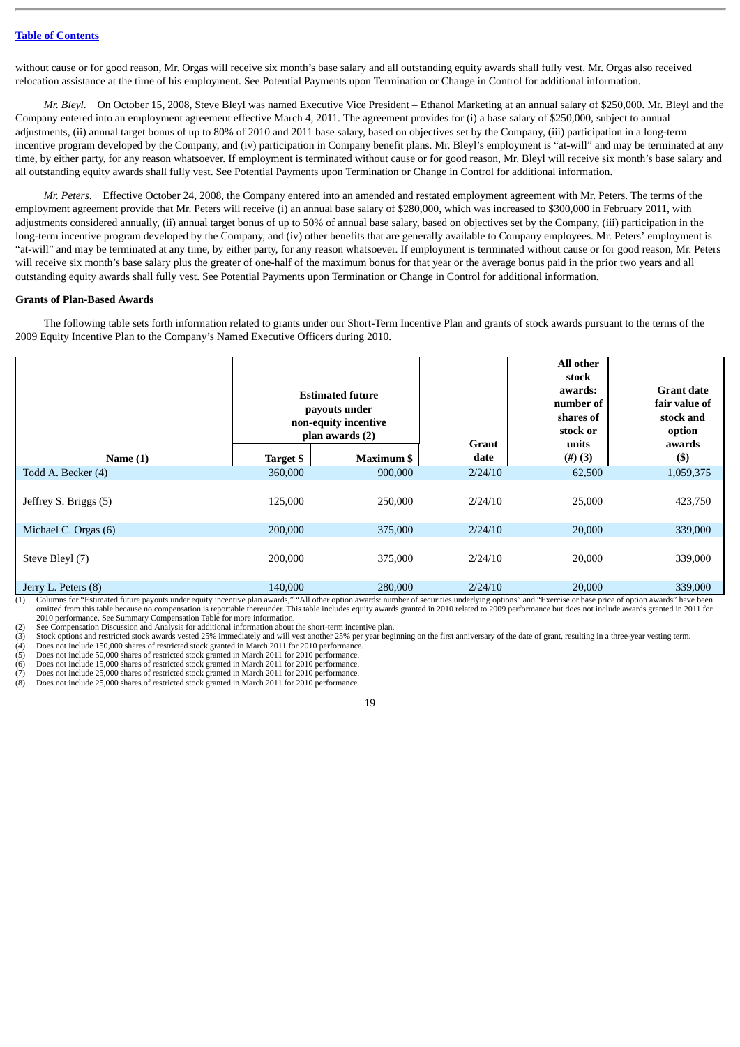without cause or for good reason, Mr. Orgas will receive six month's base salary and all outstanding equity awards shall fully vest. Mr. Orgas also received relocation assistance at the time of his employment. See Potential Payments upon Termination or Change in Control for additional information.

*Mr. Bleyl.* On October 15, 2008, Steve Bleyl was named Executive Vice President – Ethanol Marketing at an annual salary of $250,000. Mr. Bleyl and the Company entered into an employment agreement effective March 4, 2011. The agreement provides for (i) a base salary of $250,000, subject to annual adjustments, (ii) annual target bonus of up to 80% of 2010 and 2011 base salary, based on objectives set by the Company, (iii) participation in a long-term incentive program developed by the Company, and (iv) participation in Company benefit plans. Mr. Bleyl's employment is "at-will" and may be terminated at any time, by either party, for any reason whatsoever. If employment is terminated without cause or for good reason, Mr. Bleyl will receive six month's base salary and all outstanding equity awards shall fully vest. See Potential Payments upon Termination or Change in Control for additional information.

*Mr. Peters*. Effective October 24, 2008, the Company entered into an amended and restated employment agreement with Mr. Peters. The terms of the employment agreement provide that Mr. Peters will receive (i) an annual base salary of $280,000, which was increased to $300,000 in February 2011, with adjustments considered annually, (ii) annual target bonus of up to 50% of annual base salary, based on objectives set by the Company, (iii) participation in the long-term incentive program developed by the Company, and (iv) other benefits that are generally available to Company employees. Mr. Peters' employment is "at-will" and may be terminated at any time, by either party, for any reason whatsoever. If employment is terminated without cause or for good reason, Mr. Peters will receive six month's base salary plus the greater of one-half of the maximum bonus for that year or the average bonus paid in the prior two years and all outstanding equity awards shall fully vest. See Potential Payments upon Termination or Change in Control for additional information.

**Grants of Plan-Based Awards**

The following table sets forth information related to grants under our Short-Term Incentive Plan and grants of stock awards pursuant to the terms of the 2009 Equity Incentive Plan to the Company's Named Executive Officers during 2010.

| Name (1) | Estimated future payouts under non-equity incentive plan awards (2) | | Grant date | All other stock awards: number of shares of stock or units (#) (3) | Grant date fair value of stock and option awards ($) |
|---|---|---|---|---|---|
| | Target $ | Maximum $ | | | |
| Todd A. Becker (4) | 360,000 | 900,000 | 2/24/10 | 62,500 | 1,059,375 |
| Jeffrey S. Briggs (5) | 125,000 | 250,000 | 2/24/10 | 25,000 | 423,750 |
| Michael C. Orgas (6) | 200,000 | 375,000 | 2/24/10 | 20,000 | 339,000 |
| Steve Bleyl (7) | 200,000 | 375,000 | 2/24/10 | 20,000 | 339,000 |
| Jerry L. Peters (8) | 140,000 | 280,000 | 2/24/10 | 20,000 | 339,000 |

(1) Columns for "Estimated future payouts under equity incentive plan awards," "All other option awards: number of securities underlying options" and "Exercise or base price of option awards" have been omitted from this table because no compensation is reportable thereunder. This table includes equity awards granted in 2010 related to 2009 performance but does not include awards granted in 2011 for 2010 performance. See Summary Compensation Table for more information.

(2) See Compensation Discussion and Analysis for additional information about the short-term incentive plan.

(3) Stock options and restricted stock awards vested 25% immediately and will vest another 25% per year beginning on the first anniversary of the date of grant, resulting in a three-year vesting term.

(4) Does not include 150,000 shares of restricted stock granted in March 2011 for 2010 performance.

(5) Does not include 50,000 shares of restricted stock granted in March 2011 for 2010 performance.

(6) Does not include 15,000 shares of restricted stock granted in March 2011 for 2010 performance.

(7) Does not include 25,000 shares of restricted stock granted in March 2011 for 2010 performance.

(8) Does not include 25,000 shares of restricted stock granted in March 2011 for 2010 performance.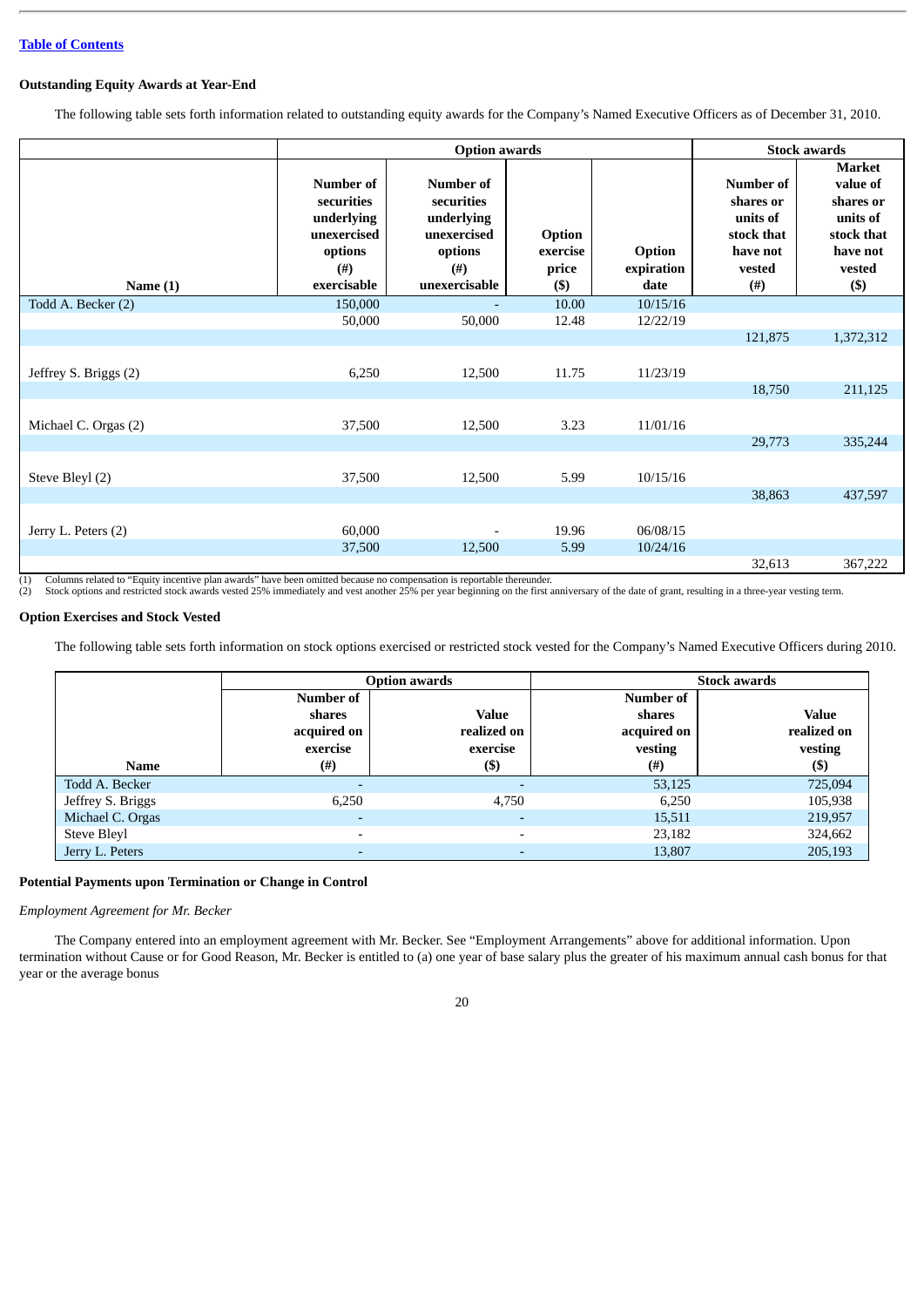[Table of Contents](#)

**Outstanding Equity Awards at Year-End**

The following table sets forth information related to outstanding equity awards for the Company's Named Executive Officers as of December 31, 2010.

| | Option awards | | | | Stock awards | |
|---|---|---|---|---|---|---|
| **Name (1)** | **Number of securities underlying unexercised options (#) exercisable** | **Number of securities underlying unexercised options (#) unexercisable** | **Option exercise price ($)** | **Option expiration date** | **Number of shares or units of stock that have not vested (#)** | **Market value of shares or units of stock that have not vested ($)** |
| Todd A. Becker (2) | 150,000 | - | 10.00 | 10/15/16 | | |
| | 50,000 | 50,000 | 12.48 | 12/22/19 | | |
| | | | | | 121,875 | 1,372,312 |
| Jeffrey S. Briggs (2) | 6,250 | 12,500 | 11.75 | 11/23/19 | | |
| | | | | | 18,750 | 211,125 |
| Michael C. Orgas (2) | 37,500 | 12,500 | 3.23 | 11/01/16 | | |
| | | | | | 29,773 | 335,244 |
| Steve Bleyl (2) | 37,500 | 12,500 | 5.99 | 10/15/16 | | |
| | | | | | 38,863 | 437,597 |
| Jerry L. Peters (2) | 60,000 | - | 19.96 | 06/08/15 | | |
| | 37,500 | 12,500 | 5.99 | 10/24/16 | | |
| | | | | | 32,613 | 367,222 |

(1) Columns related to "Equity incentive plan awards" have been omitted because no compensation is reportable thereunder.
(2) Stock options and restricted stock awards vested 25% immediately and vest another 25% per year beginning on the first anniversary of the date of grant, resulting in a three-year vesting term.

**Option Exercises and Stock Vested**

The following table sets forth information on stock options exercised or restricted stock vested for the Company's Named Executive Officers during 2010.

| | Option awards | | Stock awards | |
|---|---|---|---|---|
| **Name** | **Number of shares acquired on exercise (#)** | **Value realized on exercise ($)** | **Number of shares acquired on vesting (#)** | **Value realized on vesting ($)** |
| Todd A. Becker | - | - | 53,125 | 725,094 |
| Jeffrey S. Briggs | 6,250 | 4,750 | 6,250 | 105,938 |
| Michael C. Orgas | - | - | 15,511 | 219,957 |
| Steve Bleyl | - | - | 23,182 | 324,662 |
| Jerry L. Peters | - | - | 13,807 | 205,193 |

**Potential Payments upon Termination or Change in Control**

*Employment Agreement for Mr. Becker*

The Company entered into an employment agreement with Mr. Becker. See "Employment Arrangements" above for additional information. Upon termination without Cause or for Good Reason, Mr. Becker is entitled to (a) one year of base salary plus the greater of his maximum annual cash bonus for that year or the average bonus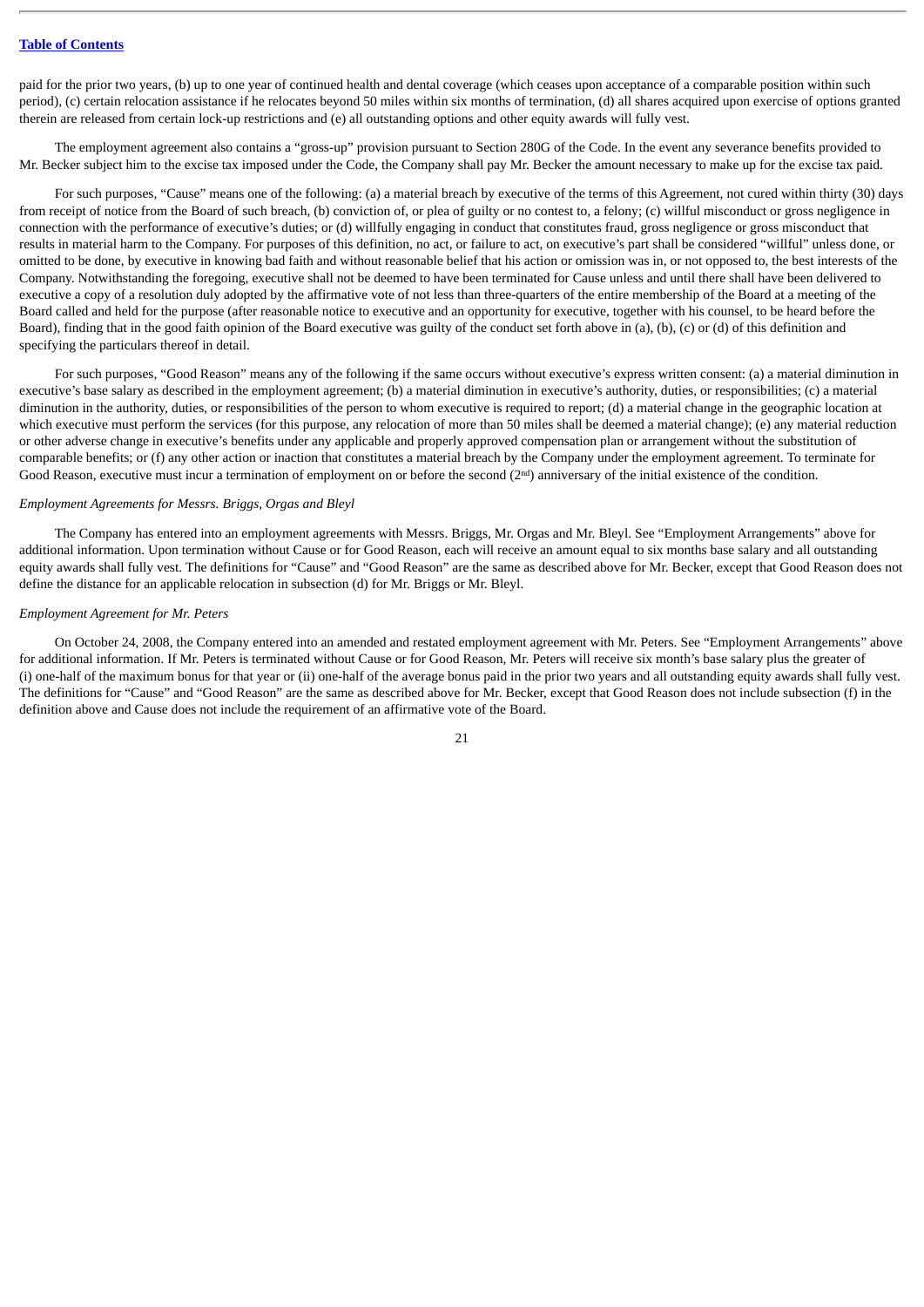paid for the prior two years, (b) up to one year of continued health and dental coverage (which ceases upon acceptance of a comparable position within such period), (c) certain relocation assistance if he relocates beyond 50 miles within six months of termination, (d) all shares acquired upon exercise of options granted therein are released from certain lock-up restrictions and (e) all outstanding options and other equity awards will fully vest.

The employment agreement also contains a "gross-up" provision pursuant to Section 280G of the Code. In the event any severance benefits provided to Mr. Becker subject him to the excise tax imposed under the Code, the Company shall pay Mr. Becker the amount necessary to make up for the excise tax paid.

For such purposes, "Cause" means one of the following: (a) a material breach by executive of the terms of this Agreement, not cured within thirty (30) days from receipt of notice from the Board of such breach, (b) conviction of, or plea of guilty or no contest to, a felony; (c) willful misconduct or gross negligence in connection with the performance of executive's duties; or (d) willfully engaging in conduct that constitutes fraud, gross negligence or gross misconduct that results in material harm to the Company. For purposes of this definition, no act, or failure to act, on executive's part shall be considered "willful" unless done, or omitted to be done, by executive in knowing bad faith and without reasonable belief that his action or omission was in, or not opposed to, the best interests of the Company. Notwithstanding the foregoing, executive shall not be deemed to have been terminated for Cause unless and until there shall have been delivered to executive a copy of a resolution duly adopted by the affirmative vote of not less than three-quarters of the entire membership of the Board at a meeting of the Board called and held for the purpose (after reasonable notice to executive and an opportunity for executive, together with his counsel, to be heard before the Board), finding that in the good faith opinion of the Board executive was guilty of the conduct set forth above in (a), (b), (c) or (d) of this definition and specifying the particulars thereof in detail.

For such purposes, "Good Reason" means any of the following if the same occurs without executive's express written consent: (a) a material diminution in executive's base salary as described in the employment agreement; (b) a material diminution in executive's authority, duties, or responsibilities; (c) a material diminution in the authority, duties, or responsibilities of the person to whom executive is required to report; (d) a material change in the geographic location at which executive must perform the services (for this purpose, any relocation of more than 50 miles shall be deemed a material change); (e) any material reduction or other adverse change in executive's benefits under any applicable and properly approved compensation plan or arrangement without the substitution of comparable benefits; or (f) any other action or inaction that constitutes a material breach by the Company under the employment agreement. To terminate for Good Reason, executive must incur a termination of employment on or before the second (2nd) anniversary of the initial existence of the condition.

*Employment Agreements for Messrs. Briggs, Orgas and Bleyl*

The Company has entered into an employment agreements with Messrs. Briggs, Mr. Orgas and Mr. Bleyl. See "Employment Arrangements" above for additional information. Upon termination without Cause or for Good Reason, each will receive an amount equal to six months base salary and all outstanding equity awards shall fully vest. The definitions for "Cause" and "Good Reason" are the same as described above for Mr. Becker, except that Good Reason does not define the distance for an applicable relocation in subsection (d) for Mr. Briggs or Mr. Bleyl.

*Employment Agreement for Mr. Peters*

On October 24, 2008, the Company entered into an amended and restated employment agreement with Mr. Peters. See "Employment Arrangements" above for additional information. If Mr. Peters is terminated without Cause or for Good Reason, Mr. Peters will receive six month's base salary plus the greater of (i) one-half of the maximum bonus for that year or (ii) one-half of the average bonus paid in the prior two years and all outstanding equity awards shall fully vest. The definitions for "Cause" and "Good Reason" are the same as described above for Mr. Becker, except that Good Reason does not include subsection (f) in the definition above and Cause does not include the requirement of an affirmative vote of the Board.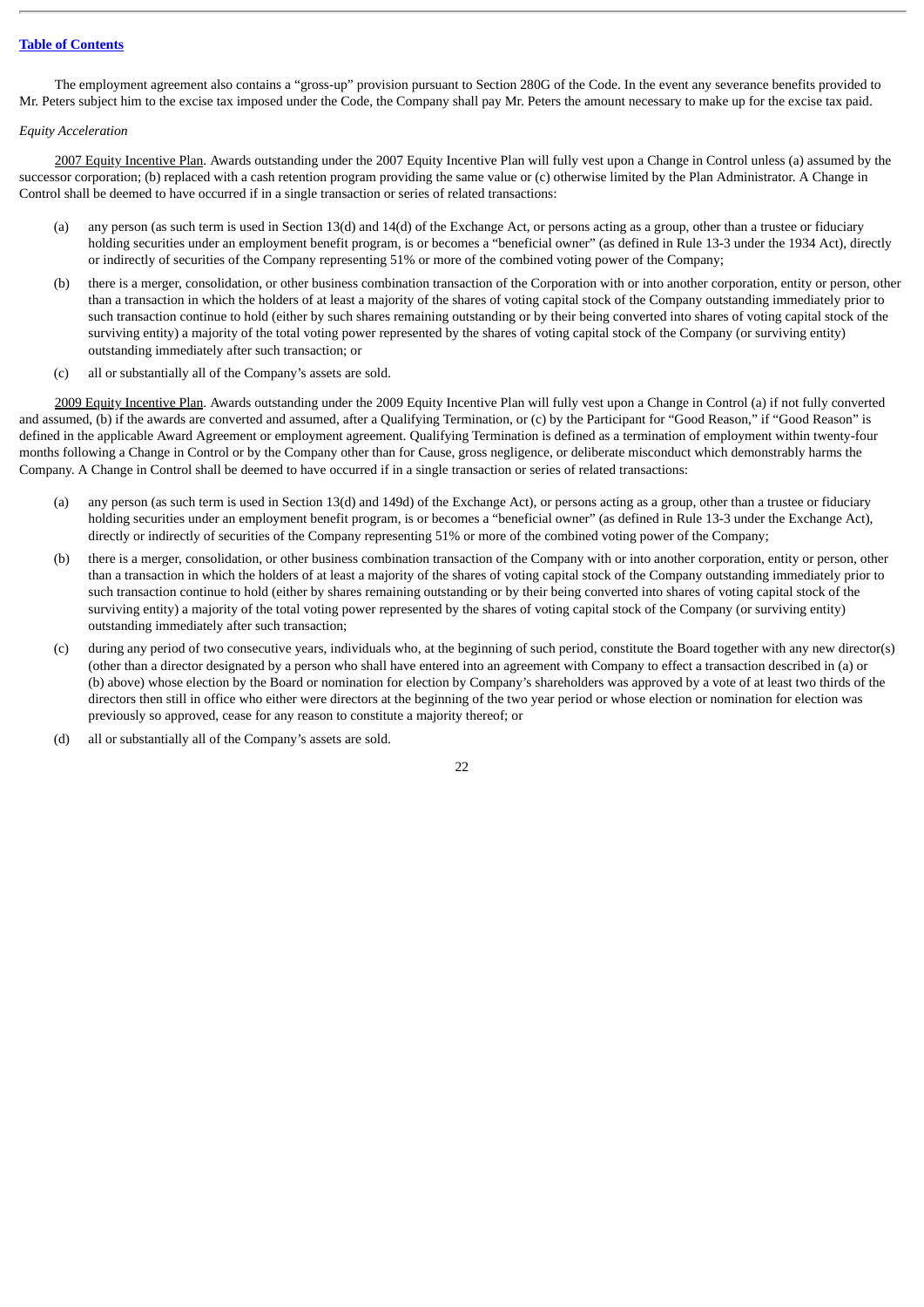The employment agreement also contains a "gross-up" provision pursuant to Section 280G of the Code. In the event any severance benefits provided to Mr. Peters subject him to the excise tax imposed under the Code, the Company shall pay Mr. Peters the amount necessary to make up for the excise tax paid.

*Equity Acceleration*

2007 Equity Incentive Plan. Awards outstanding under the 2007 Equity Incentive Plan will fully vest upon a Change in Control unless (a) assumed by the successor corporation; (b) replaced with a cash retention program providing the same value or (c) otherwise limited by the Plan Administrator. A Change in Control shall be deemed to have occurred if in a single transaction or series of related transactions:

(a) any person (as such term is used in Section 13(d) and 14(d) of the Exchange Act, or persons acting as a group, other than a trustee or fiduciary holding securities under an employment benefit program, is or becomes a "beneficial owner" (as defined in Rule 13-3 under the 1934 Act), directly or indirectly of securities of the Company representing 51% or more of the combined voting power of the Company;

(b) there is a merger, consolidation, or other business combination transaction of the Corporation with or into another corporation, entity or person, other than a transaction in which the holders of at least a majority of the shares of voting capital stock of the Company outstanding immediately prior to such transaction continue to hold (either by such shares remaining outstanding or by their being converted into shares of voting capital stock of the surviving entity) a majority of the total voting power represented by the shares of voting capital stock of the Company (or surviving entity) outstanding immediately after such transaction; or

(c) all or substantially all of the Company's assets are sold.

2009 Equity Incentive Plan. Awards outstanding under the 2009 Equity Incentive Plan will fully vest upon a Change in Control (a) if not fully converted and assumed, (b) if the awards are converted and assumed, after a Qualifying Termination, or (c) by the Participant for "Good Reason," if "Good Reason" is defined in the applicable Award Agreement or employment agreement. Qualifying Termination is defined as a termination of employment within twenty-four months following a Change in Control or by the Company other than for Cause, gross negligence, or deliberate misconduct which demonstrably harms the Company. A Change in Control shall be deemed to have occurred if in a single transaction or series of related transactions:

(a) any person (as such term is used in Section 13(d) and 149d) of the Exchange Act), or persons acting as a group, other than a trustee or fiduciary holding securities under an employment benefit program, is or becomes a "beneficial owner" (as defined in Rule 13-3 under the Exchange Act), directly or indirectly of securities of the Company representing 51% or more of the combined voting power of the Company;

(b) there is a merger, consolidation, or other business combination transaction of the Company with or into another corporation, entity or person, other than a transaction in which the holders of at least a majority of the shares of voting capital stock of the Company outstanding immediately prior to such transaction continue to hold (either by shares remaining outstanding or by their being converted into shares of voting capital stock of the surviving entity) a majority of the total voting power represented by the shares of voting capital stock of the Company (or surviving entity) outstanding immediately after such transaction;

(c) during any period of two consecutive years, individuals who, at the beginning of such period, constitute the Board together with any new director(s) (other than a director designated by a person who shall have entered into an agreement with Company to effect a transaction described in (a) or (b) above) whose election by the Board or nomination for election by Company's shareholders was approved by a vote of at least two thirds of the directors then still in office who either were directors at the beginning of the two year period or whose election or nomination for election was previously so approved, cease for any reason to constitute a majority thereof; or

(d) all or substantially all of the Company's assets are sold.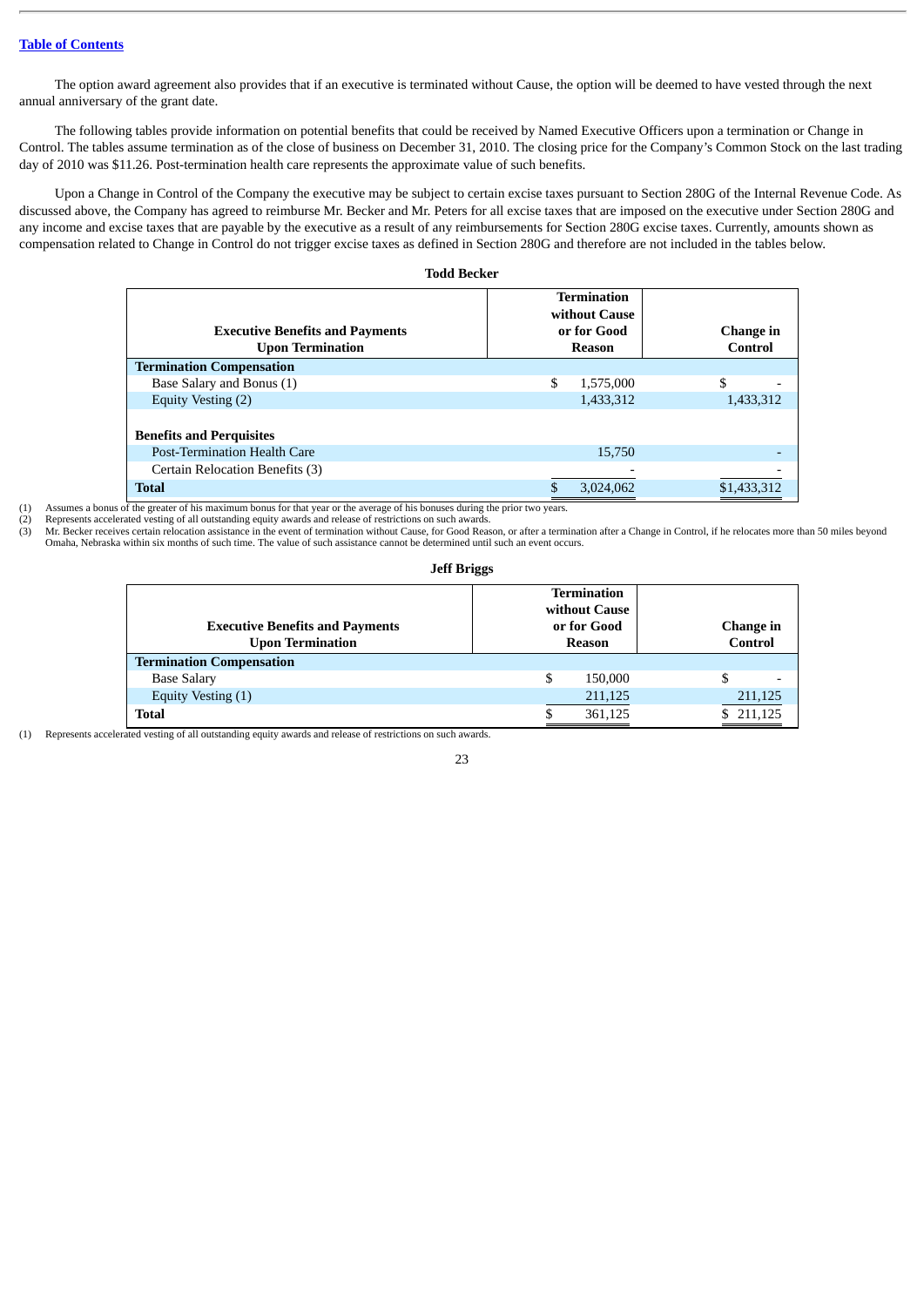The option award agreement also provides that if an executive is terminated without Cause, the option will be deemed to have vested through the next annual anniversary of the grant date.

The following tables provide information on potential benefits that could be received by Named Executive Officers upon a termination or Change in Control. The tables assume termination as of the close of business on December 31, 2010. The closing price for the Company's Common Stock on the last trading day of 2010 was $11.26. Post-termination health care represents the approximate value of such benefits.

Upon a Change in Control of the Company the executive may be subject to certain excise taxes pursuant to Section 280G of the Internal Revenue Code. As discussed above, the Company has agreed to reimburse Mr. Becker and Mr. Peters for all excise taxes that are imposed on the executive under Section 280G and any income and excise taxes that are payable by the executive as a result of any reimbursements for Section 280G excise taxes. Currently, amounts shown as compensation related to Change in Control do not trigger excise taxes as defined in Section 280G and therefore are not included in the tables below.

**Todd Becker**

| Executive Benefits and Payments Upon Termination | Termination without Cause or for Good Reason | Change in Control |
|---|---|---|
| **Termination Compensation** | | |
| Base Salary and Bonus (1) | $ 1,575,000 | $ - |
| Equity Vesting (2) | 1,433,312 | 1,433,312 |
| **Benefits and Perquisites** | | |
| Post-Termination Health Care | 15,750 | - |
| Certain Relocation Benefits (3) | - | - |
| **Total** | $ 3,024,062 | $1,433,312 |

(1) Assumes a bonus of the greater of his maximum bonus for that year or the average of his bonuses during the prior two years.
(2) Represents accelerated vesting of all outstanding equity awards and release of restrictions on such awards.
(3) Mr. Becker receives certain relocation assistance in the event of termination without Cause, for Good Reason, or after a termination after a Change in Control, if he relocates more than 50 miles beyond Omaha, Nebraska within six months of such time. The value of such assistance cannot be determined until such an event occurs.

**Jeff Briggs**

| Executive Benefits and Payments Upon Termination | Termination without Cause or for Good Reason | Change in Control |
|---|---|---|
| **Termination Compensation** | | |
| Base Salary | $ 150,000 | $ - |
| Equity Vesting (1) | 211,125 | 211,125 |
| **Total** | $ 361,125 | $ 211,125 |

(1) Represents accelerated vesting of all outstanding equity awards and release of restrictions on such awards.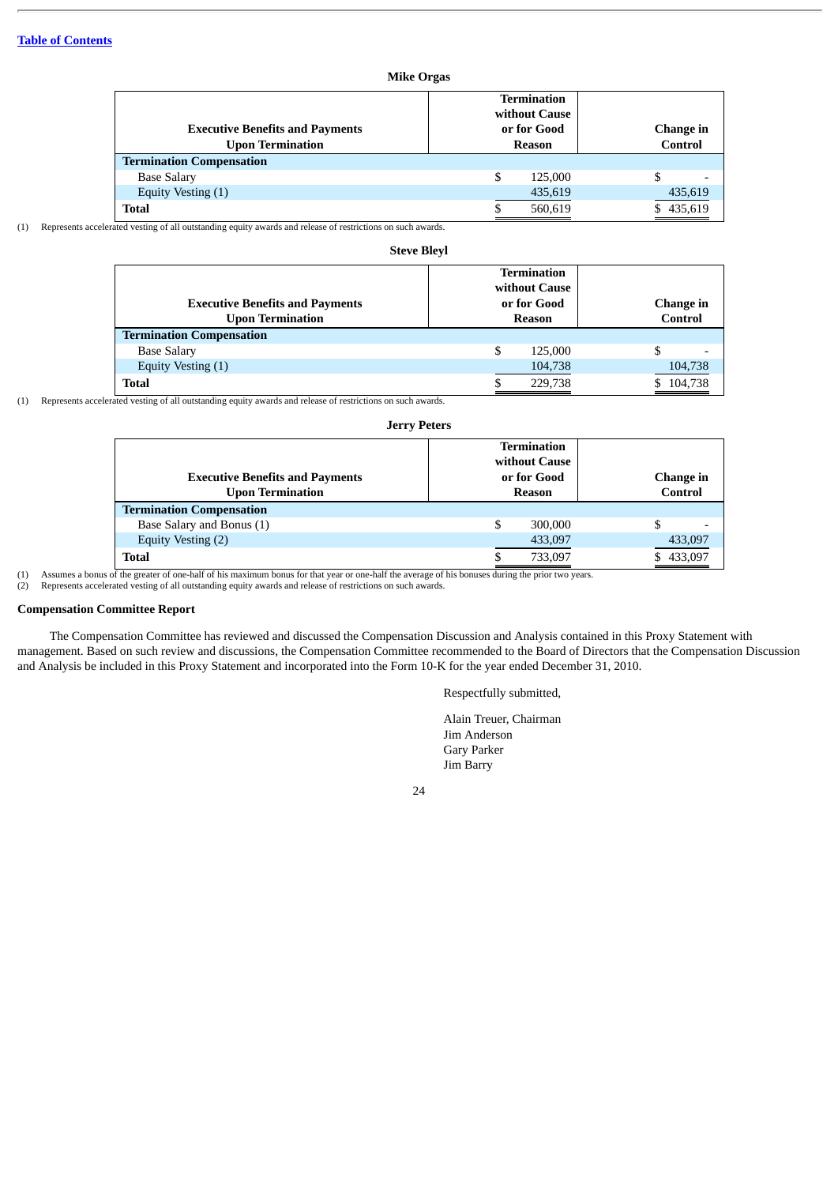[Table of Contents](#)

**Mike Orgas**

| Executive Benefits and Payments Upon Termination | Termination without Cause or for Good Reason | Change in Control |
|---|---|---|
| **Termination Compensation** | | |
| Base Salary | $ 125,000 | $ - |
| Equity Vesting (1) | 435,619 | 435,619 |
| **Total** | $ 560,619 | $ 435,619 |

(1) Represents accelerated vesting of all outstanding equity awards and release of restrictions on such awards.

**Steve Bleyl**

| Executive Benefits and Payments Upon Termination | Termination without Cause or for Good Reason | Change in Control |
|---|---|---|
| **Termination Compensation** | | |
| Base Salary | $ 125,000 | $ - |
| Equity Vesting (1) | 104,738 | 104,738 |
| **Total** | $ 229,738 | $ 104,738 |

(1) Represents accelerated vesting of all outstanding equity awards and release of restrictions on such awards.

**Jerry Peters**

| Executive Benefits and Payments Upon Termination | Termination without Cause or for Good Reason | Change in Control |
|---|---|---|
| **Termination Compensation** | | |
| Base Salary and Bonus (1) | $ 300,000 | $ - |
| Equity Vesting (2) | 433,097 | 433,097 |
| **Total** | $ 733,097 | $ 433,097 |

(1) Assumes a bonus of the greater of one-half of his maximum bonus for that year or one-half the average of his bonuses during the prior two years.
(2) Represents accelerated vesting of all outstanding equity awards and release of restrictions on such awards.

**Compensation Committee Report**

The Compensation Committee has reviewed and discussed the Compensation Discussion and Analysis contained in this Proxy Statement with management. Based on such review and discussions, the Compensation Committee recommended to the Board of Directors that the Compensation Discussion and Analysis be included in this Proxy Statement and incorporated into the Form 10-K for the year ended December 31, 2010.

Respectfully submitted,

Alain Treuer, Chairman
Jim Anderson
Gary Parker
Jim Barry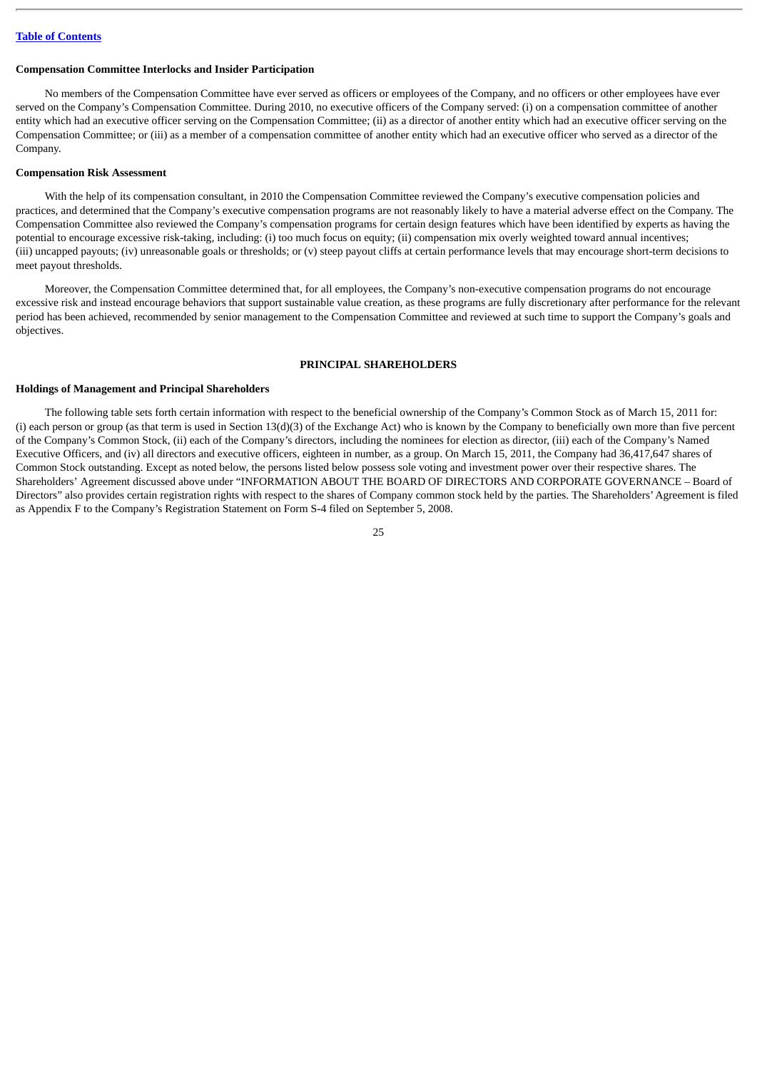### Compensation Committee Interlocks and Insider Participation

No members of the Compensation Committee have ever served as officers or employees of the Company, and no officers or other employees have ever served on the Company's Compensation Committee. During 2010, no executive officers of the Company served: (i) on a compensation committee of another entity which had an executive officer serving on the Compensation Committee; (ii) as a director of another entity which had an executive officer serving on the Compensation Committee; or (iii) as a member of a compensation committee of another entity which had an executive officer who served as a director of the Company.

### Compensation Risk Assessment

With the help of its compensation consultant, in 2010 the Compensation Committee reviewed the Company's executive compensation policies and practices, and determined that the Company's executive compensation programs are not reasonably likely to have a material adverse effect on the Company. The Compensation Committee also reviewed the Company's compensation programs for certain design features which have been identified by experts as having the potential to encourage excessive risk-taking, including: (i) too much focus on equity; (ii) compensation mix overly weighted toward annual incentives; (iii) uncapped payouts; (iv) unreasonable goals or thresholds; or (v) steep payout cliffs at certain performance levels that may encourage short-term decisions to meet payout thresholds.

Moreover, the Compensation Committee determined that, for all employees, the Company's non-executive compensation programs do not encourage excessive risk and instead encourage behaviors that support sustainable value creation, as these programs are fully discretionary after performance for the relevant period has been achieved, recommended by senior management to the Compensation Committee and reviewed at such time to support the Company's goals and objectives.

## PRINCIPAL SHAREHOLDERS

### Holdings of Management and Principal Shareholders

The following table sets forth certain information with respect to the beneficial ownership of the Company's Common Stock as of March 15, 2011 for: (i) each person or group (as that term is used in Section 13(d)(3) of the Exchange Act) who is known by the Company to beneficially own more than five percent of the Company's Common Stock, (ii) each of the Company's directors, including the nominees for election as director, (iii) each of the Company's Named Executive Officers, and (iv) all directors and executive officers, eighteen in number, as a group. On March 15, 2011, the Company had 36,417,647 shares of Common Stock outstanding. Except as noted below, the persons listed below possess sole voting and investment power over their respective shares. The Shareholders' Agreement discussed above under "INFORMATION ABOUT THE BOARD OF DIRECTORS AND CORPORATE GOVERNANCE – Board of Directors" also provides certain registration rights with respect to the shares of Company common stock held by the parties. The Shareholders' Agreement is filed as Appendix F to the Company's Registration Statement on Form S-4 filed on September 5, 2008.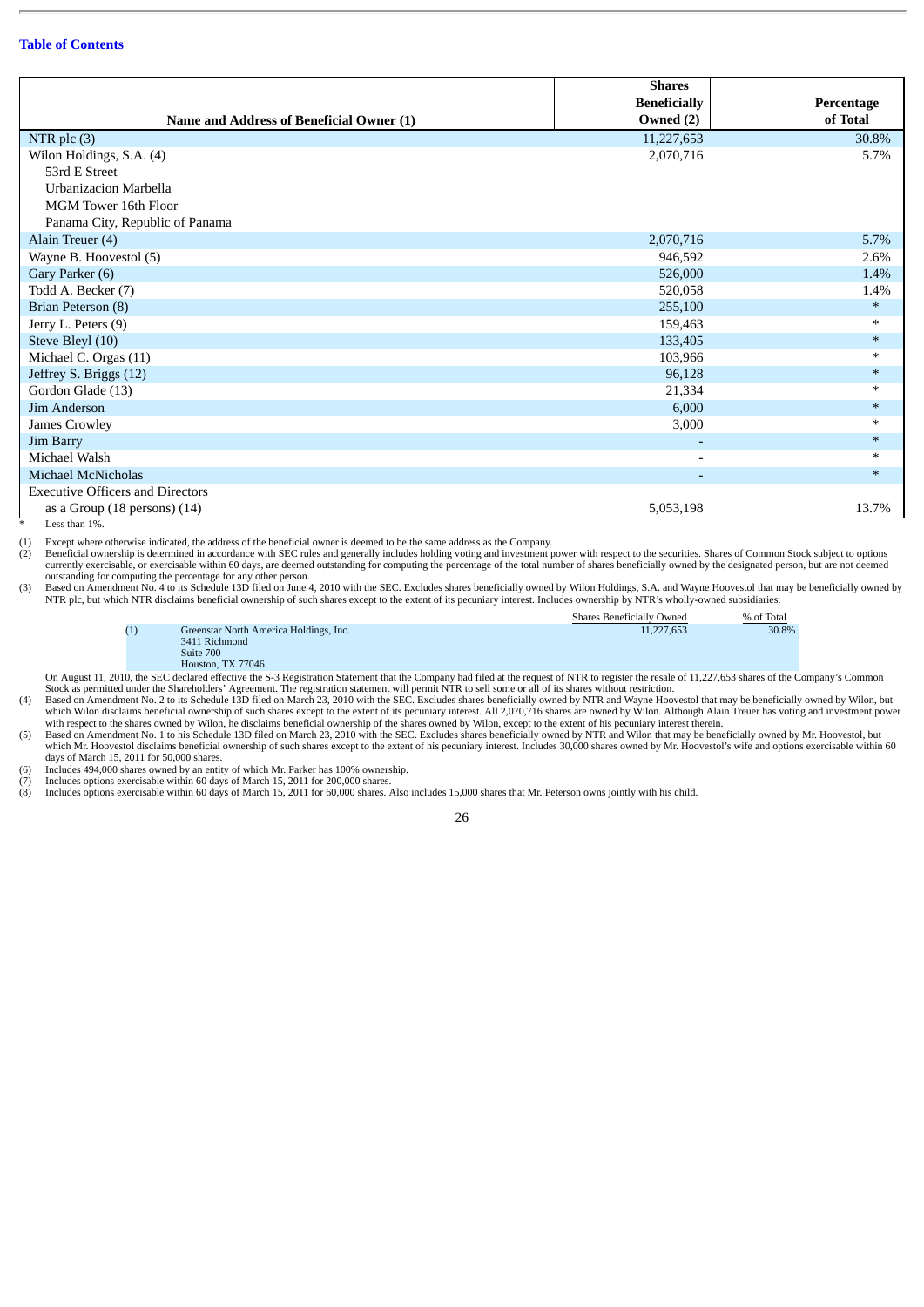[Table of Contents](#)

| Name and Address of Beneficial Owner (1) | Shares Beneficially Owned (2) | Percentage of Total |
|---|---|---|
| NTR plc (3) | 11,227,653 | 30.8% |
| Wilon Holdings, S.A. (4)<br>53rd E Street<br>Urbanizacion Marbella<br>MGM Tower 16th Floor<br>Panama City, Republic of Panama | 2,070,716 | 5.7% |
| Alain Treuer (4) | 2,070,716 | 5.7% |
| Wayne B. Hoovestol (5) | 946,592 | 2.6% |
| Gary Parker (6) | 526,000 | 1.4% |
| Todd A. Becker (7) | 520,058 | 1.4% |
| Brian Peterson (8) | 255,100 | * |
| Jerry L. Peters (9) | 159,463 | * |
| Steve Bleyl (10) | 133,405 | * |
| Michael C. Orgas (11) | 103,966 | * |
| Jeffrey S. Briggs (12) | 96,128 | * |
| Gordon Glade (13) | 21,334 | * |
| Jim Anderson | 6,000 | * |
| James Crowley | 3,000 | * |
| Jim Barry | - | * |
| Michael Walsh | - | * |
| Michael McNicholas | - | * |
| Executive Officers and Directors as a Group (18 persons) (14) | 5,053,198 | 13.7% |

\* Less than 1%.

(1) Except where otherwise indicated, the address of the beneficial owner is deemed to be the same address as the Company.

(2) Beneficial ownership is determined in accordance with SEC rules and generally includes holding voting and investment power with respect to the securities. Shares of Common Stock subject to options currently exercisable, or exercisable within 60 days, are deemed outstanding for computing the percentage of the total number of shares beneficially owned by the designated person, but are not deemed outstanding for computing the percentage for any other person.

(3) Based on Amendment No. 4 to its Schedule 13D filed on June 4, 2010 with the SEC. Excludes shares beneficially owned by Wilon Holdings, S.A. and Wayne Hoovestol that may be beneficially owned by NTR plc, but which NTR disclaims beneficial ownership of such shares except to the extent of its pecuniary interest. Includes ownership by NTR's wholly-owned subsidiaries:

| | | Shares Beneficially Owned | % of Total |
|---|---|---|---|
| (1) | Greenstar North America Holdings, Inc.<br>3411 Richmond<br>Suite 700<br>Houston, TX 77046 | 11,227,653 | 30.8% |

On August 11, 2010, the SEC declared effective the S-3 Registration Statement that the Company had filed at the request of NTR to register the resale of 11,227,653 shares of the Company's Common Stock as permitted under the Shareholders' Agreement. The registration statement will permit NTR to sell some or all of its shares without restriction.

(4) Based on Amendment No. 2 to its Schedule 13D filed on March 23, 2010 with the SEC. Excludes shares beneficially owned by NTR and Wayne Hoovestol that may be beneficially owned by Wilon, but which Wilon disclaims beneficial ownership of such shares except to the extent of its pecuniary interest. All 2,070,716 shares are owned by Wilon. Although Alain Treuer has voting and investment power with respect to the shares owned by Wilon, he disclaims beneficial ownership of the shares owned by Wilon, except to the extent of his pecuniary interest therein.

(5) Based on Amendment No. 1 to his Schedule 13D filed on March 23, 2010 with the SEC. Excludes shares beneficially owned by NTR and Wilon that may be beneficially owned by Mr. Hoovestol, but which Mr. Hoovestol disclaims beneficial ownership of such shares except to the extent of his pecuniary interest. Includes 30,000 shares owned by Mr. Hoovestol's wife and options exercisable within 60 days of March 15, 2011 for 50,000 shares.

(6) Includes 494,000 shares owned by an entity of which Mr. Parker has 100% ownership.

(7) Includes options exercisable within 60 days of March 15, 2011 for 200,000 shares.

(8) Includes options exercisable within 60 days of March 15, 2011 for 60,000 shares. Also includes 15,000 shares that Mr. Peterson owns jointly with his child.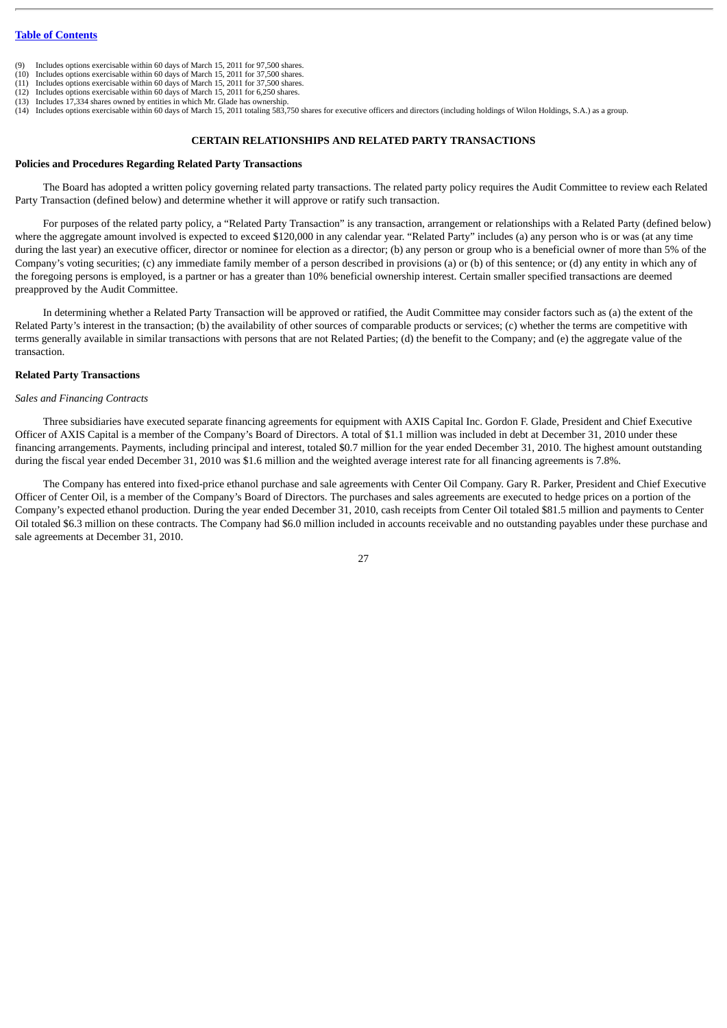(9) Includes options exercisable within 60 days of March 15, 2011 for 97,500 shares.
(10) Includes options exercisable within 60 days of March 15, 2011 for 37,500 shares.
(11) Includes options exercisable within 60 days of March 15, 2011 for 37,500 shares.
(12) Includes options exercisable within 60 days of March 15, 2011 for 6,250 shares.
(13) Includes 17,334 shares owned by entities in which Mr. Glade has ownership.
(14) Includes options exercisable within 60 days of March 15, 2011 totaling 583,750 shares for executive officers and directors (including holdings of Wilon Holdings, S.A.) as a group.

## CERTAIN RELATIONSHIPS AND RELATED PARTY TRANSACTIONS

### Policies and Procedures Regarding Related Party Transactions

The Board has adopted a written policy governing related party transactions. The related party policy requires the Audit Committee to review each Related Party Transaction (defined below) and determine whether it will approve or ratify such transaction.

For purposes of the related party policy, a "Related Party Transaction" is any transaction, arrangement or relationships with a Related Party (defined below) where the aggregate amount involved is expected to exceed $120,000 in any calendar year. "Related Party" includes (a) any person who is or was (at any time during the last year) an executive officer, director or nominee for election as a director; (b) any person or group who is a beneficial owner of more than 5% of the Company's voting securities; (c) any immediate family member of a person described in provisions (a) or (b) of this sentence; or (d) any entity in which any of the foregoing persons is employed, is a partner or has a greater than 10% beneficial ownership interest. Certain smaller specified transactions are deemed preapproved by the Audit Committee.

In determining whether a Related Party Transaction will be approved or ratified, the Audit Committee may consider factors such as (a) the extent of the Related Party's interest in the transaction; (b) the availability of other sources of comparable products or services; (c) whether the terms are competitive with terms generally available in similar transactions with persons that are not Related Parties; (d) the benefit to the Company; and (e) the aggregate value of the transaction.

### Related Party Transactions

*Sales and Financing Contracts*

Three subsidiaries have executed separate financing agreements for equipment with AXIS Capital Inc. Gordon F. Glade, President and Chief Executive Officer of AXIS Capital is a member of the Company's Board of Directors. A total of $1.1 million was included in debt at December 31, 2010 under these financing arrangements. Payments, including principal and interest, totaled $0.7 million for the year ended December 31, 2010. The highest amount outstanding during the fiscal year ended December 31, 2010 was $1.6 million and the weighted average interest rate for all financing agreements is 7.8%.

The Company has entered into fixed-price ethanol purchase and sale agreements with Center Oil Company. Gary R. Parker, President and Chief Executive Officer of Center Oil, is a member of the Company's Board of Directors. The purchases and sales agreements are executed to hedge prices on a portion of the Company's expected ethanol production. During the year ended December 31, 2010, cash receipts from Center Oil totaled $81.5 million and payments to Center Oil totaled $6.3 million on these contracts. The Company had $6.0 million included in accounts receivable and no outstanding payables under these purchase and sale agreements at December 31, 2010.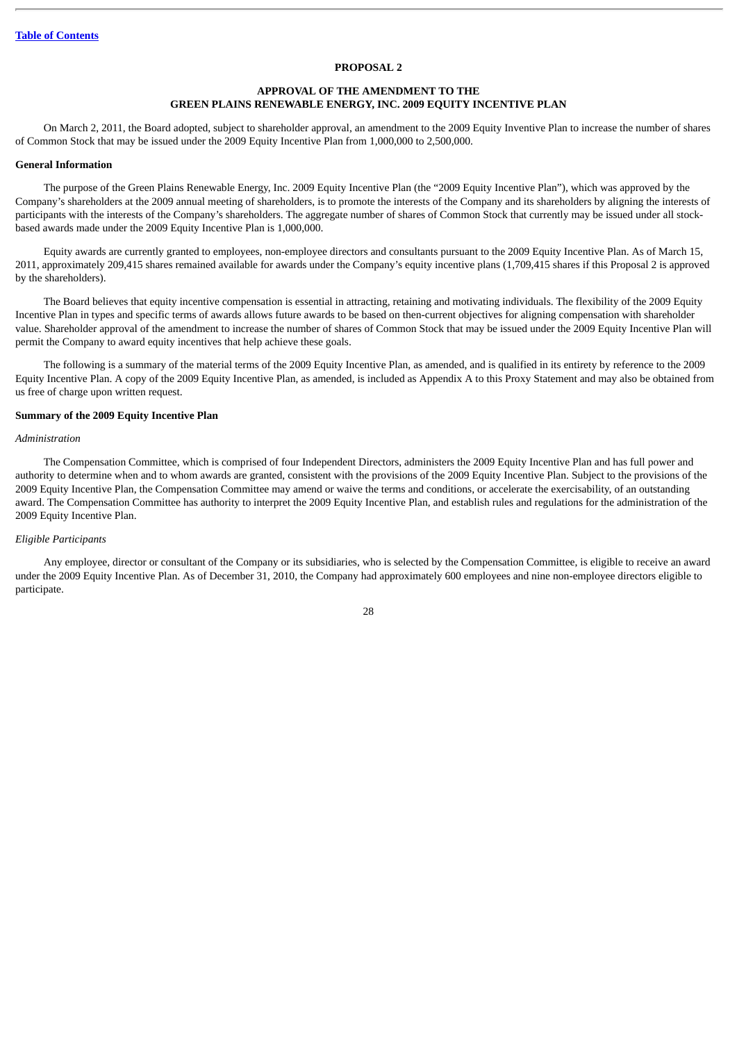[Table of Contents](#)

## PROPOSAL 2

## APPROVAL OF THE AMENDMENT TO THE GREEN PLAINS RENEWABLE ENERGY, INC. 2009 EQUITY INCENTIVE PLAN

On March 2, 2011, the Board adopted, subject to shareholder approval, an amendment to the 2009 Equity Inventive Plan to increase the number of shares of Common Stock that may be issued under the 2009 Equity Incentive Plan from 1,000,000 to 2,500,000.

### General Information

The purpose of the Green Plains Renewable Energy, Inc. 2009 Equity Incentive Plan (the "2009 Equity Incentive Plan"), which was approved by the Company's shareholders at the 2009 annual meeting of shareholders, is to promote the interests of the Company and its shareholders by aligning the interests of participants with the interests of the Company's shareholders. The aggregate number of shares of Common Stock that currently may be issued under all stock-based awards made under the 2009 Equity Incentive Plan is 1,000,000.

Equity awards are currently granted to employees, non-employee directors and consultants pursuant to the 2009 Equity Incentive Plan. As of March 15, 2011, approximately 209,415 shares remained available for awards under the Company's equity incentive plans (1,709,415 shares if this Proposal 2 is approved by the shareholders).

The Board believes that equity incentive compensation is essential in attracting, retaining and motivating individuals. The flexibility of the 2009 Equity Incentive Plan in types and specific terms of awards allows future awards to be based on then-current objectives for aligning compensation with shareholder value. Shareholder approval of the amendment to increase the number of shares of Common Stock that may be issued under the 2009 Equity Incentive Plan will permit the Company to award equity incentives that help achieve these goals.

The following is a summary of the material terms of the 2009 Equity Incentive Plan, as amended, and is qualified in its entirety by reference to the 2009 Equity Incentive Plan. A copy of the 2009 Equity Incentive Plan, as amended, is included as Appendix A to this Proxy Statement and may also be obtained from us free of charge upon written request.

### Summary of the 2009 Equity Incentive Plan

*Administration*

The Compensation Committee, which is comprised of four Independent Directors, administers the 2009 Equity Incentive Plan and has full power and authority to determine when and to whom awards are granted, consistent with the provisions of the 2009 Equity Incentive Plan. Subject to the provisions of the 2009 Equity Incentive Plan, the Compensation Committee may amend or waive the terms and conditions, or accelerate the exercisability, of an outstanding award. The Compensation Committee has authority to interpret the 2009 Equity Incentive Plan, and establish rules and regulations for the administration of the 2009 Equity Incentive Plan.

*Eligible Participants*

Any employee, director or consultant of the Company or its subsidiaries, who is selected by the Compensation Committee, is eligible to receive an award under the 2009 Equity Incentive Plan. As of December 31, 2010, the Company had approximately 600 employees and nine non-employee directors eligible to participate.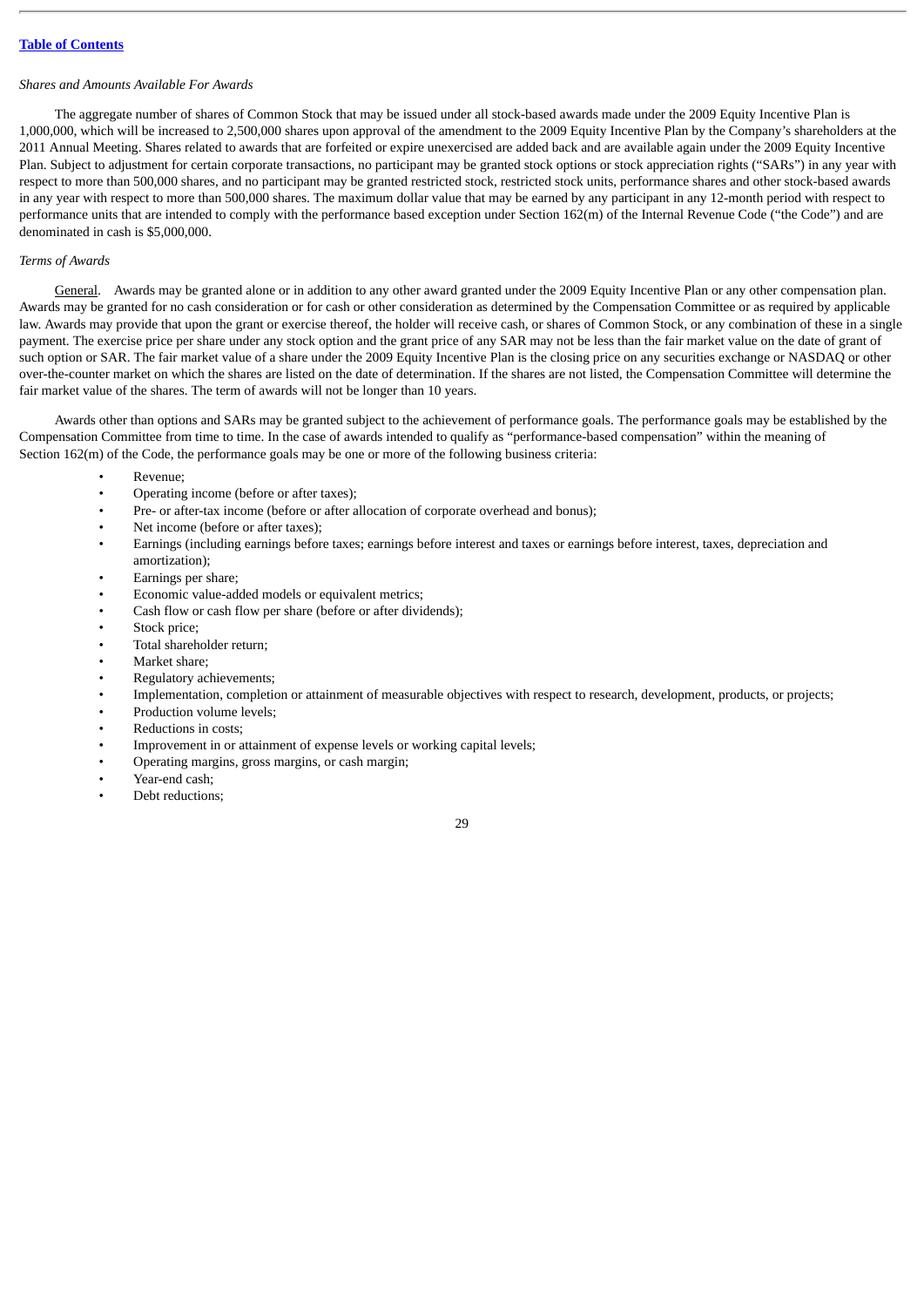*Shares and Amounts Available For Awards*

The aggregate number of shares of Common Stock that may be issued under all stock-based awards made under the 2009 Equity Incentive Plan is 1,000,000, which will be increased to 2,500,000 shares upon approval of the amendment to the 2009 Equity Incentive Plan by the Company's shareholders at the 2011 Annual Meeting. Shares related to awards that are forfeited or expire unexercised are added back and are available again under the 2009 Equity Incentive Plan. Subject to adjustment for certain corporate transactions, no participant may be granted stock options or stock appreciation rights ("SARs") in any year with respect to more than 500,000 shares, and no participant may be granted restricted stock, restricted stock units, performance shares and other stock-based awards in any year with respect to more than 500,000 shares. The maximum dollar value that may be earned by any participant in any 12-month period with respect to performance units that are intended to comply with the performance based exception under Section 162(m) of the Internal Revenue Code ("the Code") and are denominated in cash is $5,000,000.

*Terms of Awards*

General. Awards may be granted alone or in addition to any other award granted under the 2009 Equity Incentive Plan or any other compensation plan. Awards may be granted for no cash consideration or for cash or other consideration as determined by the Compensation Committee or as required by applicable law. Awards may provide that upon the grant or exercise thereof, the holder will receive cash, or shares of Common Stock, or any combination of these in a single payment. The exercise price per share under any stock option and the grant price of any SAR may not be less than the fair market value on the date of grant of such option or SAR. The fair market value of a share under the 2009 Equity Incentive Plan is the closing price on any securities exchange or NASDAQ or other over-the-counter market on which the shares are listed on the date of determination. If the shares are not listed, the Compensation Committee will determine the fair market value of the shares. The term of awards will not be longer than 10 years.

Awards other than options and SARs may be granted subject to the achievement of performance goals. The performance goals may be established by the Compensation Committee from time to time. In the case of awards intended to qualify as "performance-based compensation" within the meaning of Section 162(m) of the Code, the performance goals may be one or more of the following business criteria:

- Revenue;
- Operating income (before or after taxes);
- Pre- or after-tax income (before or after allocation of corporate overhead and bonus);
- Net income (before or after taxes);
- Earnings (including earnings before taxes; earnings before interest and taxes or earnings before interest, taxes, depreciation and amortization);
- Earnings per share;
- Economic value-added models or equivalent metrics;
- Cash flow or cash flow per share (before or after dividends);
- Stock price;
- Total shareholder return;
- Market share;
- Regulatory achievements;
- Implementation, completion or attainment of measurable objectives with respect to research, development, products, or projects;
- Production volume levels;
- Reductions in costs;
- Improvement in or attainment of expense levels or working capital levels;
- Operating margins, gross margins, or cash margin;
- Year-end cash;
- Debt reductions;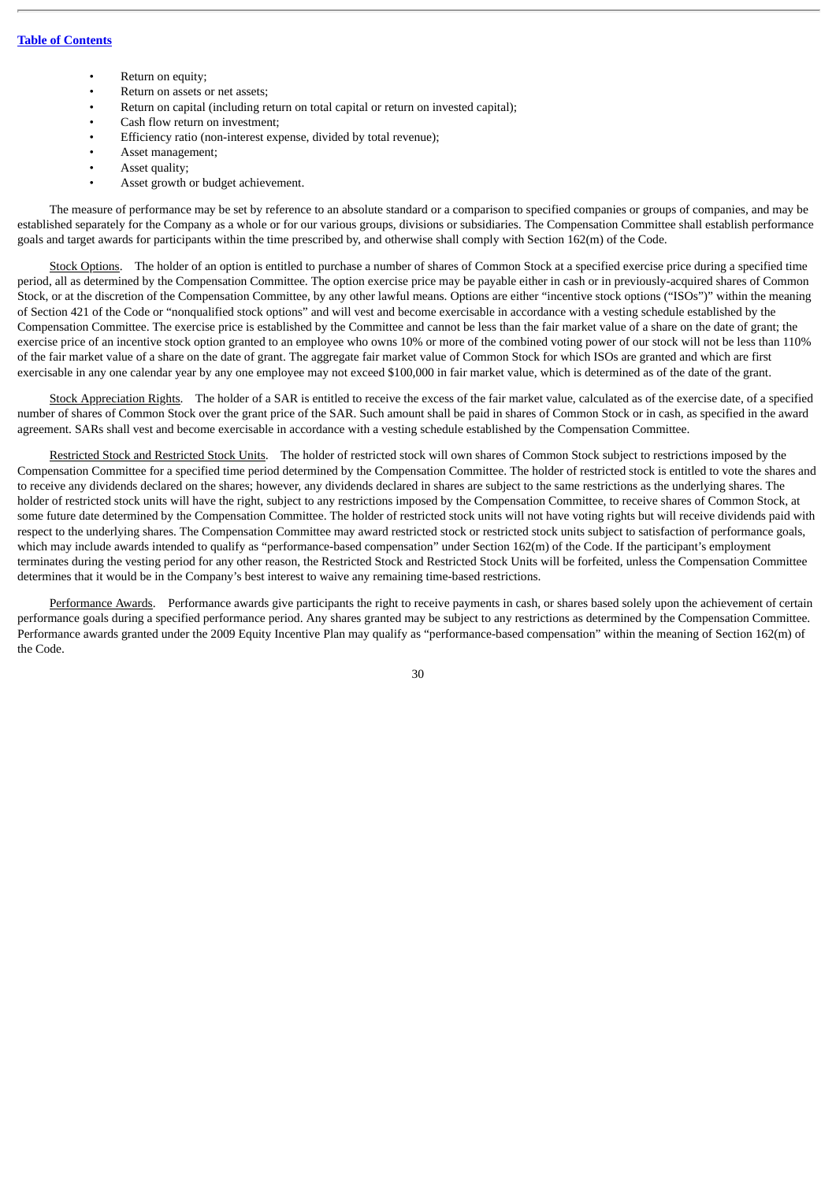- Return on equity;
- Return on assets or net assets;
- Return on capital (including return on total capital or return on invested capital);
- Cash flow return on investment;
- Efficiency ratio (non-interest expense, divided by total revenue);
- Asset management;
- Asset quality;
- Asset growth or budget achievement.

The measure of performance may be set by reference to an absolute standard or a comparison to specified companies or groups of companies, and may be established separately for the Company as a whole or for our various groups, divisions or subsidiaries. The Compensation Committee shall establish performance goals and target awards for participants within the time prescribed by, and otherwise shall comply with Section 162(m) of the Code.

Stock Options. The holder of an option is entitled to purchase a number of shares of Common Stock at a specified exercise price during a specified time period, all as determined by the Compensation Committee. The option exercise price may be payable either in cash or in previously-acquired shares of Common Stock, or at the discretion of the Compensation Committee, by any other lawful means. Options are either "incentive stock options ("ISOs")" within the meaning of Section 421 of the Code or "nonqualified stock options" and will vest and become exercisable in accordance with a vesting schedule established by the Compensation Committee. The exercise price is established by the Committee and cannot be less than the fair market value of a share on the date of grant; the exercise price of an incentive stock option granted to an employee who owns 10% or more of the combined voting power of our stock will not be less than 110% of the fair market value of a share on the date of grant. The aggregate fair market value of Common Stock for which ISOs are granted and which are first exercisable in any one calendar year by any one employee may not exceed $100,000 in fair market value, which is determined as of the date of the grant.

Stock Appreciation Rights. The holder of a SAR is entitled to receive the excess of the fair market value, calculated as of the exercise date, of a specified number of shares of Common Stock over the grant price of the SAR. Such amount shall be paid in shares of Common Stock or in cash, as specified in the award agreement. SARs shall vest and become exercisable in accordance with a vesting schedule established by the Compensation Committee.

Restricted Stock and Restricted Stock Units. The holder of restricted stock will own shares of Common Stock subject to restrictions imposed by the Compensation Committee for a specified time period determined by the Compensation Committee. The holder of restricted stock is entitled to vote the shares and to receive any dividends declared on the shares; however, any dividends declared in shares are subject to the same restrictions as the underlying shares. The holder of restricted stock units will have the right, subject to any restrictions imposed by the Compensation Committee, to receive shares of Common Stock, at some future date determined by the Compensation Committee. The holder of restricted stock units will not have voting rights but will receive dividends paid with respect to the underlying shares. The Compensation Committee may award restricted stock or restricted stock units subject to satisfaction of performance goals, which may include awards intended to qualify as "performance-based compensation" under Section 162(m) of the Code. If the participant's employment terminates during the vesting period for any other reason, the Restricted Stock and Restricted Stock Units will be forfeited, unless the Compensation Committee determines that it would be in the Company's best interest to waive any remaining time-based restrictions.

Performance Awards. Performance awards give participants the right to receive payments in cash, or shares based solely upon the achievement of certain performance goals during a specified performance period. Any shares granted may be subject to any restrictions as determined by the Compensation Committee. Performance awards granted under the 2009 Equity Incentive Plan may qualify as "performance-based compensation" within the meaning of Section 162(m) of the Code.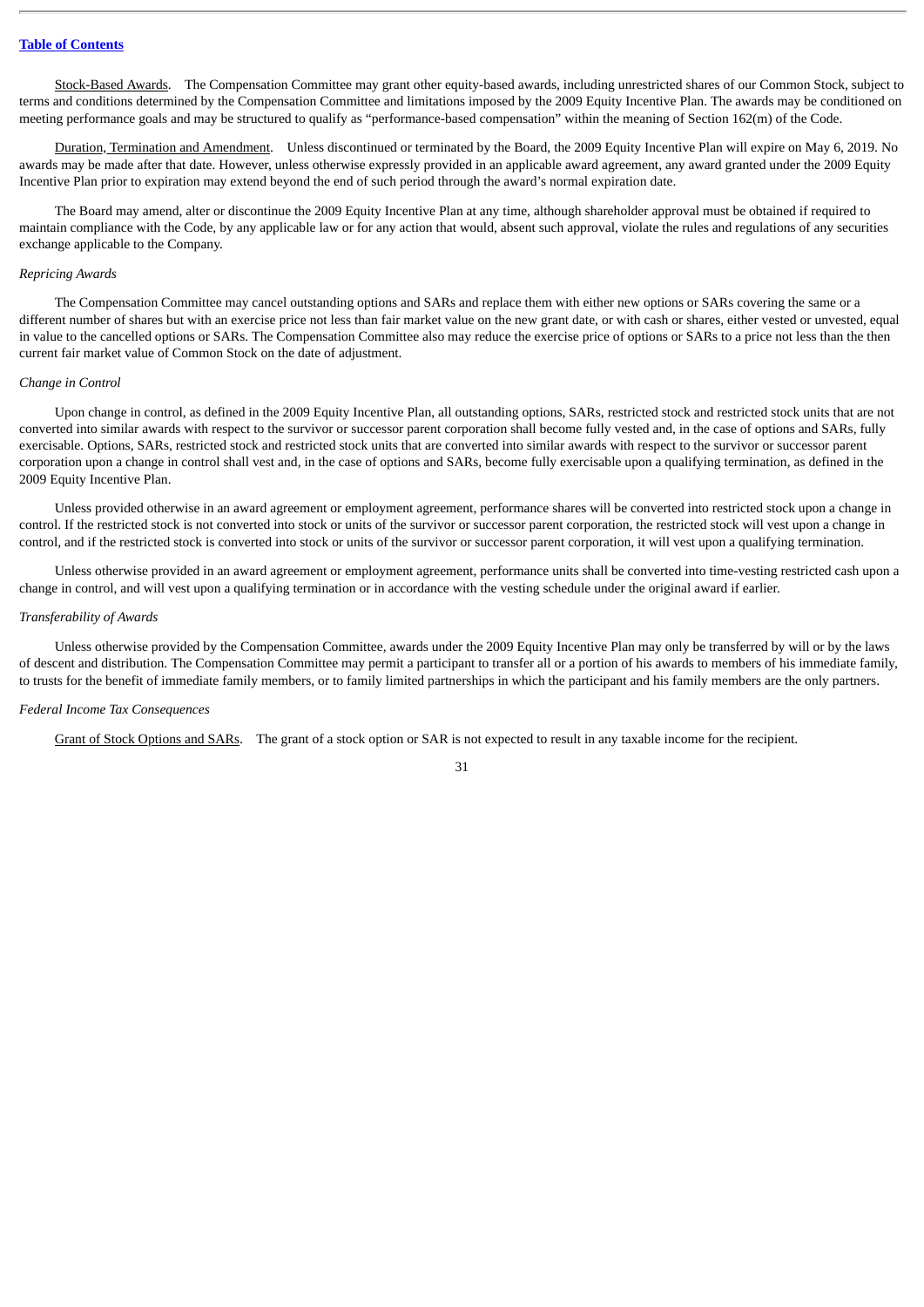<u>Stock-Based Awards</u>. The Compensation Committee may grant other equity-based awards, including unrestricted shares of our Common Stock, subject to terms and conditions determined by the Compensation Committee and limitations imposed by the 2009 Equity Incentive Plan. The awards may be conditioned on meeting performance goals and may be structured to qualify as "performance-based compensation" within the meaning of Section 162(m) of the Code.

<u>Duration, Termination and Amendment</u>. Unless discontinued or terminated by the Board, the 2009 Equity Incentive Plan will expire on May 6, 2019. No awards may be made after that date. However, unless otherwise expressly provided in an applicable award agreement, any award granted under the 2009 Equity Incentive Plan prior to expiration may extend beyond the end of such period through the award's normal expiration date.

The Board may amend, alter or discontinue the 2009 Equity Incentive Plan at any time, although shareholder approval must be obtained if required to maintain compliance with the Code, by any applicable law or for any action that would, absent such approval, violate the rules and regulations of any securities exchange applicable to the Company.

*Repricing Awards*

The Compensation Committee may cancel outstanding options and SARs and replace them with either new options or SARs covering the same or a different number of shares but with an exercise price not less than fair market value on the new grant date, or with cash or shares, either vested or unvested, equal in value to the cancelled options or SARs. The Compensation Committee also may reduce the exercise price of options or SARs to a price not less than the then current fair market value of Common Stock on the date of adjustment.

*Change in Control*

Upon change in control, as defined in the 2009 Equity Incentive Plan, all outstanding options, SARs, restricted stock and restricted stock units that are not converted into similar awards with respect to the survivor or successor parent corporation shall become fully vested and, in the case of options and SARs, fully exercisable. Options, SARs, restricted stock and restricted stock units that are converted into similar awards with respect to the survivor or successor parent corporation upon a change in control shall vest and, in the case of options and SARs, become fully exercisable upon a qualifying termination, as defined in the 2009 Equity Incentive Plan.

Unless provided otherwise in an award agreement or employment agreement, performance shares will be converted into restricted stock upon a change in control. If the restricted stock is not converted into stock or units of the survivor or successor parent corporation, the restricted stock will vest upon a change in control, and if the restricted stock is converted into stock or units of the survivor or successor parent corporation, it will vest upon a qualifying termination.

Unless otherwise provided in an award agreement or employment agreement, performance units shall be converted into time-vesting restricted cash upon a change in control, and will vest upon a qualifying termination or in accordance with the vesting schedule under the original award if earlier.

*Transferability of Awards*

Unless otherwise provided by the Compensation Committee, awards under the 2009 Equity Incentive Plan may only be transferred by will or by the laws of descent and distribution. The Compensation Committee may permit a participant to transfer all or a portion of his awards to members of his immediate family, to trusts for the benefit of immediate family members, or to family limited partnerships in which the participant and his family members are the only partners.

*Federal Income Tax Consequences*

<u>Grant of Stock Options and SARs</u>. The grant of a stock option or SAR is not expected to result in any taxable income for the recipient.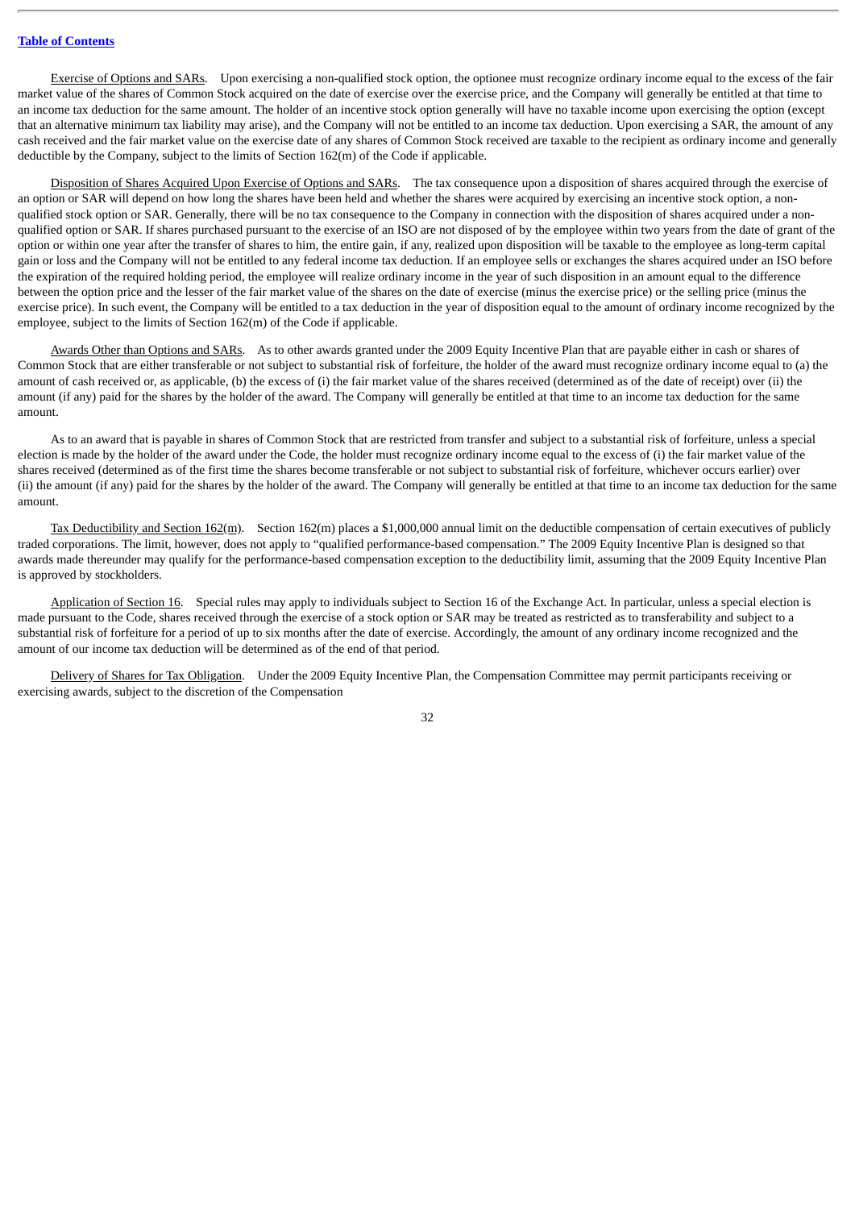Exercise of Options and SARs. Upon exercising a non-qualified stock option, the optionee must recognize ordinary income equal to the excess of the fair market value of the shares of Common Stock acquired on the date of exercise over the exercise price, and the Company will generally be entitled at that time to an income tax deduction for the same amount. The holder of an incentive stock option generally will have no taxable income upon exercising the option (except that an alternative minimum tax liability may arise), and the Company will not be entitled to an income tax deduction. Upon exercising a SAR, the amount of any cash received and the fair market value on the exercise date of any shares of Common Stock received are taxable to the recipient as ordinary income and generally deductible by the Company, subject to the limits of Section 162(m) of the Code if applicable.

Disposition of Shares Acquired Upon Exercise of Options and SARs. The tax consequence upon a disposition of shares acquired through the exercise of an option or SAR will depend on how long the shares have been held and whether the shares were acquired by exercising an incentive stock option, a non-qualified stock option or SAR. Generally, there will be no tax consequence to the Company in connection with the disposition of shares acquired under a non-qualified option or SAR. If shares purchased pursuant to the exercise of an ISO are not disposed of by the employee within two years from the date of grant of the option or within one year after the transfer of shares to him, the entire gain, if any, realized upon disposition will be taxable to the employee as long-term capital gain or loss and the Company will not be entitled to any federal income tax deduction. If an employee sells or exchanges the shares acquired under an ISO before the expiration of the required holding period, the employee will realize ordinary income in the year of such disposition in an amount equal to the difference between the option price and the lesser of the fair market value of the shares on the date of exercise (minus the exercise price) or the selling price (minus the exercise price). In such event, the Company will be entitled to a tax deduction in the year of disposition equal to the amount of ordinary income recognized by the employee, subject to the limits of Section 162(m) of the Code if applicable.

Awards Other than Options and SARs. As to other awards granted under the 2009 Equity Incentive Plan that are payable either in cash or shares of Common Stock that are either transferable or not subject to substantial risk of forfeiture, the holder of the award must recognize ordinary income equal to (a) the amount of cash received or, as applicable, (b) the excess of (i) the fair market value of the shares received (determined as of the date of receipt) over (ii) the amount (if any) paid for the shares by the holder of the award. The Company will generally be entitled at that time to an income tax deduction for the same amount.

As to an award that is payable in shares of Common Stock that are restricted from transfer and subject to a substantial risk of forfeiture, unless a special election is made by the holder of the award under the Code, the holder must recognize ordinary income equal to the excess of (i) the fair market value of the shares received (determined as of the first time the shares become transferable or not subject to substantial risk of forfeiture, whichever occurs earlier) over (ii) the amount (if any) paid for the shares by the holder of the award. The Company will generally be entitled at that time to an income tax deduction for the same amount.

Tax Deductibility and Section 162(m). Section 162(m) places a $1,000,000 annual limit on the deductible compensation of certain executives of publicly traded corporations. The limit, however, does not apply to "qualified performance-based compensation." The 2009 Equity Incentive Plan is designed so that awards made thereunder may qualify for the performance-based compensation exception to the deductibility limit, assuming that the 2009 Equity Incentive Plan is approved by stockholders.

Application of Section 16. Special rules may apply to individuals subject to Section 16 of the Exchange Act. In particular, unless a special election is made pursuant to the Code, shares received through the exercise of a stock option or SAR may be treated as restricted as to transferability and subject to a substantial risk of forfeiture for a period of up to six months after the date of exercise. Accordingly, the amount of any ordinary income recognized and the amount of our income tax deduction will be determined as of the end of that period.

Delivery of Shares for Tax Obligation. Under the 2009 Equity Incentive Plan, the Compensation Committee may permit participants receiving or exercising awards, subject to the discretion of the Compensation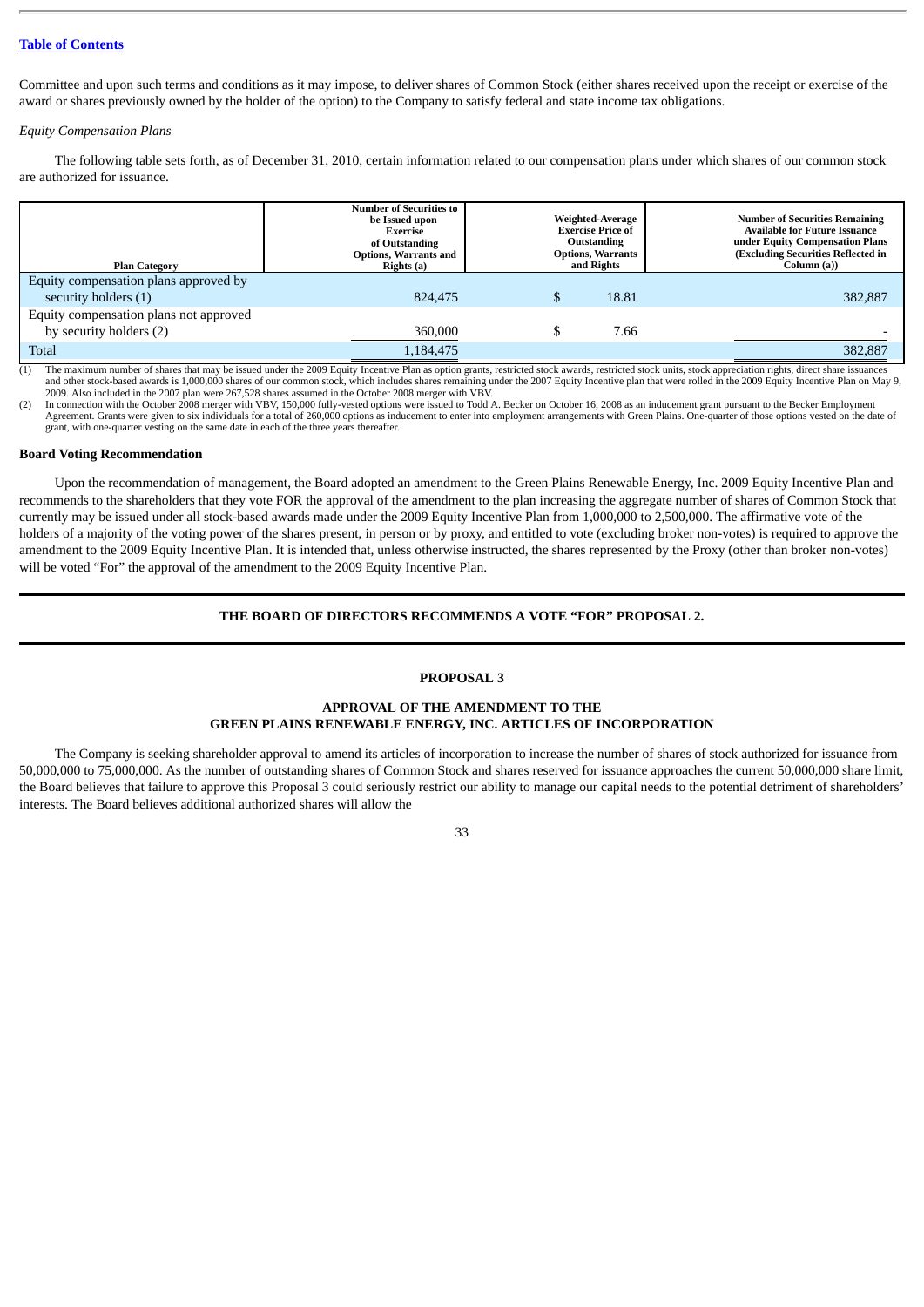Committee and upon such terms and conditions as it may impose, to deliver shares of Common Stock (either shares received upon the receipt or exercise of the award or shares previously owned by the holder of the option) to the Company to satisfy federal and state income tax obligations.

*Equity Compensation Plans*

The following table sets forth, as of December 31, 2010, certain information related to our compensation plans under which shares of our common stock are authorized for issuance.

| Plan Category | Number of Securities to be Issued upon Exercise of Outstanding Options, Warrants and Rights (a) | Weighted-Average Exercise Price of Outstanding Options, Warrants and Rights | Number of Securities Remaining Available for Future Issuance under Equity Compensation Plans (Excluding Securities Reflected in Column (a)) |
|---|---|---|---|
| Equity compensation plans approved by security holders (1) | 824,475 | $ 18.81 | 382,887 |
| Equity compensation plans not approved by security holders (2) | 360,000 | $ 7.66 | - |
| Total | 1,184,475 | | 382,887 |

(1) The maximum number of shares that may be issued under the 2009 Equity Incentive Plan as option grants, restricted stock awards, restricted stock units, stock appreciation rights, direct share issuances and other stock-based awards is 1,000,000 shares of our common stock, which includes shares remaining under the 2007 Equity Incentive plan that were rolled in the 2009 Equity Incentive Plan on May 9, 2009. Also included in the 2007 plan were 267,528 shares assumed in the October 2008 merger with VBV.

(2) In connection with the October 2008 merger with VBV, 150,000 fully-vested options were issued to Todd A. Becker on October 16, 2008 as an inducement grant pursuant to the Becker Employment Agreement. Grants were given to six individuals for a total of 260,000 options as inducement to enter into employment arrangements with Green Plains. One-quarter of those options vested on the date of grant, with one-quarter vesting on the same date in each of the three years thereafter.

**Board Voting Recommendation**

Upon the recommendation of management, the Board adopted an amendment to the Green Plains Renewable Energy, Inc. 2009 Equity Incentive Plan and recommends to the shareholders that they vote FOR the approval of the amendment to the plan increasing the aggregate number of shares of Common Stock that currently may be issued under all stock-based awards made under the 2009 Equity Incentive Plan from 1,000,000 to 2,500,000. The affirmative vote of the holders of a majority of the voting power of the shares present, in person or by proxy, and entitled to vote (excluding broker non-votes) is required to approve the amendment to the 2009 Equity Incentive Plan. It is intended that, unless otherwise instructed, the shares represented by the Proxy (other than broker non-votes) will be voted "For" the approval of the amendment to the 2009 Equity Incentive Plan.

**THE BOARD OF DIRECTORS RECOMMENDS A VOTE "FOR" PROPOSAL 2.**

## PROPOSAL 3

## APPROVAL OF THE AMENDMENT TO THE GREEN PLAINS RENEWABLE ENERGY, INC. ARTICLES OF INCORPORATION

The Company is seeking shareholder approval to amend its articles of incorporation to increase the number of shares of stock authorized for issuance from 50,000,000 to 75,000,000. As the number of outstanding shares of Common Stock and shares reserved for issuance approaches the current 50,000,000 share limit, the Board believes that failure to approve this Proposal 3 could seriously restrict our ability to manage our capital needs to the potential detriment of shareholders' interests. The Board believes additional authorized shares will allow the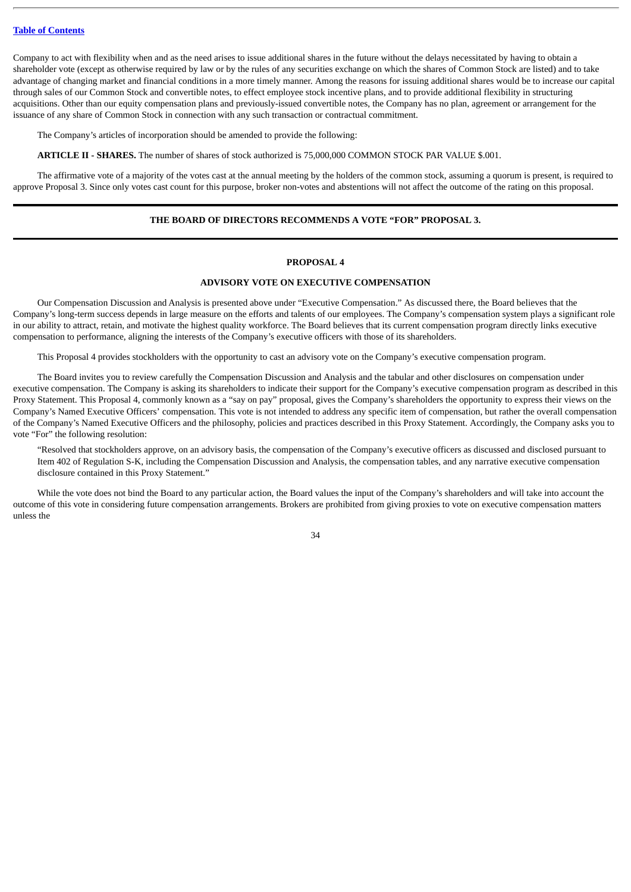Company to act with flexibility when and as the need arises to issue additional shares in the future without the delays necessitated by having to obtain a shareholder vote (except as otherwise required by law or by the rules of any securities exchange on which the shares of Common Stock are listed) and to take advantage of changing market and financial conditions in a more timely manner. Among the reasons for issuing additional shares would be to increase our capital through sales of our Common Stock and convertible notes, to effect employee stock incentive plans, and to provide additional flexibility in structuring acquisitions. Other than our equity compensation plans and previously-issued convertible notes, the Company has no plan, agreement or arrangement for the issuance of any share of Common Stock in connection with any such transaction or contractual commitment.

The Company's articles of incorporation should be amended to provide the following:

**ARTICLE II - SHARES.** The number of shares of stock authorized is 75,000,000 COMMON STOCK PAR VALUE $.001.

The affirmative vote of a majority of the votes cast at the annual meeting by the holders of the common stock, assuming a quorum is present, is required to approve Proposal 3. Since only votes cast count for this purpose, broker non-votes and abstentions will not affect the outcome of the rating on this proposal.

**THE BOARD OF DIRECTORS RECOMMENDS A VOTE "FOR" PROPOSAL 3.**

## PROPOSAL 4

## ADVISORY VOTE ON EXECUTIVE COMPENSATION

Our Compensation Discussion and Analysis is presented above under "Executive Compensation." As discussed there, the Board believes that the Company's long-term success depends in large measure on the efforts and talents of our employees. The Company's compensation system plays a significant role in our ability to attract, retain, and motivate the highest quality workforce. The Board believes that its current compensation program directly links executive compensation to performance, aligning the interests of the Company's executive officers with those of its shareholders.

This Proposal 4 provides stockholders with the opportunity to cast an advisory vote on the Company's executive compensation program.

The Board invites you to review carefully the Compensation Discussion and Analysis and the tabular and other disclosures on compensation under executive compensation. The Company is asking its shareholders to indicate their support for the Company's executive compensation program as described in this Proxy Statement. This Proposal 4, commonly known as a "say on pay" proposal, gives the Company's shareholders the opportunity to express their views on the Company's Named Executive Officers' compensation. This vote is not intended to address any specific item of compensation, but rather the overall compensation of the Company's Named Executive Officers and the philosophy, policies and practices described in this Proxy Statement. Accordingly, the Company asks you to vote "For" the following resolution:

"Resolved that stockholders approve, on an advisory basis, the compensation of the Company's executive officers as discussed and disclosed pursuant to Item 402 of Regulation S-K, including the Compensation Discussion and Analysis, the compensation tables, and any narrative executive compensation disclosure contained in this Proxy Statement."

While the vote does not bind the Board to any particular action, the Board values the input of the Company's shareholders and will take into account the outcome of this vote in considering future compensation arrangements. Brokers are prohibited from giving proxies to vote on executive compensation matters unless the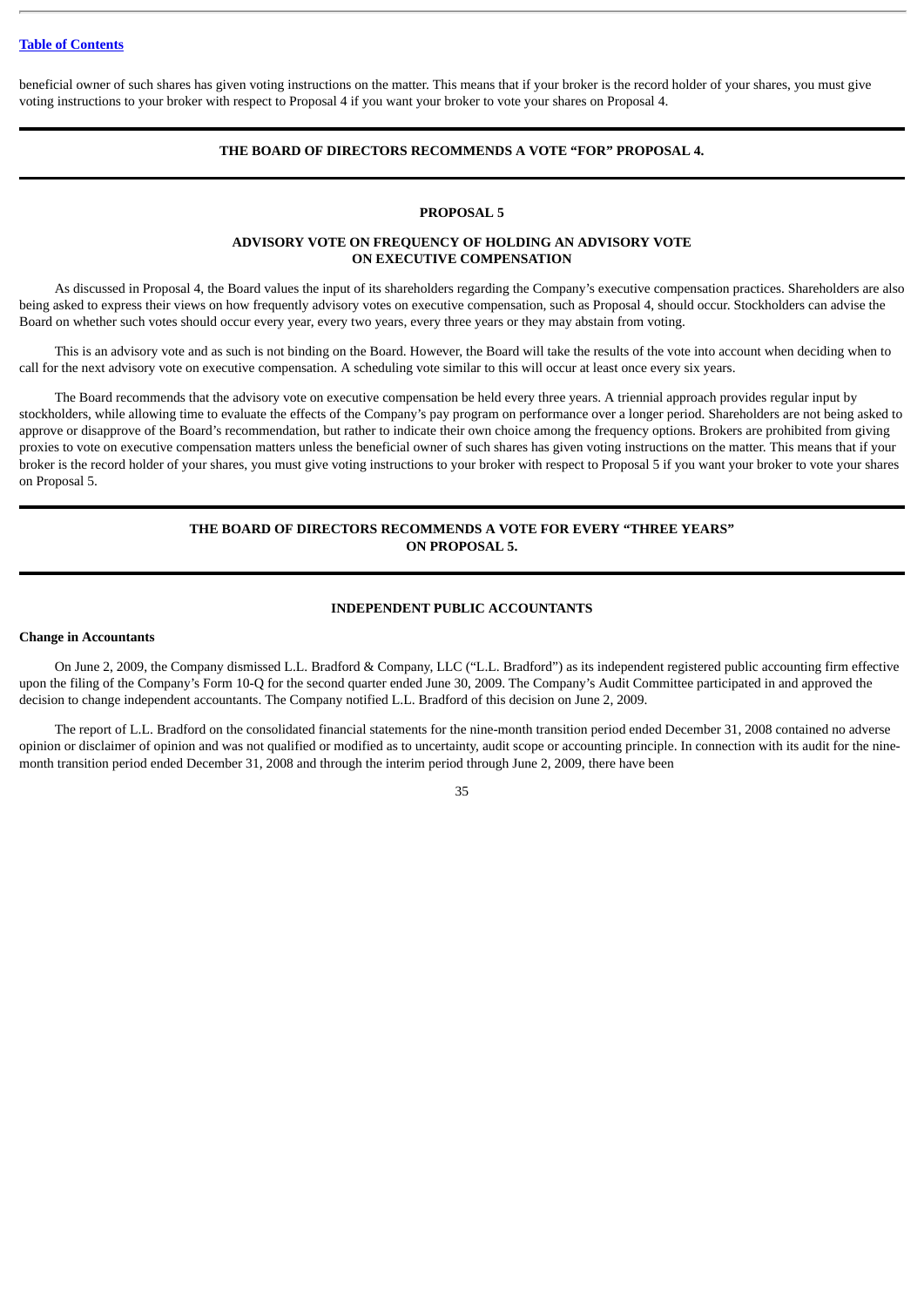beneficial owner of such shares has given voting instructions on the matter. This means that if your broker is the record holder of your shares, you must give voting instructions to your broker with respect to Proposal 4 if you want your broker to vote your shares on Proposal 4.

**THE BOARD OF DIRECTORS RECOMMENDS A VOTE "FOR" PROPOSAL 4.**

## PROPOSAL 5

## ADVISORY VOTE ON FREQUENCY OF HOLDING AN ADVISORY VOTE ON EXECUTIVE COMPENSATION

As discussed in Proposal 4, the Board values the input of its shareholders regarding the Company's executive compensation practices. Shareholders are also being asked to express their views on how frequently advisory votes on executive compensation, such as Proposal 4, should occur. Stockholders can advise the Board on whether such votes should occur every year, every two years, every three years or they may abstain from voting.

This is an advisory vote and as such is not binding on the Board. However, the Board will take the results of the vote into account when deciding when to call for the next advisory vote on executive compensation. A scheduling vote similar to this will occur at least once every six years.

The Board recommends that the advisory vote on executive compensation be held every three years. A triennial approach provides regular input by stockholders, while allowing time to evaluate the effects of the Company's pay program on performance over a longer period. Shareholders are not being asked to approve or disapprove of the Board's recommendation, but rather to indicate their own choice among the frequency options. Brokers are prohibited from giving proxies to vote on executive compensation matters unless the beneficial owner of such shares has given voting instructions on the matter. This means that if your broker is the record holder of your shares, you must give voting instructions to your broker with respect to Proposal 5 if you want your broker to vote your shares on Proposal 5.

**THE BOARD OF DIRECTORS RECOMMENDS A VOTE FOR EVERY "THREE YEARS" ON PROPOSAL 5.**

## INDEPENDENT PUBLIC ACCOUNTANTS

**Change in Accountants**

On June 2, 2009, the Company dismissed L.L. Bradford & Company, LLC ("L.L. Bradford") as its independent registered public accounting firm effective upon the filing of the Company's Form 10-Q for the second quarter ended June 30, 2009. The Company's Audit Committee participated in and approved the decision to change independent accountants. The Company notified L.L. Bradford of this decision on June 2, 2009.

The report of L.L. Bradford on the consolidated financial statements for the nine-month transition period ended December 31, 2008 contained no adverse opinion or disclaimer of opinion and was not qualified or modified as to uncertainty, audit scope or accounting principle. In connection with its audit for the nine-month transition period ended December 31, 2008 and through the interim period through June 2, 2009, there have been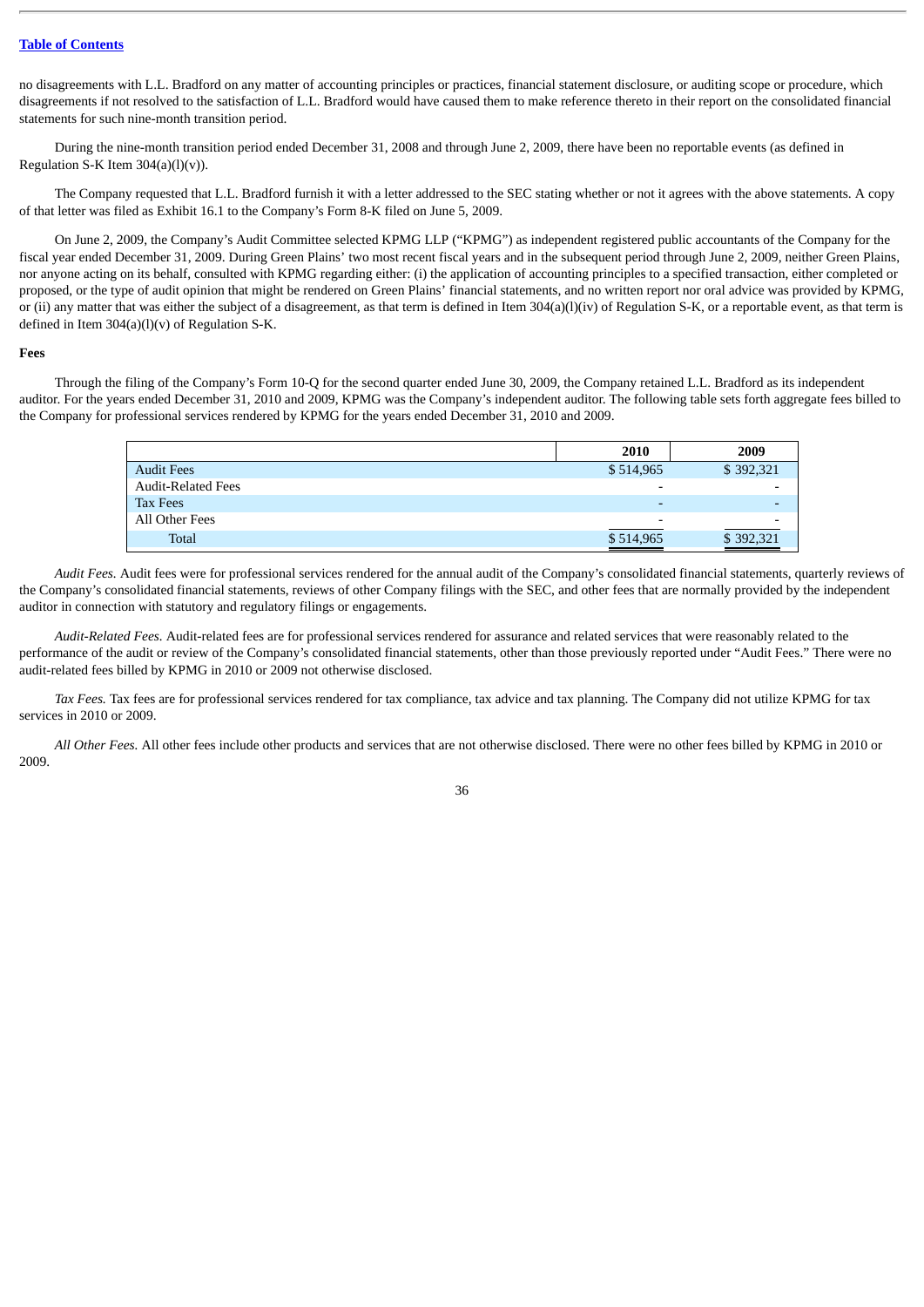no disagreements with L.L. Bradford on any matter of accounting principles or practices, financial statement disclosure, or auditing scope or procedure, which disagreements if not resolved to the satisfaction of L.L. Bradford would have caused them to make reference thereto in their report on the consolidated financial statements for such nine-month transition period.

During the nine-month transition period ended December 31, 2008 and through June 2, 2009, there have been no reportable events (as defined in Regulation S-K Item 304(a)(l)(v)).

The Company requested that L.L. Bradford furnish it with a letter addressed to the SEC stating whether or not it agrees with the above statements. A copy of that letter was filed as Exhibit 16.1 to the Company's Form 8-K filed on June 5, 2009.

On June 2, 2009, the Company's Audit Committee selected KPMG LLP ("KPMG") as independent registered public accountants of the Company for the fiscal year ended December 31, 2009. During Green Plains' two most recent fiscal years and in the subsequent period through June 2, 2009, neither Green Plains, nor anyone acting on its behalf, consulted with KPMG regarding either: (i) the application of accounting principles to a specified transaction, either completed or proposed, or the type of audit opinion that might be rendered on Green Plains' financial statements, and no written report nor oral advice was provided by KPMG, or (ii) any matter that was either the subject of a disagreement, as that term is defined in Item 304(a)(l)(iv) of Regulation S-K, or a reportable event, as that term is defined in Item 304(a)(l)(v) of Regulation S-K.

**Fees**

Through the filing of the Company's Form 10-Q for the second quarter ended June 30, 2009, the Company retained L.L. Bradford as its independent auditor. For the years ended December 31, 2010 and 2009, KPMG was the Company's independent auditor. The following table sets forth aggregate fees billed to the Company for professional services rendered by KPMG for the years ended December 31, 2010 and 2009.

| | 2010 | 2009 |
|---|---|---|
| Audit Fees | $ 514,965 | $ 392,321 |
| Audit-Related Fees | - | - |
| Tax Fees | - | - |
| All Other Fees | - | - |
| Total | $ 514,965 | $ 392,321 |

*Audit Fees.* Audit fees were for professional services rendered for the annual audit of the Company's consolidated financial statements, quarterly reviews of the Company's consolidated financial statements, reviews of other Company filings with the SEC, and other fees that are normally provided by the independent auditor in connection with statutory and regulatory filings or engagements.

*Audit-Related Fees.* Audit-related fees are for professional services rendered for assurance and related services that were reasonably related to the performance of the audit or review of the Company's consolidated financial statements, other than those previously reported under "Audit Fees." There were no audit-related fees billed by KPMG in 2010 or 2009 not otherwise disclosed.

*Tax Fees.* Tax fees are for professional services rendered for tax compliance, tax advice and tax planning. The Company did not utilize KPMG for tax services in 2010 or 2009.

*All Other Fees.* All other fees include other products and services that are not otherwise disclosed. There were no other fees billed by KPMG in 2010 or 2009.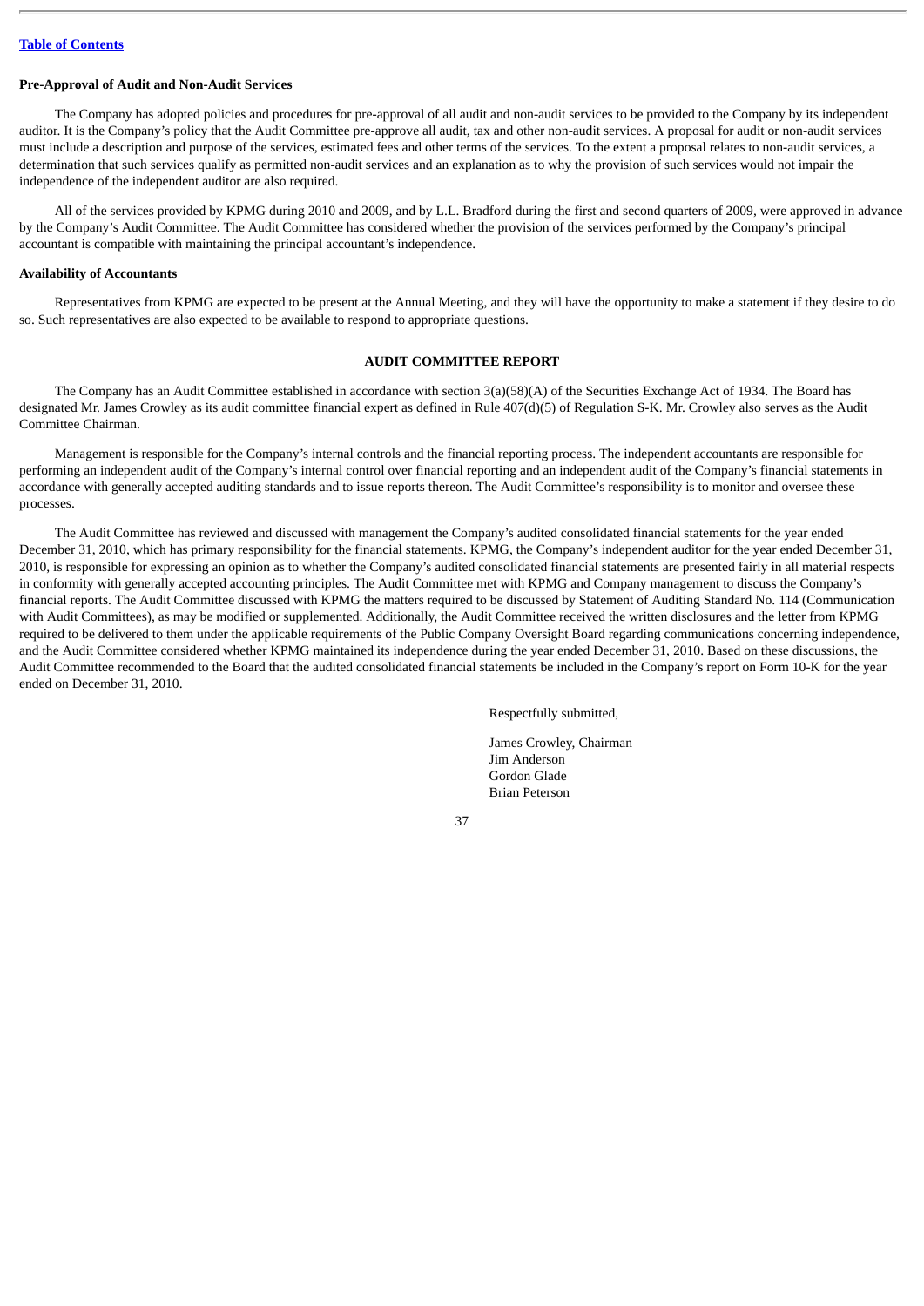**Pre-Approval of Audit and Non-Audit Services**

The Company has adopted policies and procedures for pre-approval of all audit and non-audit services to be provided to the Company by its independent auditor. It is the Company's policy that the Audit Committee pre-approve all audit, tax and other non-audit services. A proposal for audit or non-audit services must include a description and purpose of the services, estimated fees and other terms of the services. To the extent a proposal relates to non-audit services, a determination that such services qualify as permitted non-audit services and an explanation as to why the provision of such services would not impair the independence of the independent auditor are also required.

All of the services provided by KPMG during 2010 and 2009, and by L.L. Bradford during the first and second quarters of 2009, were approved in advance by the Company's Audit Committee. The Audit Committee has considered whether the provision of the services performed by the Company's principal accountant is compatible with maintaining the principal accountant's independence.

**Availability of Accountants**

Representatives from KPMG are expected to be present at the Annual Meeting, and they will have the opportunity to make a statement if they desire to do so. Such representatives are also expected to be available to respond to appropriate questions.

## AUDIT COMMITTEE REPORT

The Company has an Audit Committee established in accordance with section 3(a)(58)(A) of the Securities Exchange Act of 1934. The Board has designated Mr. James Crowley as its audit committee financial expert as defined in Rule 407(d)(5) of Regulation S-K. Mr. Crowley also serves as the Audit Committee Chairman.

Management is responsible for the Company's internal controls and the financial reporting process. The independent accountants are responsible for performing an independent audit of the Company's internal control over financial reporting and an independent audit of the Company's financial statements in accordance with generally accepted auditing standards and to issue reports thereon. The Audit Committee's responsibility is to monitor and oversee these processes.

The Audit Committee has reviewed and discussed with management the Company's audited consolidated financial statements for the year ended December 31, 2010, which has primary responsibility for the financial statements. KPMG, the Company's independent auditor for the year ended December 31, 2010, is responsible for expressing an opinion as to whether the Company's audited consolidated financial statements are presented fairly in all material respects in conformity with generally accepted accounting principles. The Audit Committee met with KPMG and Company management to discuss the Company's financial reports. The Audit Committee discussed with KPMG the matters required to be discussed by Statement of Auditing Standard No. 114 (Communication with Audit Committees), as may be modified or supplemented. Additionally, the Audit Committee received the written disclosures and the letter from KPMG required to be delivered to them under the applicable requirements of the Public Company Oversight Board regarding communications concerning independence, and the Audit Committee considered whether KPMG maintained its independence during the year ended December 31, 2010. Based on these discussions, the Audit Committee recommended to the Board that the audited consolidated financial statements be included in the Company's report on Form 10-K for the year ended on December 31, 2010.

Respectfully submitted,

James Crowley, Chairman
Jim Anderson
Gordon Glade
Brian Peterson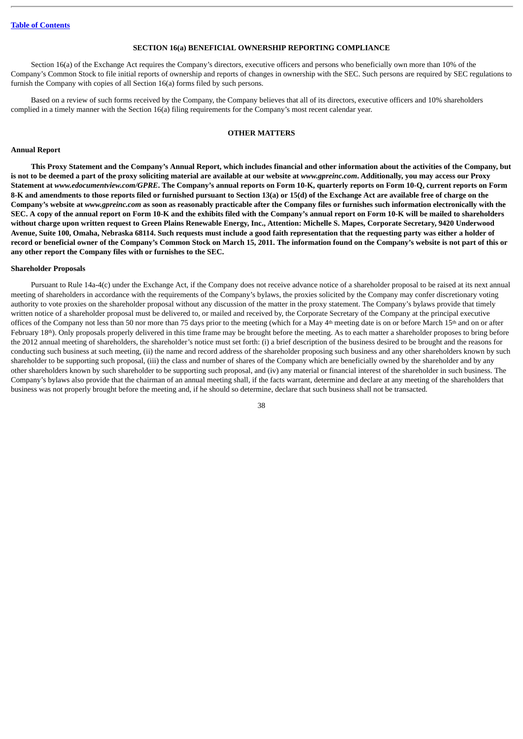## SECTION 16(a) BENEFICIAL OWNERSHIP REPORTING COMPLIANCE

Section 16(a) of the Exchange Act requires the Company's directors, executive officers and persons who beneficially own more than 10% of the Company's Common Stock to file initial reports of ownership and reports of changes in ownership with the SEC. Such persons are required by SEC regulations to furnish the Company with copies of all Section 16(a) forms filed by such persons.

Based on a review of such forms received by the Company, the Company believes that all of its directors, executive officers and 10% shareholders complied in a timely manner with the Section 16(a) filing requirements for the Company's most recent calendar year.

## OTHER MATTERS

### Annual Report

**This Proxy Statement and the Company's Annual Report, which includes financial and other information about the activities of the Company, but is not to be deemed a part of the proxy soliciting material are available at our website at *www.gpreinc.com*. Additionally, you may access our Proxy Statement at *www.edocumentview.com/GPRE*. The Company's annual reports on Form 10-K, quarterly reports on Form 10-Q, current reports on Form 8-K and amendments to those reports filed or furnished pursuant to Section 13(a) or 15(d) of the Exchange Act are available free of charge on the Company's website at *www.gpreinc.com* as soon as reasonably practicable after the Company files or furnishes such information electronically with the SEC. A copy of the annual report on Form 10-K and the exhibits filed with the Company's annual report on Form 10-K will be mailed to shareholders without charge upon written request to Green Plains Renewable Energy, Inc., Attention: Michelle S. Mapes, Corporate Secretary, 9420 Underwood Avenue, Suite 100, Omaha, Nebraska 68114. Such requests must include a good faith representation that the requesting party was either a holder of record or beneficial owner of the Company's Common Stock on March 15, 2011. The information found on the Company's website is not part of this or any other report the Company files with or furnishes to the SEC.**

### Shareholder Proposals

Pursuant to Rule 14a-4(c) under the Exchange Act, if the Company does not receive advance notice of a shareholder proposal to be raised at its next annual meeting of shareholders in accordance with the requirements of the Company's bylaws, the proxies solicited by the Company may confer discretionary voting authority to vote proxies on the shareholder proposal without any discussion of the matter in the proxy statement. The Company's bylaws provide that timely written notice of a shareholder proposal must be delivered to, or mailed and received by, the Corporate Secretary of the Company at the principal executive offices of the Company not less than 50 nor more than 75 days prior to the meeting (which for a May 4th meeting date is on or before March 15th and on or after February 18th). Only proposals properly delivered in this time frame may be brought before the meeting. As to each matter a shareholder proposes to bring before the 2012 annual meeting of shareholders, the shareholder's notice must set forth: (i) a brief description of the business desired to be brought and the reasons for conducting such business at such meeting, (ii) the name and record address of the shareholder proposing such business and any other shareholders known by such shareholder to be supporting such proposal, (iii) the class and number of shares of the Company which are beneficially owned by the shareholder and by any other shareholders known by such shareholder to be supporting such proposal, and (iv) any material or financial interest of the shareholder in such business. The Company's bylaws also provide that the chairman of an annual meeting shall, if the facts warrant, determine and declare at any meeting of the shareholders that business was not properly brought before the meeting and, if he should so determine, declare that such business shall not be transacted.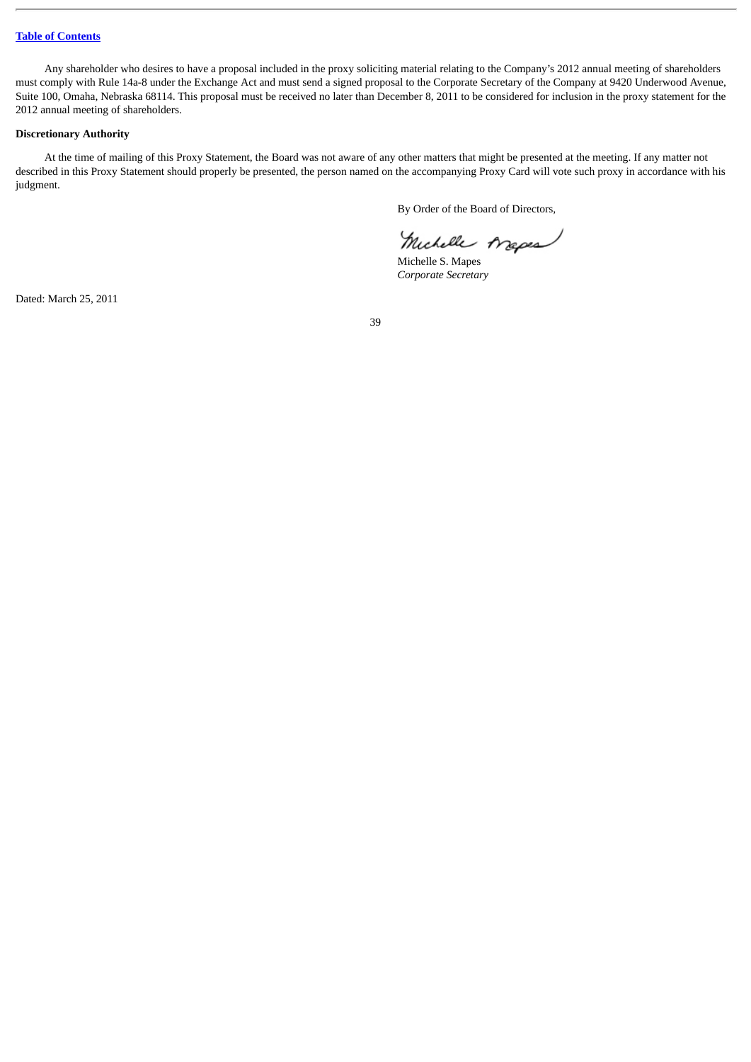Any shareholder who desires to have a proposal included in the proxy soliciting material relating to the Company's 2012 annual meeting of shareholders must comply with Rule 14a-8 under the Exchange Act and must send a signed proposal to the Corporate Secretary of the Company at 9420 Underwood Avenue, Suite 100, Omaha, Nebraska 68114. This proposal must be received no later than December 8, 2011 to be considered for inclusion in the proxy statement for the 2012 annual meeting of shareholders.

**Discretionary Authority**

At the time of mailing of this Proxy Statement, the Board was not aware of any other matters that might be presented at the meeting. If any matter not described in this Proxy Statement should properly be presented, the person named on the accompanying Proxy Card will vote such proxy in accordance with his judgment.

By Order of the Board of Directors,

Michelle S. Mapes
*Corporate Secretary*

Dated: March 25, 2011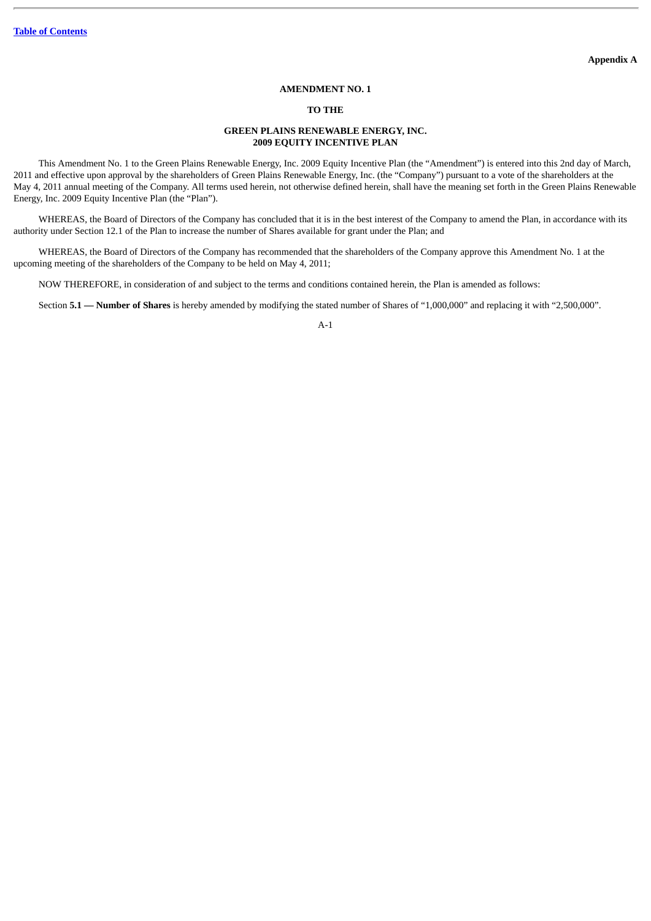Appendix A

# AMENDMENT NO. 1

## TO THE

## GREEN PLAINS RENEWABLE ENERGY, INC.
## 2009 EQUITY INCENTIVE PLAN

This Amendment No. 1 to the Green Plains Renewable Energy, Inc. 2009 Equity Incentive Plan (the "Amendment") is entered into this 2nd day of March, 2011 and effective upon approval by the shareholders of Green Plains Renewable Energy, Inc. (the "Company") pursuant to a vote of the shareholders at the May 4, 2011 annual meeting of the Company. All terms used herein, not otherwise defined herein, shall have the meaning set forth in the Green Plains Renewable Energy, Inc. 2009 Equity Incentive Plan (the "Plan").

WHEREAS, the Board of Directors of the Company has concluded that it is in the best interest of the Company to amend the Plan, in accordance with its authority under Section 12.1 of the Plan to increase the number of Shares available for grant under the Plan; and

WHEREAS, the Board of Directors of the Company has recommended that the shareholders of the Company approve this Amendment No. 1 at the upcoming meeting of the shareholders of the Company to be held on May 4, 2011;

NOW THEREFORE, in consideration of and subject to the terms and conditions contained herein, the Plan is amended as follows:

Section **5.1 — Number of Shares** is hereby amended by modifying the stated number of Shares of "1,000,000" and replacing it with "2,500,000".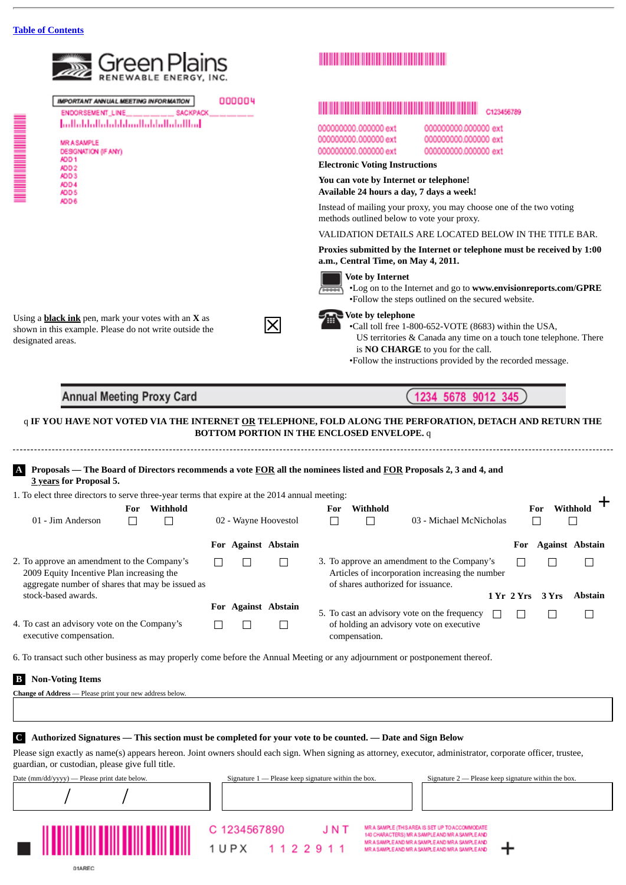[Table of Contents](#)

**Green Plains RENEWABLE ENERGY, INC.**

IMPORTANT ANNUAL MEETING INFORMATION 000004

ENDORSEMENT_LINE__________ SACKPACK__________

MR A SAMPLE
DESIGNATION (IF ANY)
ADD 1
ADD 2
ADD 3
ADD 4
ADD 5
ADD 6

C123456789

000000000.000000 ext 000000000.000000 ext
000000000.000000 ext 000000000.000000 ext
000000000.000000 ext 000000000.000000 ext

**Electronic Voting Instructions**

**You can vote by Internet or telephone!**
**Available 24 hours a day, 7 days a week!**

Instead of mailing your proxy, you may choose one of the two voting methods outlined below to vote your proxy.

VALIDATION DETAILS ARE LOCATED BELOW IN THE TITLE BAR.

**Proxies submitted by the Internet or telephone must be received by 1:00 a.m., Central Time, on May 4, 2011.**

**Vote by Internet**

- Log on to the Internet and go to **www.envisionreports.com/GPRE**
- Follow the steps outlined on the secured website.

**Vote by telephone**

- Call toll free 1-800-652-VOTE (8683) within the USA, US territories & Canada any time on a touch tone telephone. There is **NO CHARGE** to you for the call.
- Follow the instructions provided by the recorded message.

Using a **black ink** pen, mark your votes with an **X** as shown in this example. Please do not write outside the designated areas. ☒

## Annual Meeting Proxy Card — 1234 5678 9012 345

q **IF YOU HAVE NOT VOTED VIA THE INTERNET OR TELEPHONE, FOLD ALONG THE PERFORATION, DETACH AND RETURN THE BOTTOM PORTION IN THE ENCLOSED ENVELOPE.** q

**A Proposals — The Board of Directors recommends a vote FOR all the nominees listed and FOR Proposals 2, 3 and 4, and 3 years for Proposal 5.**

1. To elect three directors to serve three-year terms that expire at the 2014 annual meeting:

| Nominee | For | Withhold |
|---|---|---|
| 01 - Jim Anderson | ☐ | ☐ |
| 02 - Wayne Hoovestol | ☐ | ☐ |
| 03 - Michael McNicholas | ☐ | ☐ |

| Proposal | For | Against | Abstain |
|---|---|---|---|
| 2. To approve an amendment to the Company's 2009 Equity Incentive Plan increasing the aggregate number of shares that may be issued as stock-based awards. | ☐ | ☐ | ☐ |
| 3. To approve an amendment to the Company's Articles of incorporation increasing the number of shares authorized for issuance. | ☐ | ☐ | ☐ |
| 4. To cast an advisory vote on the Company's executive compensation. | ☐ | ☐ | ☐ |

| Proposal | 1 Yr | 2 Yrs | 3 Yrs | Abstain |
|---|---|---|---|---|
| 5. To cast an advisory vote on the frequency of holding an advisory vote on executive compensation. | ☐ | ☐ | ☐ | ☐ |

6. To transact such other business as may properly come before the Annual Meeting or any adjournment or postponement thereof.

**B Non-Voting Items**

**Change of Address** — Please print your new address below.

**C Authorized Signatures — This section must be completed for your vote to be counted. — Date and Sign Below**

Please sign exactly as name(s) appears hereon. Joint owners should each sign. When signing as attorney, executor, administrator, corporate officer, trustee, guardian, or custodian, please give full title.

| Date (mm/dd/yyyy) — Please print date below. | Signature 1 — Please keep signature within the box. | Signature 2 — Please keep signature within the box. |
|---|---|---|
| / / | | |

C 1234567890 J N T
1 U P X 1 1 2 2 9 1 1

MR A SAMPLE (THIS AREA IS SET UP TO ACCOMMODATE 140 CHARACTERS) MR A SAMPLE AND MR A SAMPLE AND MR A SAMPLE AND MR A SAMPLE AND MR A SAMPLE AND MR A SAMPLE AND MR A SAMPLE AND MR A SAMPLE AND

01AREC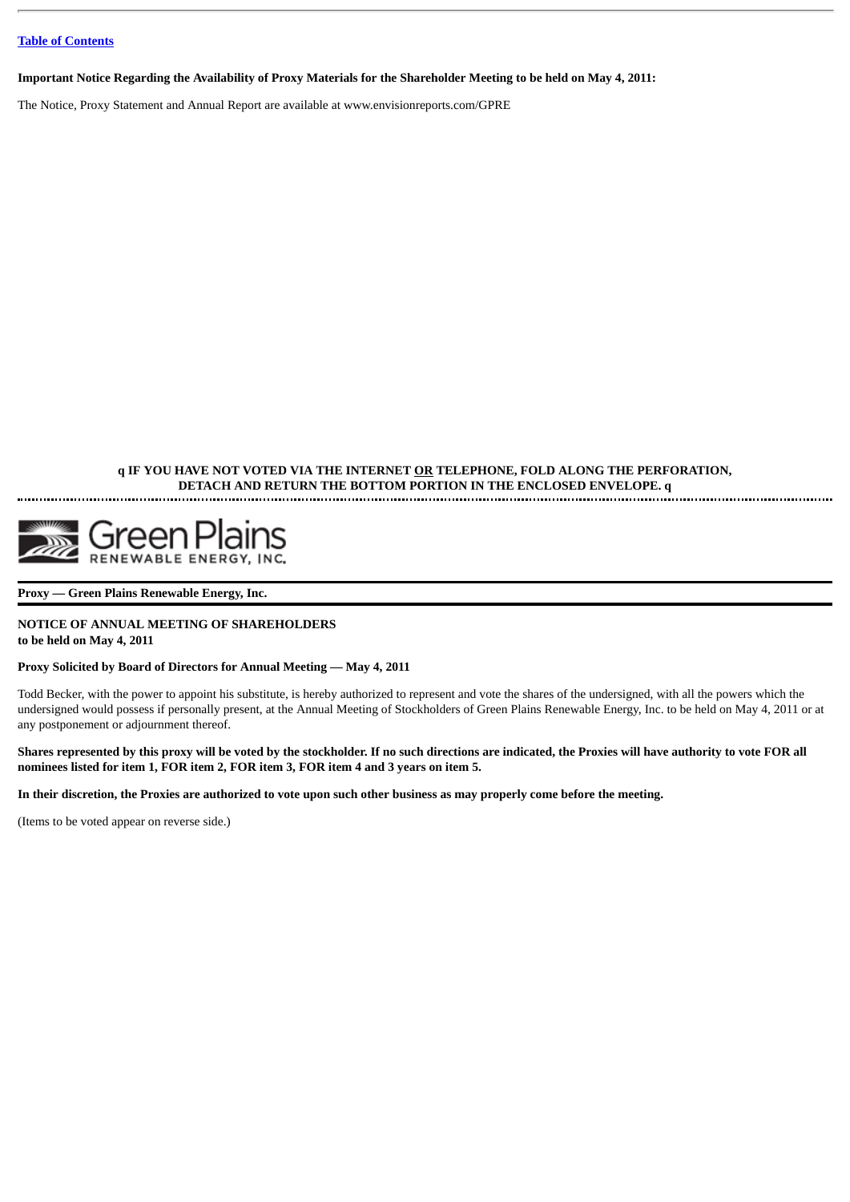[Table of Contents](#)

**Important Notice Regarding the Availability of Proxy Materials for the Shareholder Meeting to be held on May 4, 2011:**

The Notice, Proxy Statement and Annual Report are available at www.envisionreports.com/GPRE

**q IF YOU HAVE NOT VOTED VIA THE INTERNET OR TELEPHONE, FOLD ALONG THE PERFORATION, DETACH AND RETURN THE BOTTOM PORTION IN THE ENCLOSED ENVELOPE. q**

Green Plains RENEWABLE ENERGY, INC.

**Proxy — Green Plains Renewable Energy, Inc.**

**NOTICE OF ANNUAL MEETING OF SHAREHOLDERS**
**to be held on May 4, 2011**

**Proxy Solicited by Board of Directors for Annual Meeting — May 4, 2011**

Todd Becker, with the power to appoint his substitute, is hereby authorized to represent and vote the shares of the undersigned, with all the powers which the undersigned would possess if personally present, at the Annual Meeting of Stockholders of Green Plains Renewable Energy, Inc. to be held on May 4, 2011 or at any postponement or adjournment thereof.

**Shares represented by this proxy will be voted by the stockholder. If no such directions are indicated, the Proxies will have authority to vote FOR all nominees listed for item 1, FOR item 2, FOR item 3, FOR item 4 and 3 years on item 5.**

**In their discretion, the Proxies are authorized to vote upon such other business as may properly come before the meeting.**

(Items to be voted appear on reverse side.)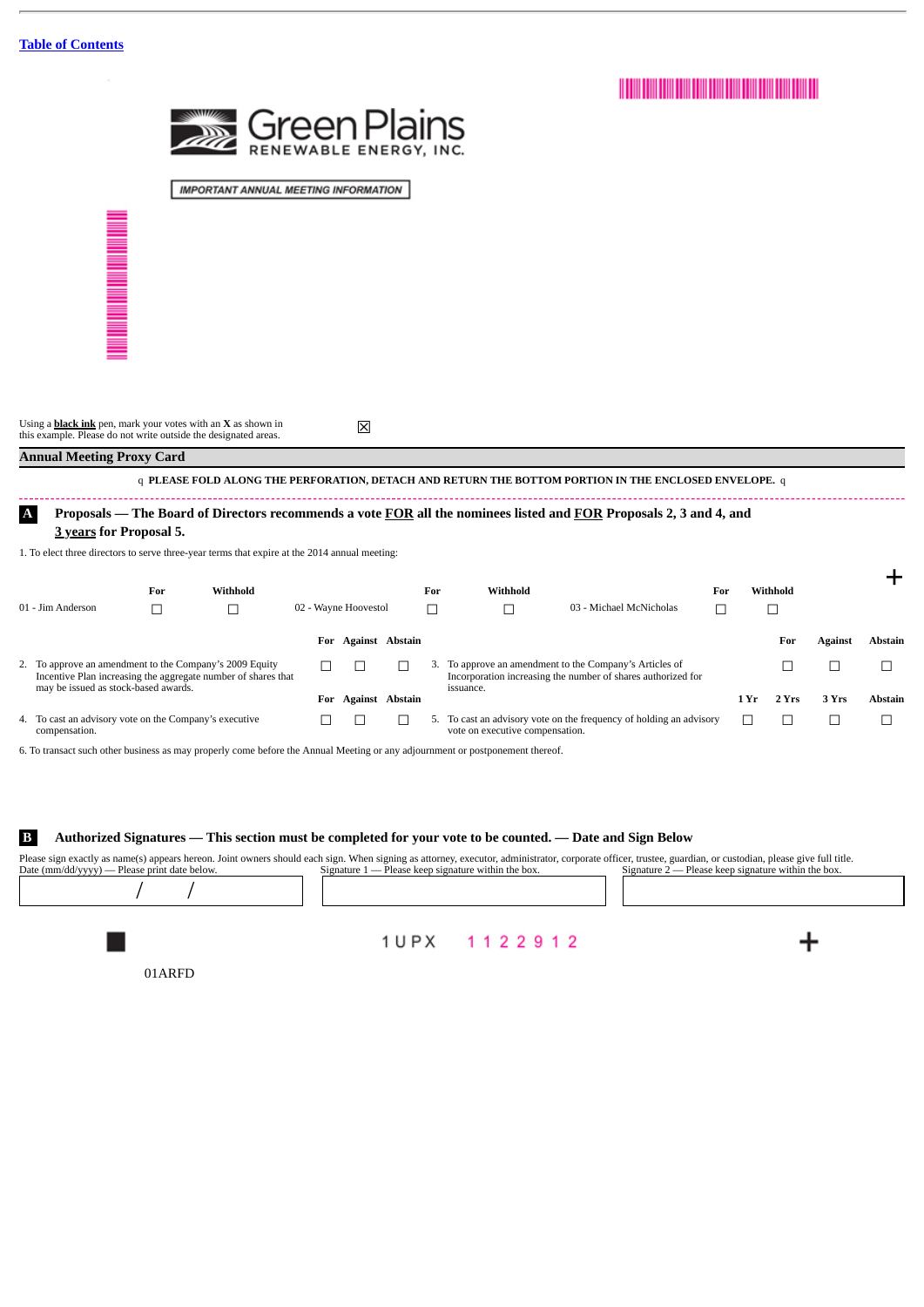[Table of Contents](#)

**Green Plains**
RENEWABLE ENERGY, INC.

IMPORTANT ANNUAL MEETING INFORMATION

Using a **black ink** pen, mark your votes with an **X** as shown in this example. Please do not write outside the designated areas. ☒

## Annual Meeting Proxy Card

q PLEASE FOLD ALONG THE PERFORATION, DETACH AND RETURN THE BOTTOM PORTION IN THE ENCLOSED ENVELOPE. q

**A Proposals — The Board of Directors recommends a vote FOR all the nominees listed and FOR Proposals 2, 3 and 4, and 3 years for Proposal 5.**

1. To elect three directors to serve three-year terms that expire at the 2014 annual meeting:

| | For | Withhold | | For | Withhold | | For | Withhold |
|---|---|---|---|---|---|---|---|---|
| 01 - Jim Anderson | ☐ | ☐ | 02 - Wayne Hoovestol | ☐ | ☐ | 03 - Michael McNicholas | ☐ | ☐ |

| | For | Against | Abstain |
|---|---|---|---|
| 2. To approve an amendment to the Company's 2009 Equity Incentive Plan increasing the aggregate number of shares that may be issued as stock-based awards. | ☐ | ☐ | ☐ |
| 3. To approve an amendment to the Company's Articles of Incorporation increasing the number of shares authorized for issuance. | ☐ | ☐ | ☐ |
| 4. To cast an advisory vote on the Company's executive compensation. | ☐ | ☐ | ☐ |

| | 1 Yr | 2 Yrs | 3 Yrs | Abstain |
|---|---|---|---|---|
| 5. To cast an advisory vote on the frequency of holding an advisory vote on executive compensation. | ☐ | ☐ | ☐ | ☐ |

6. To transact such other business as may properly come before the Annual Meeting or any adjournment or postponement thereof.

**B Authorized Signatures — This section must be completed for your vote to be counted. — Date and Sign Below**

Please sign exactly as name(s) appears hereon. Joint owners should each sign. When signing as attorney, executor, administrator, corporate officer, trustee, guardian, or custodian, please give full title.

| Date (mm/dd/yyyy) — Please print date below. | Signature 1 — Please keep signature within the box. | Signature 2 — Please keep signature within the box. |
|---|---|---|
| / / | | |

1 U P X 1 1 2 2 9 1 2

01ARFD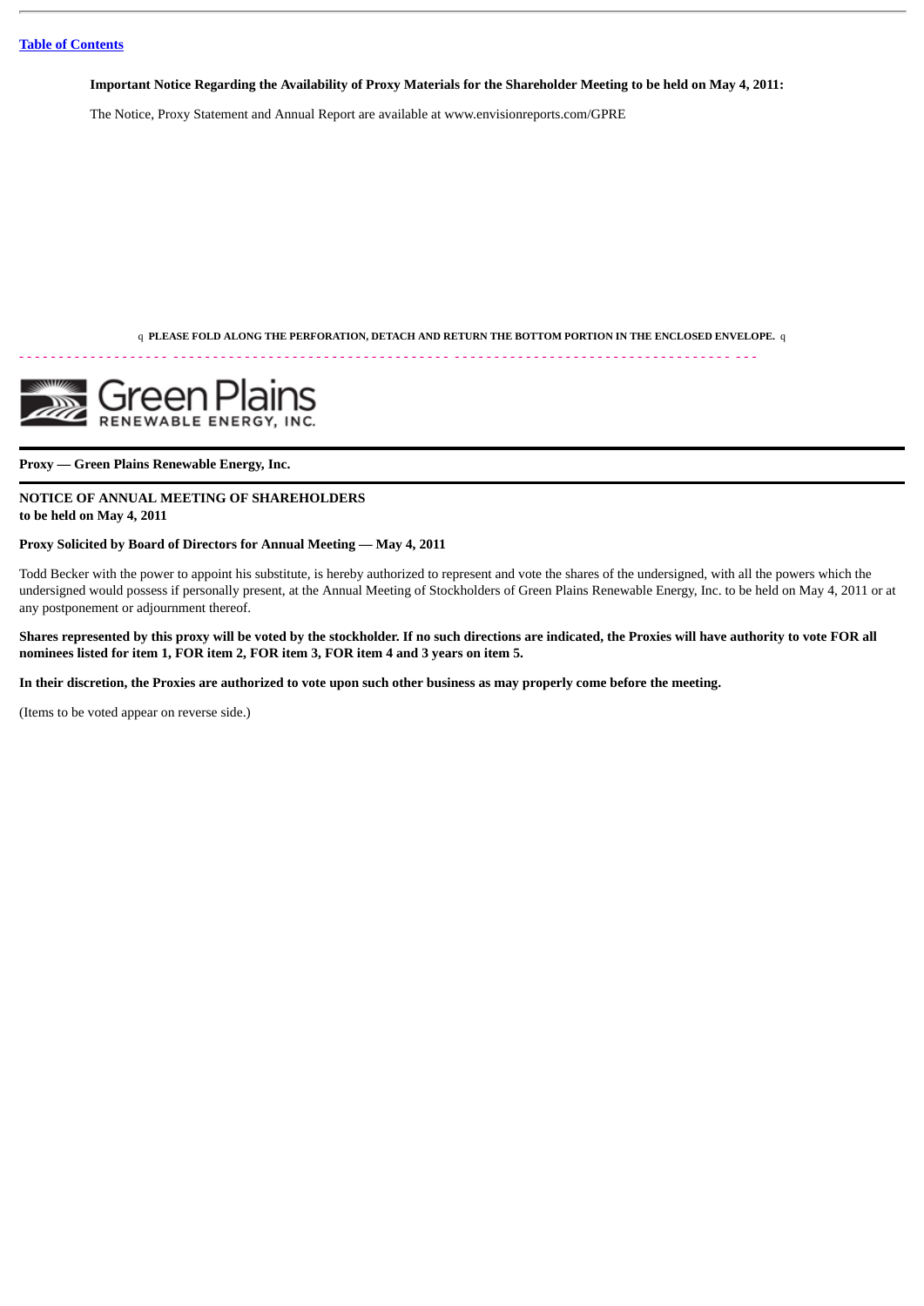**Important Notice Regarding the Availability of Proxy Materials for the Shareholder Meeting to be held on May 4, 2011:**

The Notice, Proxy Statement and Annual Report are available at www.envisionreports.com/GPRE

q **PLEASE FOLD ALONG THE PERFORATION, DETACH AND RETURN THE BOTTOM PORTION IN THE ENCLOSED ENVELOPE.** q

Green Plains RENEWABLE ENERGY, INC.

**Proxy — Green Plains Renewable Energy, Inc.**

**NOTICE OF ANNUAL MEETING OF SHAREHOLDERS**
**to be held on May 4, 2011**

**Proxy Solicited by Board of Directors for Annual Meeting — May 4, 2011**

Todd Becker with the power to appoint his substitute, is hereby authorized to represent and vote the shares of the undersigned, with all the powers which the undersigned would possess if personally present, at the Annual Meeting of Stockholders of Green Plains Renewable Energy, Inc. to be held on May 4, 2011 or at any postponement or adjournment thereof.

**Shares represented by this proxy will be voted by the stockholder. If no such directions are indicated, the Proxies will have authority to vote FOR all nominees listed for item 1, FOR item 2, FOR item 3, FOR item 4 and 3 years on item 5.**

**In their discretion, the Proxies are authorized to vote upon such other business as may properly come before the meeting.**

(Items to be voted appear on reverse side.)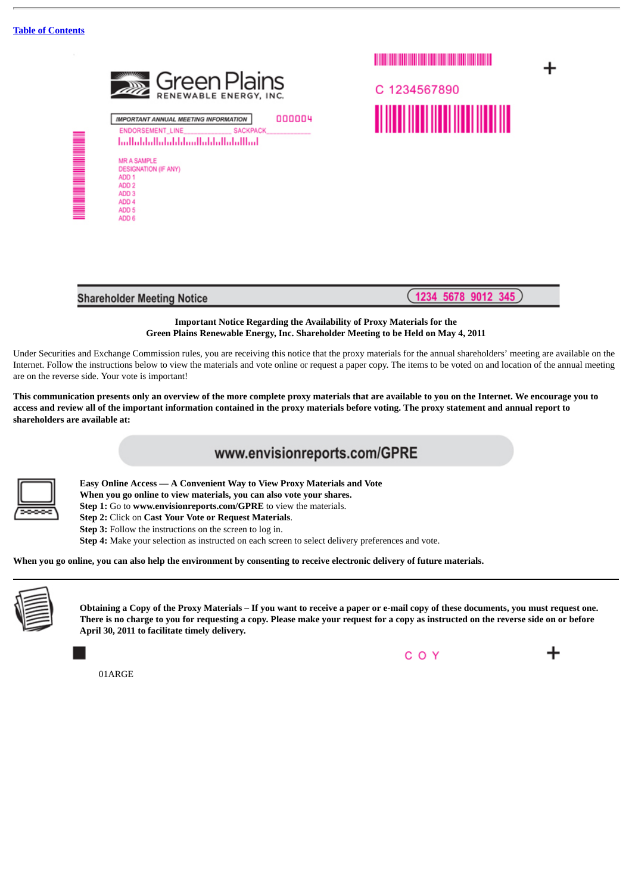[Table of Contents](#)

Green Plains
RENEWABLE ENERGY, INC.

IMPORTANT ANNUAL MEETING INFORMATION 000004

ENDORSEMENT_LINE______________ SACKPACK___________

MR A SAMPLE
DESIGNATION (IF ANY)
ADD 1
ADD 2
ADD 3
ADD 4
ADD 5
ADD 6

C 1234567890

## Shareholder Meeting Notice

1234 5678 9012 345

**Important Notice Regarding the Availability of Proxy Materials for the Green Plains Renewable Energy, Inc. Shareholder Meeting to be Held on May 4, 2011**

Under Securities and Exchange Commission rules, you are receiving this notice that the proxy materials for the annual shareholders' meeting are available on the Internet. Follow the instructions below to view the materials and vote online or request a paper copy. The items to be voted on and location of the annual meeting are on the reverse side. Your vote is important!

**This communication presents only an overview of the more complete proxy materials that are available to you on the Internet. We encourage you to access and review all of the important information contained in the proxy materials before voting. The proxy statement and annual report to shareholders are available at:**

**www.envisionreports.com/GPRE**

**Easy Online Access — A Convenient Way to View Proxy Materials and Vote**
**When you go online to view materials, you can also vote your shares.**
**Step 1:** Go to **www.envisionreports.com/GPRE** to view the materials.
**Step 2:** Click on **Cast Your Vote or Request Materials**.
**Step 3:** Follow the instructions on the screen to log in.
**Step 4:** Make your selection as instructed on each screen to select delivery preferences and vote.

**When you go online, you can also help the environment by consenting to receive electronic delivery of future materials.**

---

**Obtaining a Copy of the Proxy Materials – If you want to receive a paper or e-mail copy of these documents, you must request one. There is no charge to you for requesting a copy. Please make your request for a copy as instructed on the reverse side on or before April 30, 2011 to facilitate timely delivery.**

C O Y

01ARGE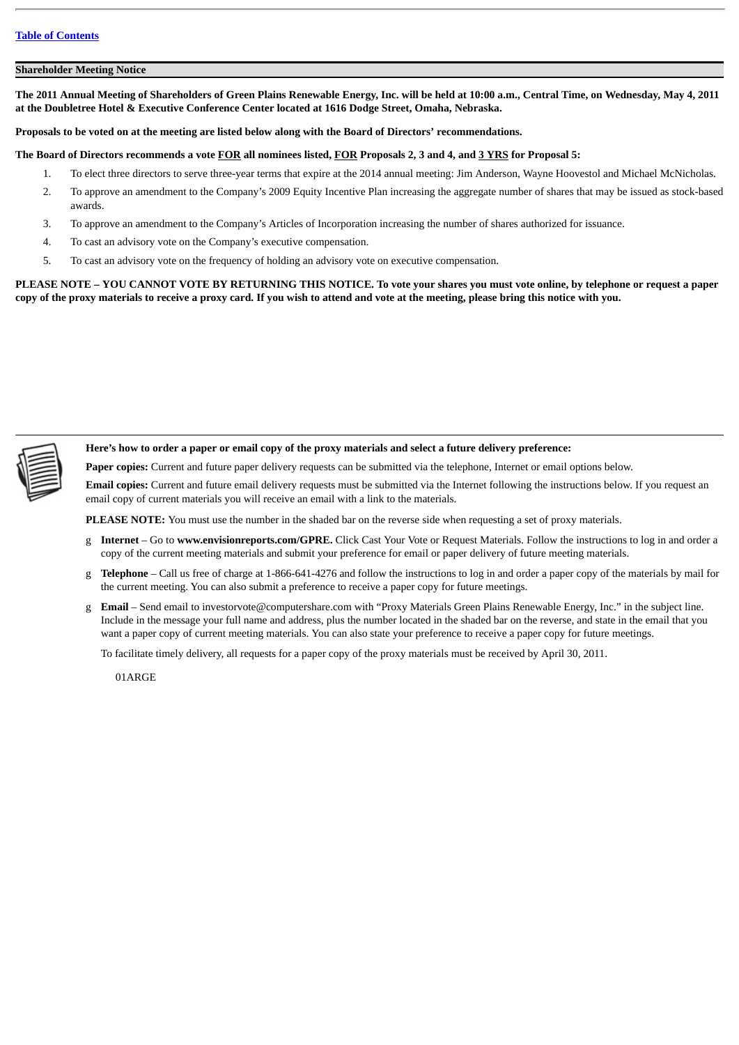Table of Contents

## Shareholder Meeting Notice

**The 2011 Annual Meeting of Shareholders of Green Plains Renewable Energy, Inc. will be held at 10:00 a.m., Central Time, on Wednesday, May 4, 2011 at the Doubletree Hotel & Executive Conference Center located at 1616 Dodge Street, Omaha, Nebraska.**

**Proposals to be voted on at the meeting are listed below along with the Board of Directors' recommendations.**

**The Board of Directors recommends a vote FOR all nominees listed, FOR Proposals 2, 3 and 4, and 3 YRS for Proposal 5:**

1. To elect three directors to serve three-year terms that expire at the 2014 annual meeting: Jim Anderson, Wayne Hoovestol and Michael McNicholas.
2. To approve an amendment to the Company's 2009 Equity Incentive Plan increasing the aggregate number of shares that may be issued as stock-based awards.
3. To approve an amendment to the Company's Articles of Incorporation increasing the number of shares authorized for issuance.
4. To cast an advisory vote on the Company's executive compensation.
5. To cast an advisory vote on the frequency of holding an advisory vote on executive compensation.

**PLEASE NOTE – YOU CANNOT VOTE BY RETURNING THIS NOTICE. To vote your shares you must vote online, by telephone or request a paper copy of the proxy materials to receive a proxy card. If you wish to attend and vote at the meeting, please bring this notice with you.**

**Here's how to order a paper or email copy of the proxy materials and select a future delivery preference:**

**Paper copies:** Current and future paper delivery requests can be submitted via the telephone, Internet or email options below.

**Email copies:** Current and future email delivery requests must be submitted via the Internet following the instructions below. If you request an email copy of current materials you will receive an email with a link to the materials.

**PLEASE NOTE:** You must use the number in the shaded bar on the reverse side when requesting a set of proxy materials.

- **Internet** – Go to **www.envisionreports.com/GPRE.** Click Cast Your Vote or Request Materials. Follow the instructions to log in and order a copy of the current meeting materials and submit your preference for email or paper delivery of future meeting materials.
- **Telephone** – Call us free of charge at 1-866-641-4276 and follow the instructions to log in and order a paper copy of the materials by mail for the current meeting. You can also submit a preference to receive a paper copy for future meetings.
- **Email** – Send email to investorvote@computershare.com with "Proxy Materials Green Plains Renewable Energy, Inc." in the subject line. Include in the message your full name and address, plus the number located in the shaded bar on the reverse, and state in the email that you want a paper copy of current meeting materials. You can also state your preference to receive a paper copy for future meetings.

To facilitate timely delivery, all requests for a paper copy of the proxy materials must be received by April 30, 2011.

01ARGE